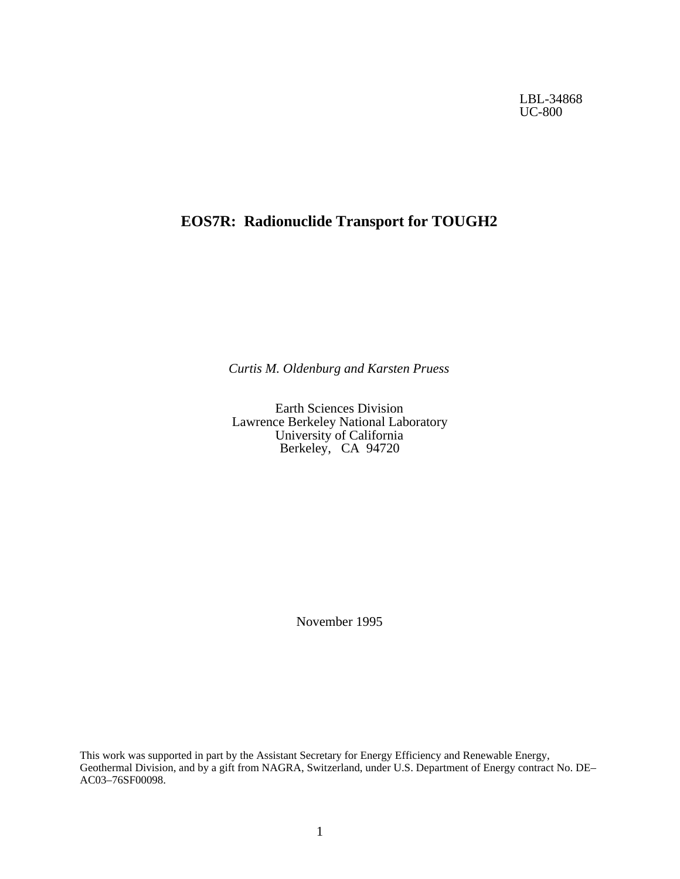LBL-34868
UC-800

# EOS7R: Radionuclide Transport for TOUGH2

*Curtis M. Oldenburg and Karsten Pruess*

Earth Sciences Division
Lawrence Berkeley National Laboratory
University of California
Berkeley, CA 94720

November 1995

This work was supported in part by the Assistant Secretary for Energy Efficiency and Renewable Energy, Geothermal Division, and by a gift from NAGRA, Switzerland, under U.S. Department of Energy contract No. DE–AC03–76SF00098.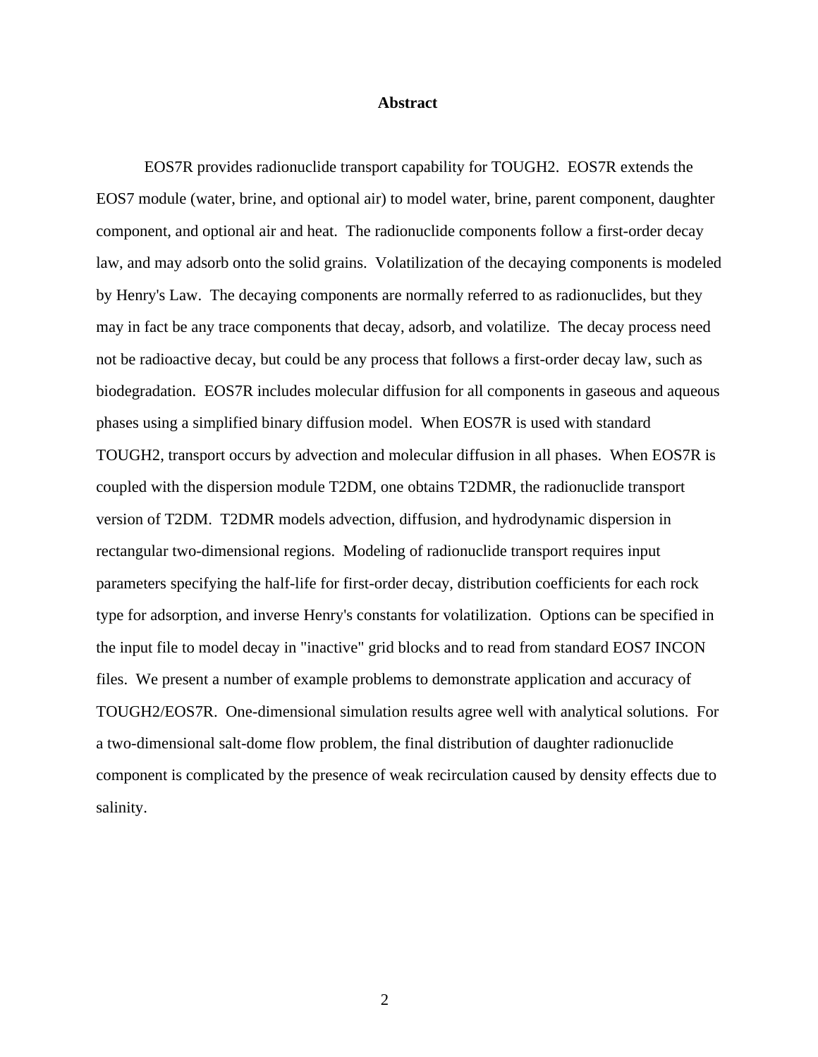## Abstract

EOS7R provides radionuclide transport capability for TOUGH2. EOS7R extends the EOS7 module (water, brine, and optional air) to model water, brine, parent component, daughter component, and optional air and heat. The radionuclide components follow a first-order decay law, and may adsorb onto the solid grains. Volatilization of the decaying components is modeled by Henry's Law. The decaying components are normally referred to as radionuclides, but they may in fact be any trace components that decay, adsorb, and volatilize. The decay process need not be radioactive decay, but could be any process that follows a first-order decay law, such as biodegradation. EOS7R includes molecular diffusion for all components in gaseous and aqueous phases using a simplified binary diffusion model. When EOS7R is used with standard TOUGH2, transport occurs by advection and molecular diffusion in all phases. When EOS7R is coupled with the dispersion module T2DM, one obtains T2DMR, the radionuclide transport version of T2DM. T2DMR models advection, diffusion, and hydrodynamic dispersion in rectangular two-dimensional regions. Modeling of radionuclide transport requires input parameters specifying the half-life for first-order decay, distribution coefficients for each rock type for adsorption, and inverse Henry's constants for volatilization. Options can be specified in the input file to model decay in "inactive" grid blocks and to read from standard EOS7 INCON files. We present a number of example problems to demonstrate application and accuracy of TOUGH2/EOS7R. One-dimensional simulation results agree well with analytical solutions. For a two-dimensional salt-dome flow problem, the final distribution of daughter radionuclide component is complicated by the presence of weak recirculation caused by density effects due to salinity.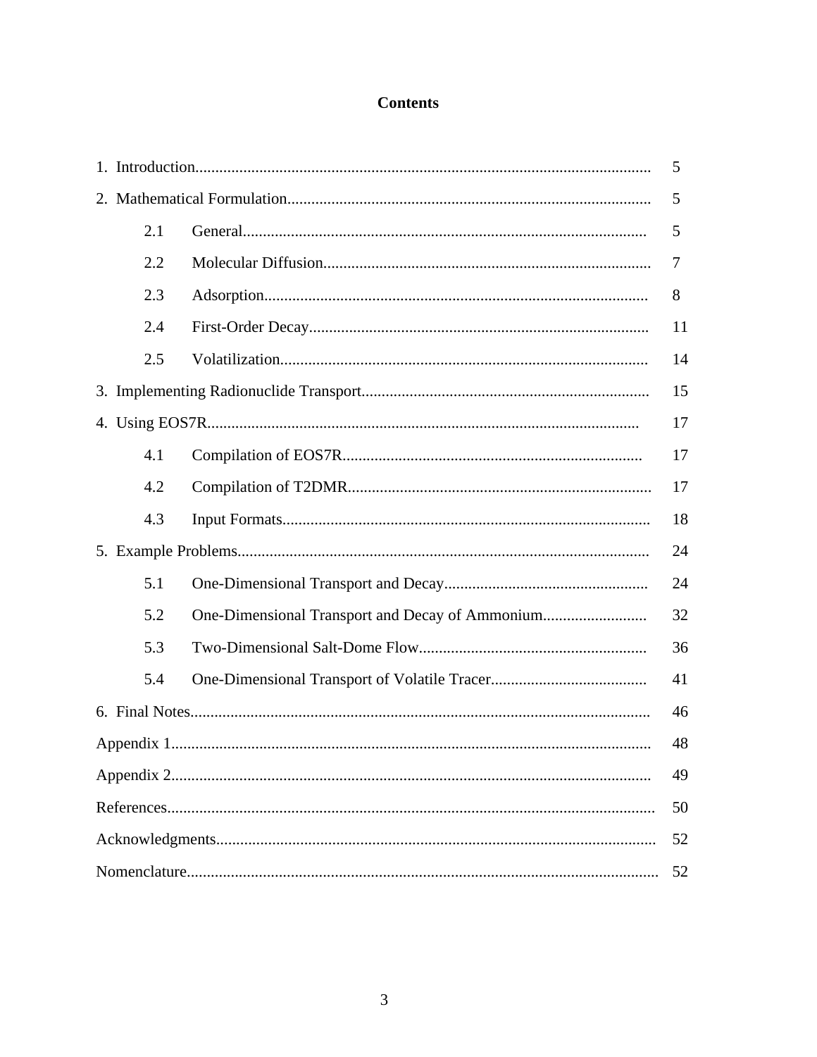# Contents

| | |
|---|---|
| 1. Introduction | 5 |
| 2. Mathematical Formulation | 5 |
| 2.1 General | 5 |
| 2.2 Molecular Diffusion | 7 |
| 2.3 Adsorption | 8 |
| 2.4 First-Order Decay | 11 |
| 2.5 Volatilization | 14 |
| 3. Implementing Radionuclide Transport | 15 |
| 4. Using EOS7R | 17 |
| 4.1 Compilation of EOS7R | 17 |
| 4.2 Compilation of T2DMR | 17 |
| 4.3 Input Formats | 18 |
| 5. Example Problems | 24 |
| 5.1 One-Dimensional Transport and Decay | 24 |
| 5.2 One-Dimensional Transport and Decay of Ammonium | 32 |
| 5.3 Two-Dimensional Salt-Dome Flow | 36 |
| 5.4 One-Dimensional Transport of Volatile Tracer | 41 |
| 6. Final Notes | 46 |
| Appendix 1 | 48 |
| Appendix 2 | 49 |
| References | 50 |
| Acknowledgments | 52 |
| Nomenclature | 52 |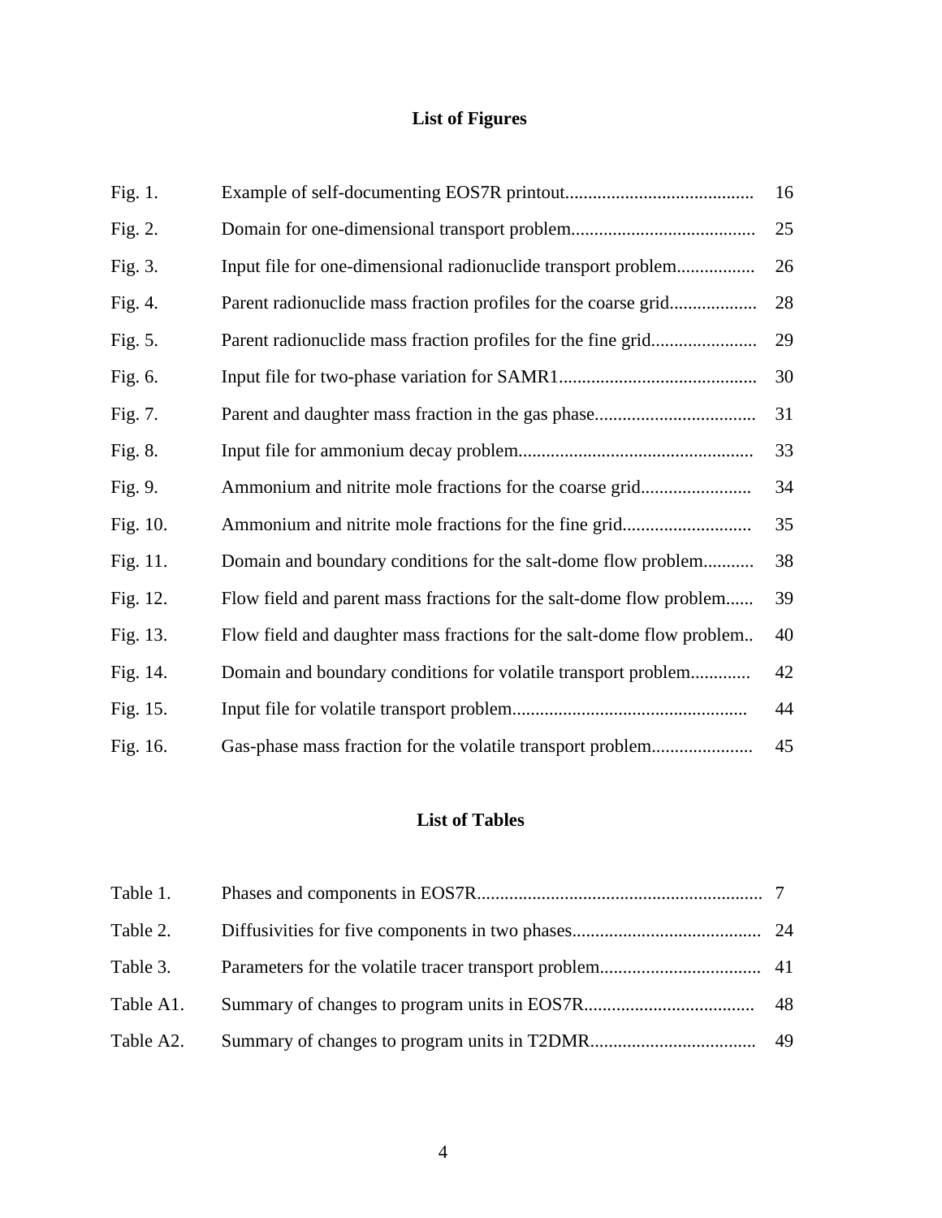## List of Figures

| | | |
|---|---|---|
| Fig. 1. | Example of self-documenting EOS7R printout | 16 |
| Fig. 2. | Domain for one-dimensional transport problem | 25 |
| Fig. 3. | Input file for one-dimensional radionuclide transport problem | 26 |
| Fig. 4. | Parent radionuclide mass fraction profiles for the coarse grid | 28 |
| Fig. 5. | Parent radionuclide mass fraction profiles for the fine grid | 29 |
| Fig. 6. | Input file for two-phase variation for SAMR1 | 30 |
| Fig. 7. | Parent and daughter mass fraction in the gas phase | 31 |
| Fig. 8. | Input file for ammonium decay problem | 33 |
| Fig. 9. | Ammonium and nitrite mole fractions for the coarse grid | 34 |
| Fig. 10. | Ammonium and nitrite mole fractions for the fine grid | 35 |
| Fig. 11. | Domain and boundary conditions for the salt-dome flow problem | 38 |
| Fig. 12. | Flow field and parent mass fractions for the salt-dome flow problem | 39 |
| Fig. 13. | Flow field and daughter mass fractions for the salt-dome flow problem | 40 |
| Fig. 14. | Domain and boundary conditions for volatile transport problem | 42 |
| Fig. 15. | Input file for volatile transport problem | 44 |
| Fig. 16. | Gas-phase mass fraction for the volatile transport problem | 45 |

## List of Tables

| | | |
|---|---|---|
| Table 1. | Phases and components in EOS7R | 7 |
| Table 2. | Diffusivities for five components in two phases | 24 |
| Table 3. | Parameters for the volatile tracer transport problem | 41 |
| Table A1. | Summary of changes to program units in EOS7R | 48 |
| Table A2. | Summary of changes to program units in T2DMR | 49 |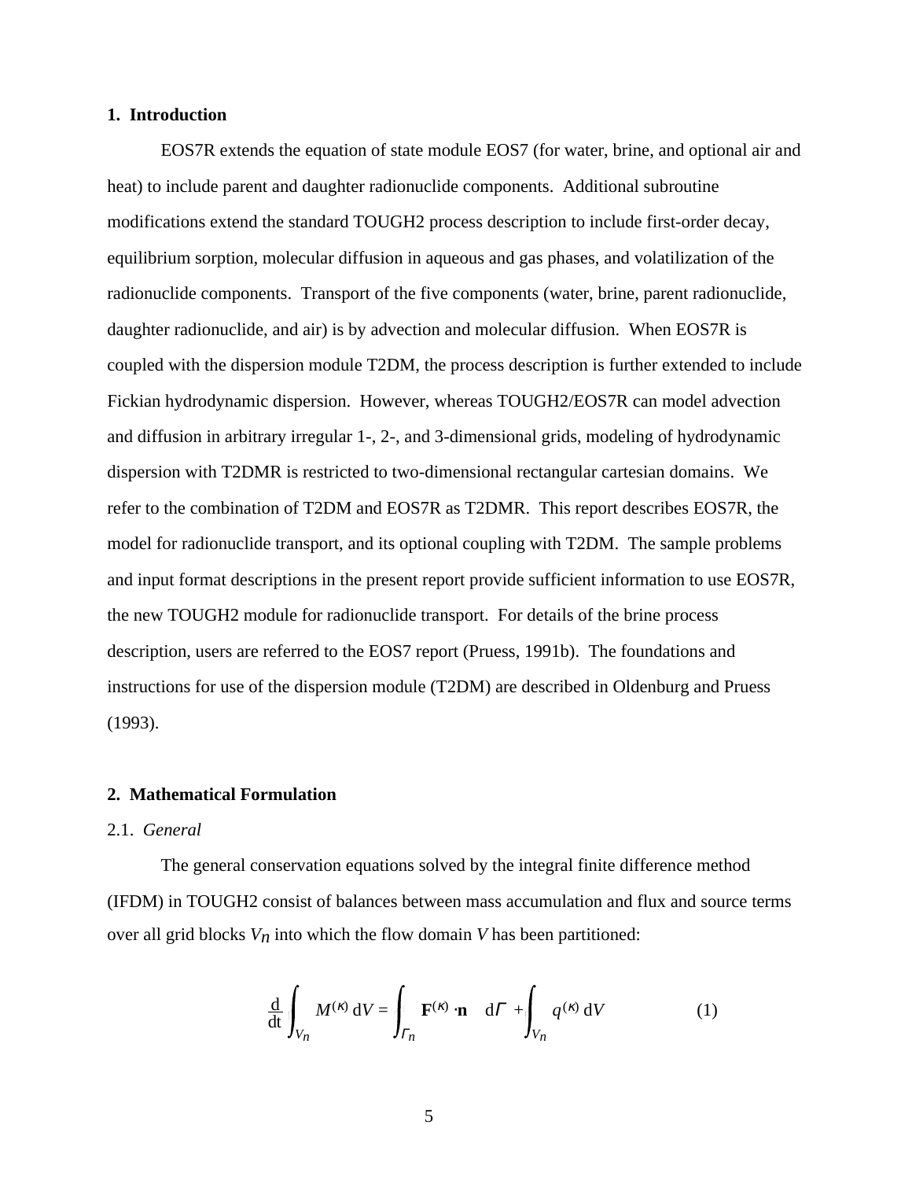## 1. Introduction

EOS7R extends the equation of state module EOS7 (for water, brine, and optional air and heat) to include parent and daughter radionuclide components. Additional subroutine modifications extend the standard TOUGH2 process description to include first-order decay, equilibrium sorption, molecular diffusion in aqueous and gas phases, and volatilization of the radionuclide components. Transport of the five components (water, brine, parent radionuclide, daughter radionuclide, and air) is by advection and molecular diffusion. When EOS7R is coupled with the dispersion module T2DM, the process description is further extended to include Fickian hydrodynamic dispersion. However, whereas TOUGH2/EOS7R can model advection and diffusion in arbitrary irregular 1-, 2-, and 3-dimensional grids, modeling of hydrodynamic dispersion with T2DMR is restricted to two-dimensional rectangular cartesian domains. We refer to the combination of T2DM and EOS7R as T2DMR. This report describes EOS7R, the model for radionuclide transport, and its optional coupling with T2DM. The sample problems and input format descriptions in the present report provide sufficient information to use EOS7R, the new TOUGH2 module for radionuclide transport. For details of the brine process description, users are referred to the EOS7 report (Pruess, 1991b). The foundations and instructions for use of the dispersion module (T2DM) are described in Oldenburg and Pruess (1993).

## 2. Mathematical Formulation

### 2.1. *General*

The general conservation equations solved by the integral finite difference method (IFDM) in TOUGH2 consist of balances between mass accumulation and flux and source terms over all grid blocks $V_n$ into which the flow domain $V$ has been partitioned:

$$\frac{\mathrm{d}}{\mathrm{dt}} \int_{V_n} M^{(\kappa)} \, \mathrm{d}V = \int_{\Gamma_n} \mathbf{F}^{(\kappa)} \cdot \mathbf{n} \quad \mathrm{d}\Gamma + \int_{V_n} q^{(\kappa)} \, \mathrm{d}V \tag{1}$$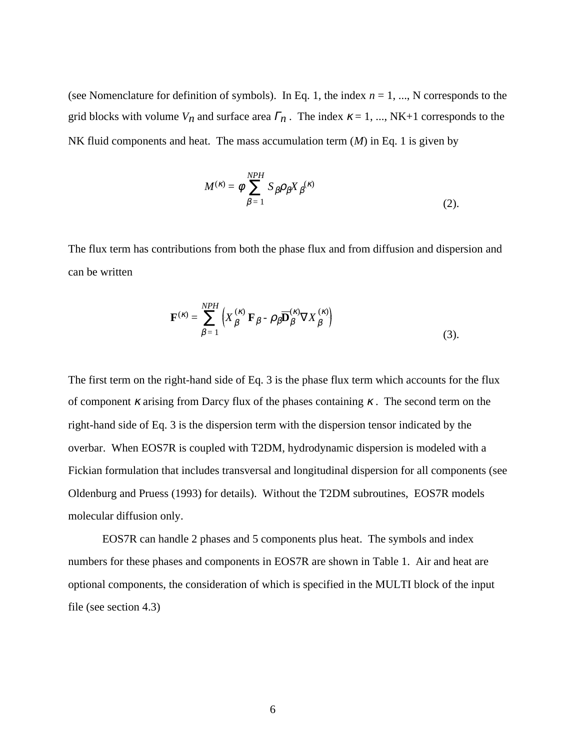(see Nomenclature for definition of symbols). In Eq. 1, the index $n$ = 1, ..., N corresponds to the grid blocks with volume $V_n$ and surface area $\Gamma_n$. The index $\kappa$ = 1, ..., NK+1 corresponds to the NK fluid components and heat. The mass accumulation term ($M$) in Eq. 1 is given by

$$M^{(\kappa)} = \phi \sum_{\beta=1}^{NPH} S_\beta \rho_\beta X_\beta^{(\kappa)} \tag{2}$$

The flux term has contributions from both the phase flux and from diffusion and dispersion and can be written

$$\mathbf{F}^{(\kappa)} = \sum_{\beta=1}^{NPH} \left( X_\beta^{(\kappa)} \mathbf{F}_\beta - \rho_\beta \overline{\mathbf{D}}_\beta^{(\kappa)} \nabla X_\beta^{(\kappa)} \right) \tag{3}$$

The first term on the right-hand side of Eq. 3 is the phase flux term which accounts for the flux of component $\kappa$ arising from Darcy flux of the phases containing $\kappa$. The second term on the right-hand side of Eq. 3 is the dispersion term with the dispersion tensor indicated by the overbar. When EOS7R is coupled with T2DM, hydrodynamic dispersion is modeled with a Fickian formulation that includes transversal and longitudinal dispersion for all components (see Oldenburg and Pruess (1993) for details). Without the T2DM subroutines, EOS7R models molecular diffusion only.

EOS7R can handle 2 phases and 5 components plus heat. The symbols and index numbers for these phases and components in EOS7R are shown in Table 1. Air and heat are optional components, the consideration of which is specified in the MULTI block of the input file (see section 4.3)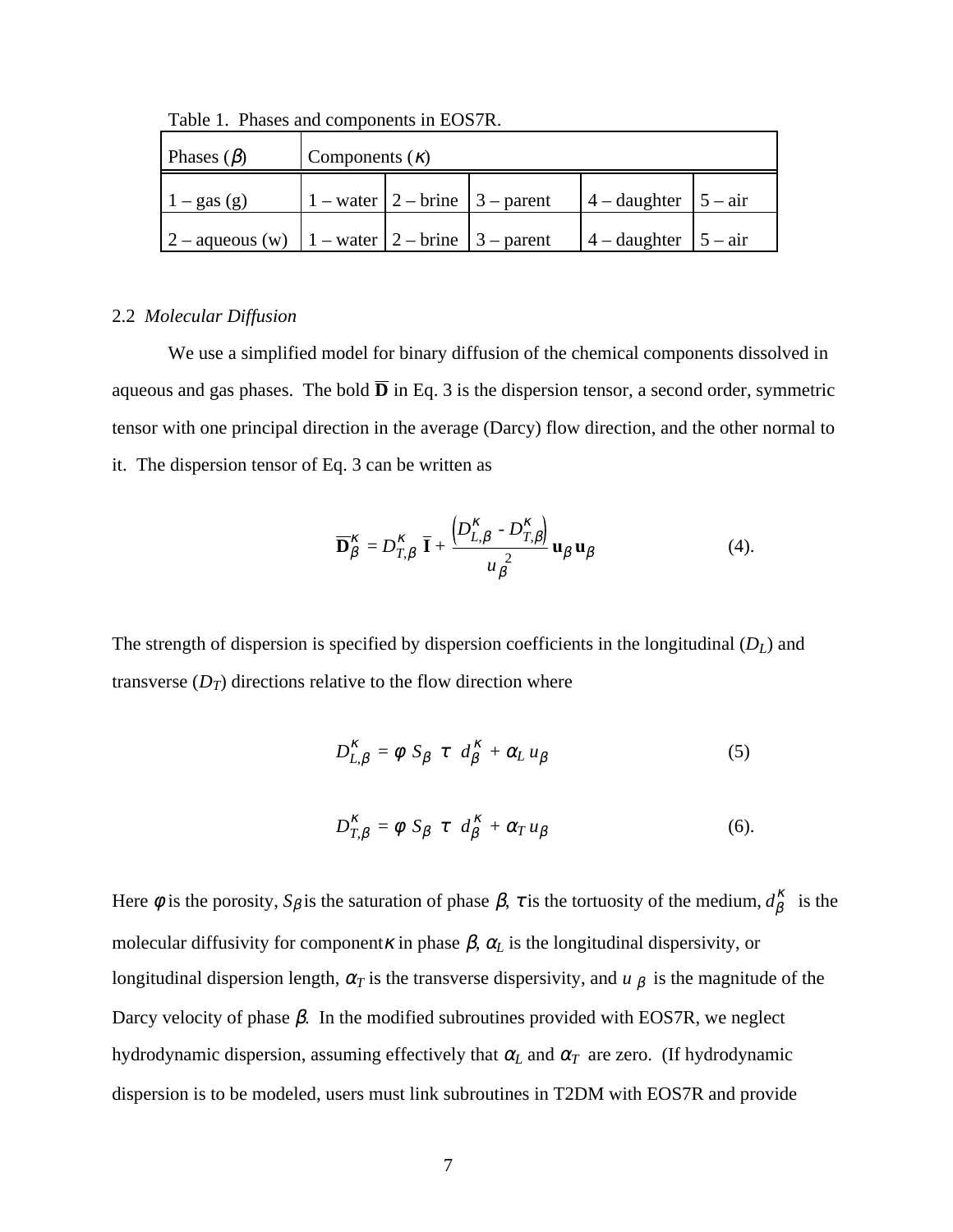Table 1. Phases and components in EOS7R.

| Phases ($\beta$) | Components ($\kappa$) | | | | |
|---|---|---|---|---|---|
| 1 – gas (g) | 1 – water | 2 – brine | 3 – parent | 4 – daughter | 5 – air |
| 2 – aqueous (w) | 1 – water | 2 – brine | 3 – parent | 4 – daughter | 5 – air |

2.2 *Molecular Diffusion*

We use a simplified model for binary diffusion of the chemical components dissolved in aqueous and gas phases. The bold $\overline{\mathbf{D}}$ in Eq. 3 is the dispersion tensor, a second order, symmetric tensor with one principal direction in the average (Darcy) flow direction, and the other normal to it. The dispersion tensor of Eq. 3 can be written as

$$\overline{\mathbf{D}}_{\beta}^{\kappa} = D_{T,\beta}^{\kappa} \, \overline{\mathbf{I}} + \frac{\left(D_{L,\beta}^{\kappa} - D_{T,\beta}^{\kappa}\right)}{u_{\beta}^{2}} \mathbf{u}_{\beta} \mathbf{u}_{\beta} \tag{4}$$

The strength of dispersion is specified by dispersion coefficients in the longitudinal ($D_L$) and transverse ($D_T$) directions relative to the flow direction where

$$D_{L,\beta}^{\kappa} = \phi \, S_{\beta} \, \tau \, d_{\beta}^{\kappa} + \alpha_L \, u_{\beta} \tag{5}$$

$$D_{T,\beta}^{\kappa} = \phi \, S_{\beta} \, \tau \, d_{\beta}^{\kappa} + \alpha_T \, u_{\beta} \tag{6}$$

Here $\phi$ is the porosity, $S_{\beta}$ is the saturation of phase $\beta$, $\tau$ is the tortuosity of the medium, $d_{\beta}^{\kappa}$ is the molecular diffusivity for component $\kappa$ in phase $\beta$, $\alpha_L$ is the longitudinal dispersivity, or longitudinal dispersion length, $\alpha_T$ is the transverse dispersivity, and $u_{\beta}$ is the magnitude of the Darcy velocity of phase $\beta$. In the modified subroutines provided with EOS7R, we neglect hydrodynamic dispersion, assuming effectively that $\alpha_L$ and $\alpha_T$ are zero. (If hydrodynamic dispersion is to be modeled, users must link subroutines in T2DM with EOS7R and provide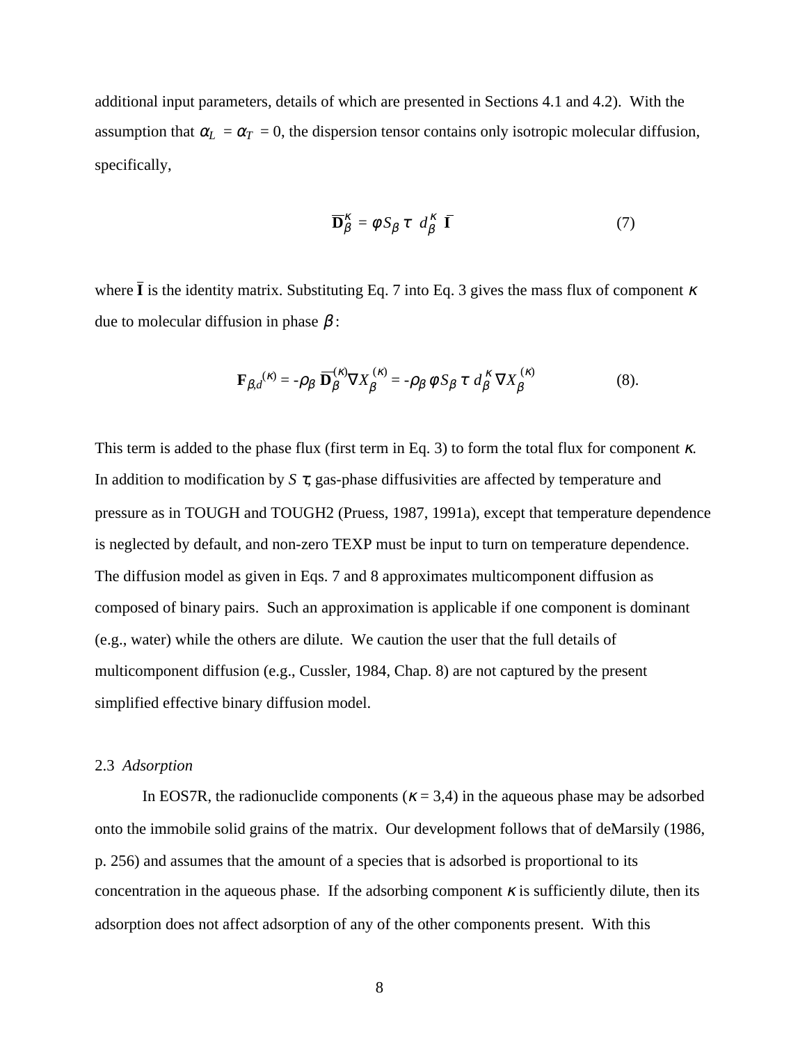additional input parameters, details of which are presented in Sections 4.1 and 4.2). With the assumption that $\alpha_L = \alpha_T = 0$, the dispersion tensor contains only isotropic molecular diffusion, specifically,

$$\overline{\mathbf{D}}_\beta^\kappa = \phi S_\beta \tau \ d_\beta^\kappa \ \overline{\mathbf{I}} \tag{7}$$

where $\overline{\mathbf{I}}$ is the identity matrix. Substituting Eq. 7 into Eq. 3 gives the mass flux of component $\kappa$ due to molecular diffusion in phase $\beta$:

$$\mathbf{F}_{\beta,d}{}^{(\kappa)} = -\rho_\beta \ \overline{\mathbf{D}}_\beta^{(\kappa)} \nabla X_\beta^{(\kappa)} = -\rho_\beta \phi S_\beta \tau \ d_\beta^\kappa \nabla X_\beta^{(\kappa)} \tag{8}.$$

This term is added to the phase flux (first term in Eq. 3) to form the total flux for component $\kappa$. In addition to modification by $S \tau$, gas-phase diffusivities are affected by temperature and pressure as in TOUGH and TOUGH2 (Pruess, 1987, 1991a), except that temperature dependence is neglected by default, and non-zero TEXP must be input to turn on temperature dependence. The diffusion model as given in Eqs. 7 and 8 approximates multicomponent diffusion as composed of binary pairs. Such an approximation is applicable if one component is dominant (e.g., water) while the others are dilute. We caution the user that the full details of multicomponent diffusion (e.g., Cussler, 1984, Chap. 8) are not captured by the present simplified effective binary diffusion model.

## 2.3 *Adsorption*

In EOS7R, the radionuclide components ($\kappa = 3,4$) in the aqueous phase may be adsorbed onto the immobile solid grains of the matrix. Our development follows that of deMarsily (1986, p. 256) and assumes that the amount of a species that is adsorbed is proportional to its concentration in the aqueous phase. If the adsorbing component $\kappa$ is sufficiently dilute, then its adsorption does not affect adsorption of any of the other components present. With this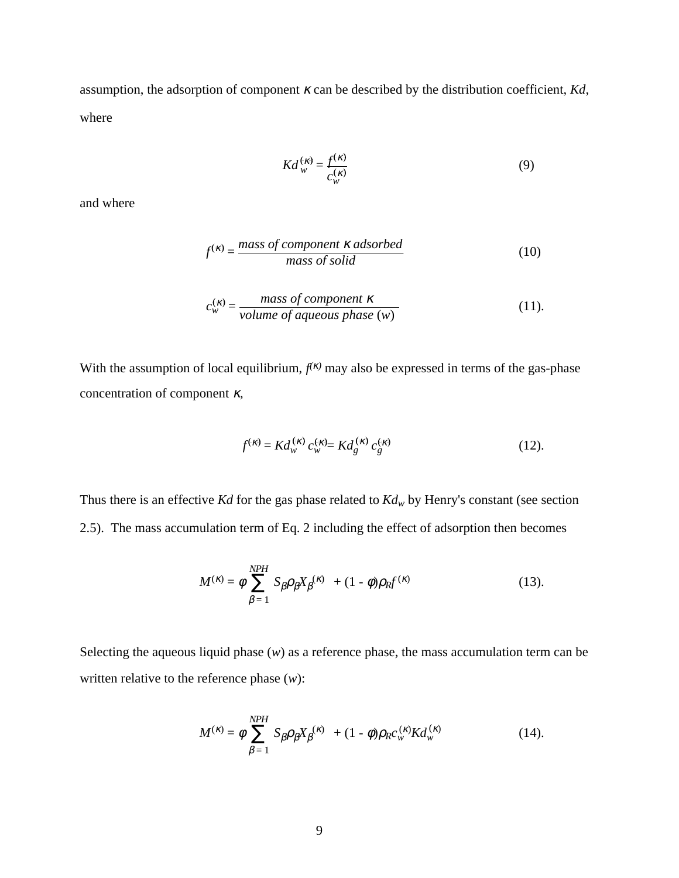assumption, the adsorption of component $\kappa$ can be described by the distribution coefficient, *Kd*, where

$$Kd_w^{(\kappa)} = \frac{f^{(\kappa)}}{c_w^{(\kappa)}} \tag{9}$$

and where

$$f^{(\kappa)} = \frac{\text{mass of component } \kappa \text{ adsorbed}}{\text{mass of solid}} \tag{10}$$

$$c_w^{(\kappa)} = \frac{\text{mass of component } \kappa}{\text{volume of aqueous phase } (w)} \tag{11}.$$

With the assumption of local equilibrium, $f^{(\kappa)}$ may also be expressed in terms of the gas-phase concentration of component $\kappa$,

$$f^{(\kappa)} = Kd_w^{(\kappa)}\, c_w^{(\kappa)} = Kd_g^{(\kappa)}\, c_g^{(\kappa)} \tag{12}.$$

Thus there is an effective *Kd* for the gas phase related to $Kd_w$ by Henry's constant (see section 2.5). The mass accumulation term of Eq. 2 including the effect of adsorption then becomes

$$M^{(\kappa)} = \phi \sum_{\beta=1}^{NPH} S_\beta \rho_\beta X_\beta^{(\kappa)} + (1-\phi)\rho_R f^{(\kappa)} \tag{13}.$$

Selecting the aqueous liquid phase ($w$) as a reference phase, the mass accumulation term can be written relative to the reference phase ($w$):

$$M^{(\kappa)} = \phi \sum_{\beta=1}^{NPH} S_\beta \rho_\beta X_\beta^{(\kappa)} + (1-\phi)\rho_R c_w^{(\kappa)} Kd_w^{(\kappa)} \tag{14}.$$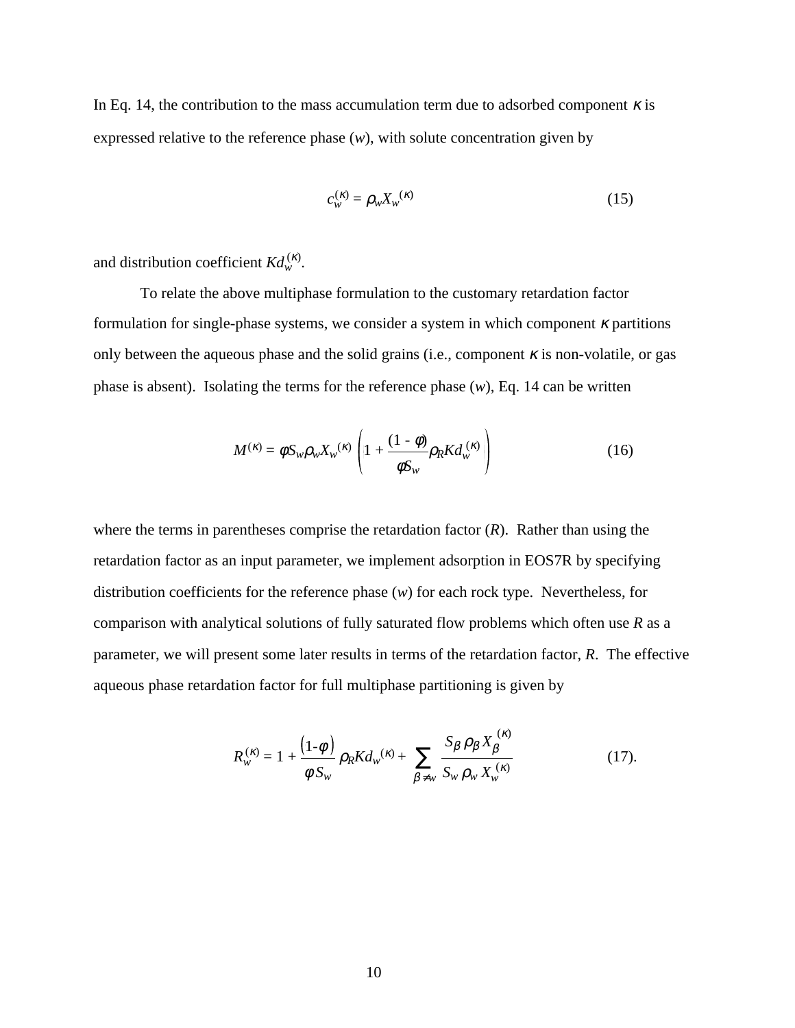In Eq. 14, the contribution to the mass accumulation term due to adsorbed component $\kappa$ is expressed relative to the reference phase ($w$), with solute concentration given by

$$c_w^{(\kappa)} = \rho_w X_w^{(\kappa)} \tag{15}$$

and distribution coefficient $Kd_w^{(\kappa)}$.

To relate the above multiphase formulation to the customary retardation factor formulation for single-phase systems, we consider a system in which component $\kappa$ partitions only between the aqueous phase and the solid grains (i.e., component $\kappa$ is non-volatile, or gas phase is absent). Isolating the terms for the reference phase ($w$), Eq. 14 can be written

$$M^{(\kappa)} = \phi S_w \rho_w X_w^{(\kappa)} \left( 1 + \frac{(1 - \phi)}{\phi S_w} \rho_R K d_w^{(\kappa)} \right) \tag{16}$$

where the terms in parentheses comprise the retardation factor ($R$). Rather than using the retardation factor as an input parameter, we implement adsorption in EOS7R by specifying distribution coefficients for the reference phase ($w$) for each rock type. Nevertheless, for comparison with analytical solutions of fully saturated flow problems which often use $R$ as a parameter, we will present some later results in terms of the retardation factor, $R$. The effective aqueous phase retardation factor for full multiphase partitioning is given by

$$R_w^{(\kappa)} = 1 + \frac{(1 - \phi)}{\phi S_w} \rho_R K d_w^{(\kappa)} + \sum_{\beta \neq w} \frac{S_\beta \rho_\beta X_\beta^{(\kappa)}}{S_w \rho_w X_w^{(\kappa)}} \tag{17}$$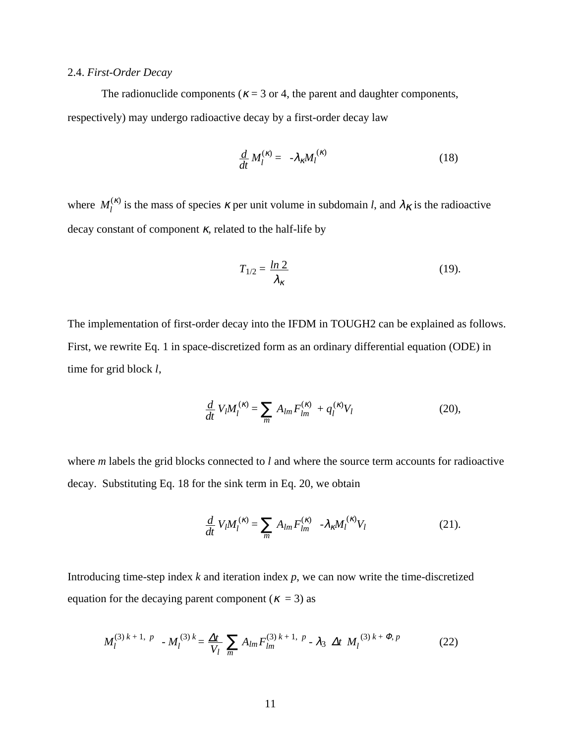## 2.4. *First-Order Decay*

The radionuclide components ($\kappa$ = 3 or 4, the parent and daughter components, respectively) may undergo radioactive decay by a first-order decay law

$$\frac{d}{dt} M_l^{(\kappa)} = -\lambda_\kappa M_l^{(\kappa)} \tag{18}$$

where $M_l^{(\kappa)}$ is the mass of species $\kappa$ per unit volume in subdomain $l$, and $\lambda_K$ is the radioactive decay constant of component $\kappa$, related to the half-life by

$$T_{1/2} = \frac{ln\ 2}{\lambda_\kappa} \tag{19}.$$

The implementation of first-order decay into the IFDM in TOUGH2 can be explained as follows. First, we rewrite Eq. 1 in space-discretized form as an ordinary differential equation (ODE) in time for grid block $l$,

$$\frac{d}{dt} V_l M_l^{(\kappa)} = \sum_m A_{lm} F_{lm}^{(\kappa)} + q_l^{(\kappa)} V_l \tag{20},$$

where $m$ labels the grid blocks connected to $l$ and where the source term accounts for radioactive decay. Substituting Eq. 18 for the sink term in Eq. 20, we obtain

$$\frac{d}{dt} V_l M_l^{(\kappa)} = \sum_m A_{lm} F_{lm}^{(\kappa)} - \lambda_\kappa M_l^{(\kappa)} V_l \tag{21}.$$

Introducing time-step index $k$ and iteration index $p$, we can now write the time-discretized equation for the decaying parent component ($\kappa$ = 3) as

$$M_l^{(3)\,k+1,\ p} - M_l^{(3)\,k} = \frac{\Delta t}{V_l} \sum_m A_{lm} F_{lm}^{(3)\,k+1,\ p} - \lambda_3\ \Delta t\ M_l^{(3)\,k+\Phi,\,p} \tag{22}$$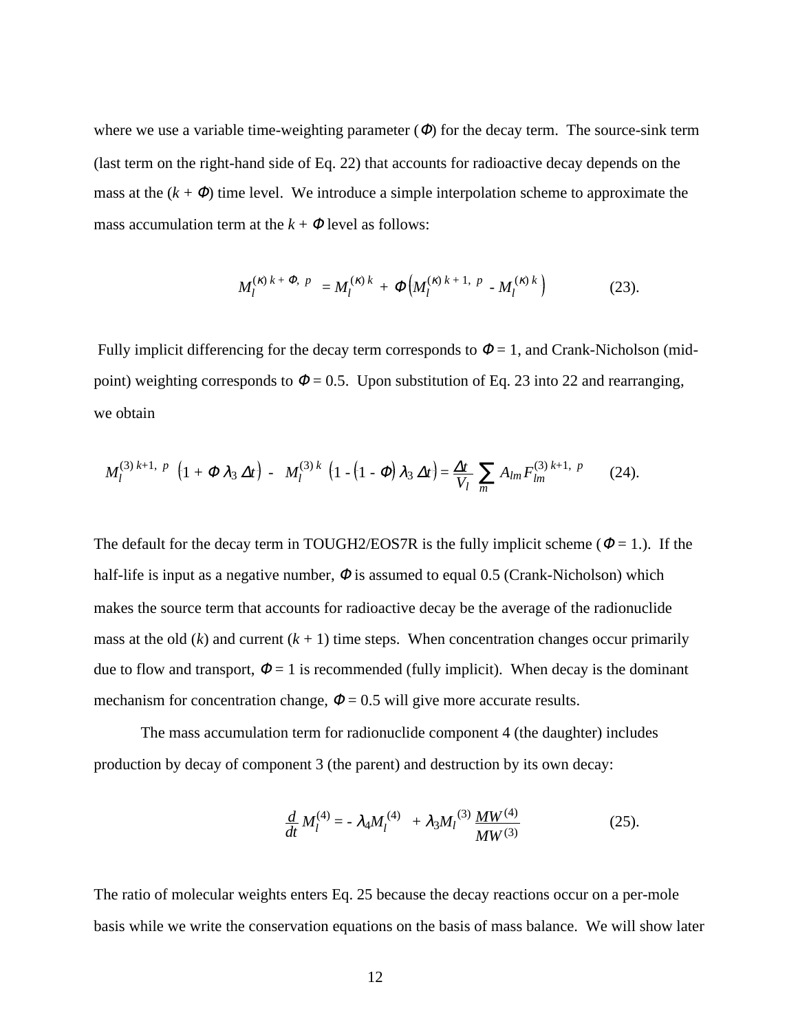where we use a variable time-weighting parameter ($\Phi$) for the decay term. The source-sink term (last term on the right-hand side of Eq. 22) that accounts for radioactive decay depends on the mass at the ($k + \Phi$) time level. We introduce a simple interpolation scheme to approximate the mass accumulation term at the $k + \Phi$ level as follows:

$$M_l^{(\kappa)\, k + \Phi,\ p} = M_l^{(\kappa)\, k} + \Phi \left( M_l^{(\kappa)\, k+1,\ p} - M_l^{(\kappa)\, k} \right) \qquad (23).$$

Fully implicit differencing for the decay term corresponds to $\Phi = 1$, and Crank-Nicholson (mid-point) weighting corresponds to $\Phi = 0.5$. Upon substitution of Eq. 23 into 22 and rearranging, we obtain

$$M_l^{(3)\, k+1,\ p} \left( 1 + \Phi\, \lambda_3\, \Delta t \right) - M_l^{(3)\, k} \left( 1 - \left( 1 - \Phi \right) \lambda_3\, \Delta t \right) = \frac{\Delta t}{V_l} \sum_m A_{lm} F_{lm}^{(3)\, k+1,\ p} \qquad (24).$$

The default for the decay term in TOUGH2/EOS7R is the fully implicit scheme ($\Phi = 1.$). If the half-life is input as a negative number, $\Phi$ is assumed to equal 0.5 (Crank-Nicholson) which makes the source term that accounts for radioactive decay be the average of the radionuclide mass at the old ($k$) and current ($k + 1$) time steps. When concentration changes occur primarily due to flow and transport, $\Phi = 1$ is recommended (fully implicit). When decay is the dominant mechanism for concentration change, $\Phi = 0.5$ will give more accurate results.

The mass accumulation term for radionuclide component 4 (the daughter) includes production by decay of component 3 (the parent) and destruction by its own decay:

$$\frac{d}{dt} M_l^{(4)} = -\lambda_4 M_l^{(4)} + \lambda_3 M_l^{(3)} \frac{MW^{(4)}}{MW^{(3)}} \qquad (25).$$

The ratio of molecular weights enters Eq. 25 because the decay reactions occur on a per-mole basis while we write the conservation equations on the basis of mass balance. We will show later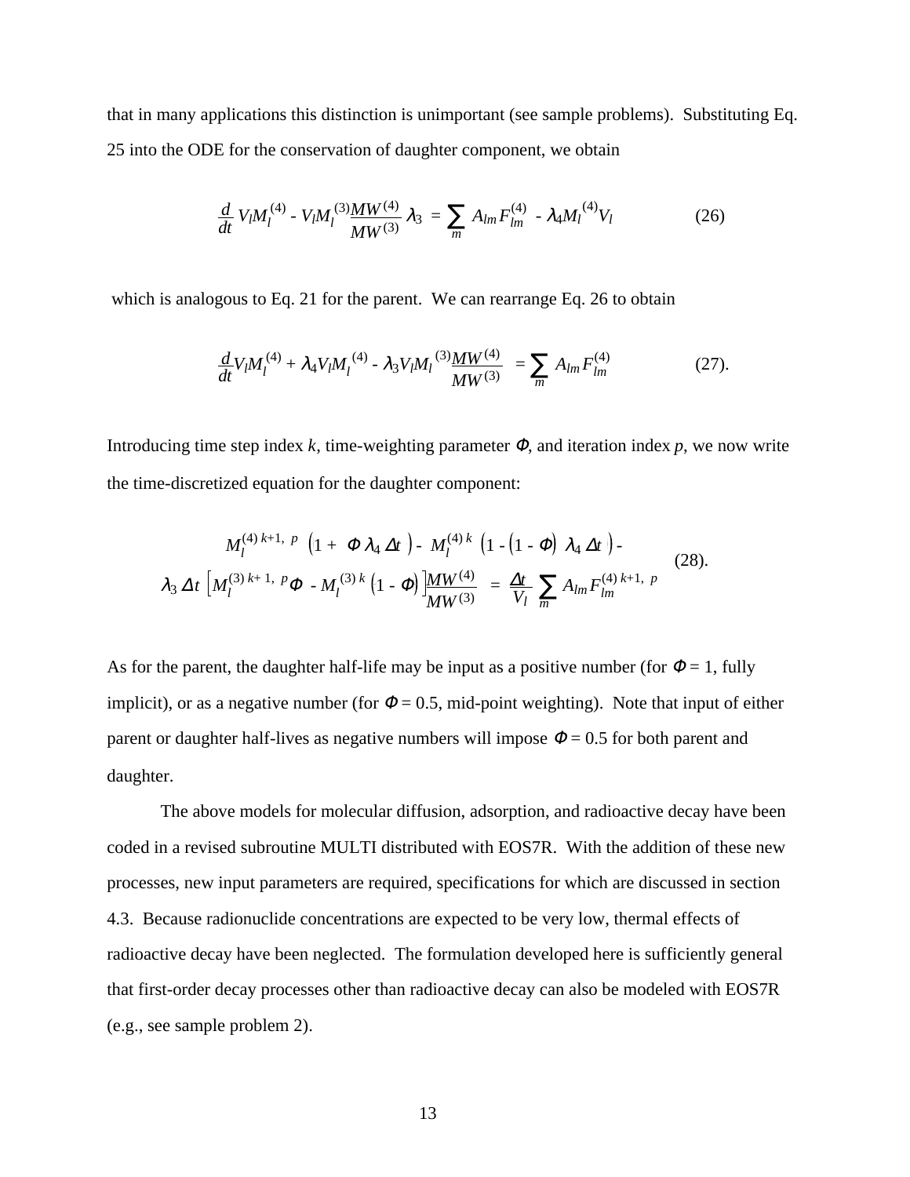that in many applications this distinction is unimportant (see sample problems). Substituting Eq. 25 into the ODE for the conservation of daughter component, we obtain

$$\frac{d}{dt} V_l M_l^{(4)} - V_l M_l^{(3)} \frac{MW^{(4)}}{MW^{(3)}} \lambda_3 = \sum_m A_{lm} F_{lm}^{(4)} - \lambda_4 M_l^{(4)} V_l \tag{26}$$

which is analogous to Eq. 21 for the parent. We can rearrange Eq. 26 to obtain

$$\frac{d}{dt} V_l M_l^{(4)} + \lambda_4 V_l M_l^{(4)} - \lambda_3 V_l M_l^{(3)} \frac{MW^{(4)}}{MW^{(3)}} = \sum_m A_{lm} F_{lm}^{(4)} \tag{27}$$

Introducing time step index $k$, time-weighting parameter $\Phi$, and iteration index $p$, we now write the time-discretized equation for the daughter component:

$$\begin{aligned} &M_l^{(4)\,k+1,\,p} \left(1 + \Phi \lambda_4 \Delta t\right) - M_l^{(4)\,k} \left(1 - \left(1 - \Phi\right) \lambda_4 \Delta t\right) - \\ &\lambda_3 \Delta t \left[M_l^{(3)\,k+1,\,p} \Phi - M_l^{(3)\,k} \left(1 - \Phi\right)\right] \frac{MW^{(4)}}{MW^{(3)}} = \frac{\Delta t}{V_l} \sum_m A_{lm} F_{lm}^{(4)\,k+1,\,p} \end{aligned} \tag{28}$$

As for the parent, the daughter half-life may be input as a positive number (for $\Phi = 1$, fully implicit), or as a negative number (for $\Phi = 0.5$, mid-point weighting). Note that input of either parent or daughter half-lives as negative numbers will impose $\Phi = 0.5$ for both parent and daughter.

The above models for molecular diffusion, adsorption, and radioactive decay have been coded in a revised subroutine MULTI distributed with EOS7R. With the addition of these new processes, new input parameters are required, specifications for which are discussed in section 4.3. Because radionuclide concentrations are expected to be very low, thermal effects of radioactive decay have been neglected. The formulation developed here is sufficiently general that first-order decay processes other than radioactive decay can also be modeled with EOS7R (e.g., see sample problem 2).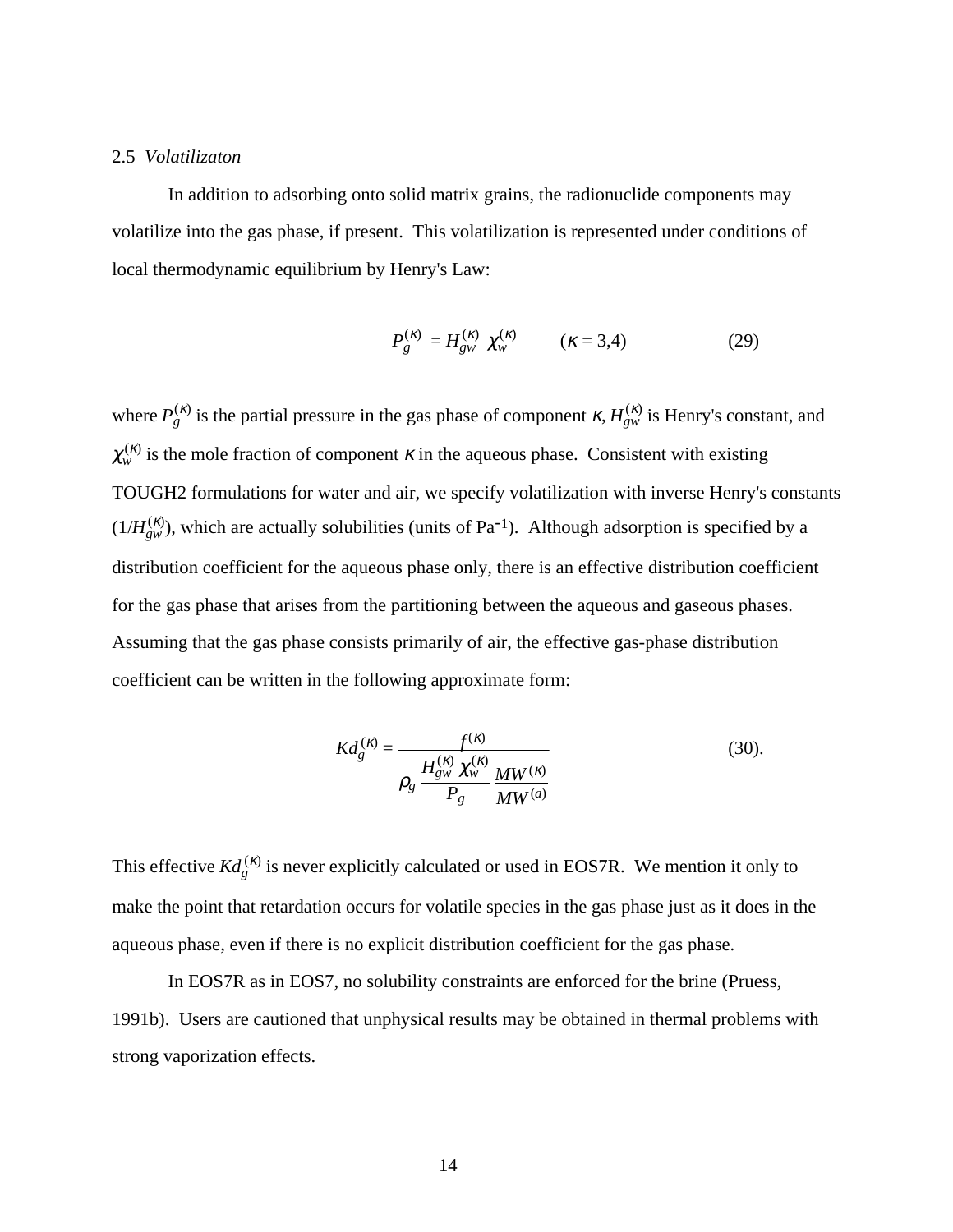2.5 *Volatilizaton*

In addition to adsorbing onto solid matrix grains, the radionuclide components may volatilize into the gas phase, if present. This volatilization is represented under conditions of local thermodynamic equilibrium by Henry's Law:

$$P_g^{(\kappa)} = H_{gw}^{(\kappa)} \, \chi_w^{(\kappa)} \qquad (\kappa = 3,4) \tag{29}$$

where $P_g^{(\kappa)}$ is the partial pressure in the gas phase of component $\kappa$, $H_{gw}^{(\kappa)}$ is Henry's constant, and $\chi_w^{(\kappa)}$ is the mole fraction of component $\kappa$ in the aqueous phase. Consistent with existing TOUGH2 formulations for water and air, we specify volatilization with inverse Henry's constants ($1/H_{gw}^{(\kappa)}$), which are actually solubilities (units of $Pa^{-1}$). Although adsorption is specified by a distribution coefficient for the aqueous phase only, there is an effective distribution coefficient for the gas phase that arises from the partitioning between the aqueous and gaseous phases. Assuming that the gas phase consists primarily of air, the effective gas-phase distribution coefficient can be written in the following approximate form:

$$Kd_g^{(\kappa)} = \frac{f^{(\kappa)}}{\rho_g \, \dfrac{H_{gw}^{(\kappa)} \, \chi_w^{(\kappa)}}{P_g} \, \dfrac{MW^{(\kappa)}}{MW^{(a)}}} \tag{30}$$

This effective $Kd_g^{(\kappa)}$ is never explicitly calculated or used in EOS7R. We mention it only to make the point that retardation occurs for volatile species in the gas phase just as it does in the aqueous phase, even if there is no explicit distribution coefficient for the gas phase.

In EOS7R as in EOS7, no solubility constraints are enforced for the brine (Pruess, 1991b). Users are cautioned that unphysical results may be obtained in thermal problems with strong vaporization effects.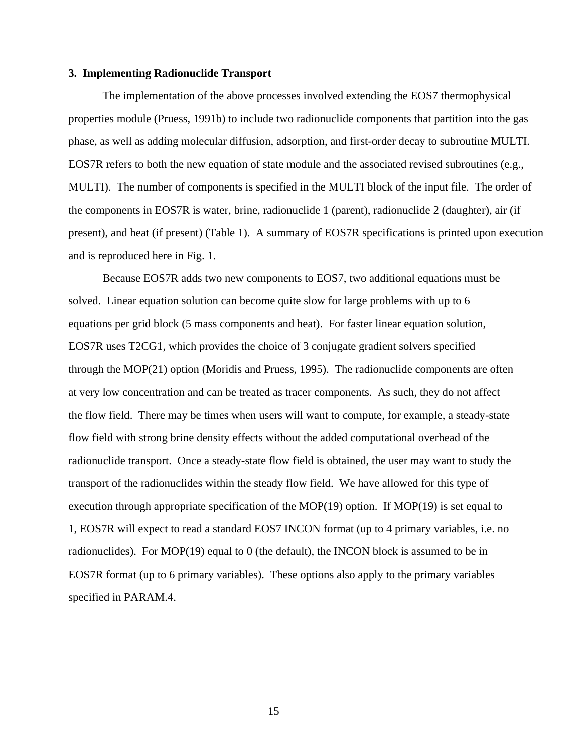## 3. Implementing Radionuclide Transport

The implementation of the above processes involved extending the EOS7 thermophysical properties module (Pruess, 1991b) to include two radionuclide components that partition into the gas phase, as well as adding molecular diffusion, adsorption, and first-order decay to subroutine MULTI. EOS7R refers to both the new equation of state module and the associated revised subroutines (e.g., MULTI). The number of components is specified in the MULTI block of the input file. The order of the components in EOS7R is water, brine, radionuclide 1 (parent), radionuclide 2 (daughter), air (if present), and heat (if present) (Table 1). A summary of EOS7R specifications is printed upon execution and is reproduced here in Fig. 1.

Because EOS7R adds two new components to EOS7, two additional equations must be solved. Linear equation solution can become quite slow for large problems with up to 6 equations per grid block (5 mass components and heat). For faster linear equation solution, EOS7R uses T2CG1, which provides the choice of 3 conjugate gradient solvers specified through the MOP(21) option (Moridis and Pruess, 1995). The radionuclide components are often at very low concentration and can be treated as tracer components. As such, they do not affect the flow field. There may be times when users will want to compute, for example, a steady-state flow field with strong brine density effects without the added computational overhead of the radionuclide transport. Once a steady-state flow field is obtained, the user may want to study the transport of the radionuclides within the steady flow field. We have allowed for this type of execution through appropriate specification of the MOP(19) option. If MOP(19) is set equal to 1, EOS7R will expect to read a standard EOS7 INCON format (up to 4 primary variables, i.e. no radionuclides). For MOP(19) equal to 0 (the default), the INCON block is assumed to be in EOS7R format (up to 6 primary variables). These options also apply to the primary variables specified in PARAM.4.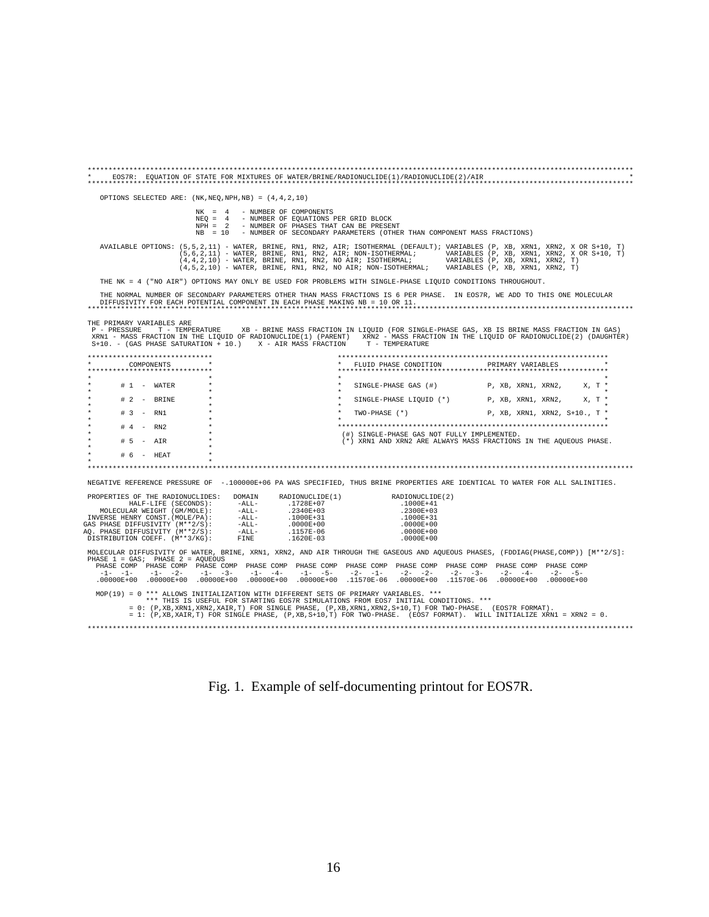```
******************************************************************************************************************************
*    EOS7R:  EQUATION OF STATE FOR MIXTURES OF WATER/BRINE/RADIONUCLIDE(1)/RADIONUCLIDE(2)/AIR                                   *
******************************************************************************************************************************

   OPTIONS SELECTED ARE: (NK,NEQ,NPH,NB) = (4,4,2,10)

                         NK  =  4   - NUMBER OF COMPONENTS
                         NEQ =  4   - NUMBER OF EQUATIONS PER GRID BLOCK
                         NPH =  2   - NUMBER OF PHASES THAT CAN BE PRESENT
                         NB  = 10   - NUMBER OF SECONDARY PARAMETERS (OTHER THAN COMPONENT MASS FRACTIONS)

   AVAILABLE OPTIONS: (5,5,2,11) - WATER, BRINE, RN1, RN2, AIR; ISOTHERMAL (DEFAULT); VARIABLES (P, XB, XRN1, XRN2, X OR S+10, T)
                      (5,6,2,11) - WATER, BRINE, RN1, RN2, AIR; NON-ISOTHERMAL;       VARIABLES (P, XB, XRN1, XRN2, X OR S+10, T)
                      (4,4,2,10) - WATER, BRINE, RN1, RN2, NO AIR; ISOTHERMAL;        VARIABLES (P, XB, XRN1, XRN2, T)
                      (4,5,2,10) - WATER, BRINE, RN1, RN2, NO AIR; NON-ISOTHERMAL;    VARIABLES (P, XB, XRN1, XRN2, T)

   THE NK = 4 ("NO AIR") OPTIONS MAY ONLY BE USED FOR PROBLEMS WITH SINGLE-PHASE LIQUID CONDITIONS THROUGHOUT.

   THE NORMAL NUMBER OF SECONDARY PARAMETERS OTHER THAN MASS FRACTIONS IS 6 PER PHASE.  IN EOS7R, WE ADD TO THIS ONE MOLECULAR
   DIFFUSIVITY FOR EACH POTENTIAL COMPONENT IN EACH PHASE MAKING NB = 10 OR 11.
******************************************************************************************************************************

 THE PRIMARY VARIABLES ARE
  P - PRESSURE    T - TEMPERATURE     XB - BRINE MASS FRACTION IN LIQUID (FOR SINGLE-PHASE GAS, XB IS BRINE MASS FRACTION IN GAS)
  XRN1 - MASS FRACTION IN THE LIQUID OF RADIONUCLIDE(1) (PARENT)   XRN2 - MASS FRACTION IN THE LIQUID OF RADIONUCLIDE(2) (DAUGHTER)
  S+10. - (GAS PHASE SATURATION + 10.)    X - AIR MASS FRACTION     T - TEMPERATURE

 *****************************                          ****************************************************************
 *        COMPONENTS         *                          *   FLUID PHASE CONDITION          PRIMARY VARIABLES           *
 *****************************                          ****************************************************************
 *                           *                          *                                                              *
 *      # 1  -  WATER        *                          *   SINGLE-PHASE GAS (#)           P, XB, XRN1, XRN2,     X, T *
 *                           *                          *                                                              *
 *      # 2  -  BRINE        *                          *   SINGLE-PHASE LIQUID (*)        P, XB, XRN1, XRN2,     X, T *
 *                           *                          *                                                              *
 *      # 3  -  RN1          *                          *   TWO-PHASE (*)                  P, XB, XRN1, XRN2, S+10., T *
 *                           *                          *                                                              *
 *      # 4  -  RN2          *                          ****************************************************************
 *                           *                           (#) SINGLE-PHASE GAS NOT FULLY IMPLEMENTED.
 *      # 5  -  AIR          *                           (*) XRN1 AND XRN2 ARE ALWAYS MASS FRACTIONS IN THE AQUEOUS PHASE.
 *                           *
 *      # 6  -  HEAT         *
 *                           *
******************************************************************************************************************************

 NEGATIVE REFERENCE PRESSURE OF  -.100000E+06 PA WAS SPECIFIED, THUS BRINE PROPERTIES ARE IDENTICAL TO WATER FOR ALL SALINITIES.

 PROPERTIES OF THE RADIONUCLIDES:   DOMAIN     RADIONUCLIDE(1)           RADIONUCLIDE(2)
          HALF-LIFE (SECONDS):      -ALL-       .1728E+07                  .1000E+41
    MOLECULAR WEIGHT (GM/MOLE):     -ALL-       .2340E+03                  .2300E+03
 INVERSE HENRY CONST.(MOLE/PA):     -ALL-       .1000E+31                  .1000E+31
GAS PHASE DIFFUSIVITY (M**2/S):     -ALL-       .0000E+00                  .0000E+00
AQ. PHASE DIFFUSIVITY (M**2/S):     -ALL-       .1157E-06                  .0000E+00
 DISTRIBUTION COEFF. (M**3/KG):     FINE        .1620E-03                  .0000E+00

 MOLECULAR DIFFUSIVITY OF WATER, BRINE, XRN1, XRN2, AND AIR THROUGH THE GASEOUS AND AQUEOUS PHASES, (FDDIAG(PHASE,COMP)) [M**2/S]:
 PHASE 1 = GAS;  PHASE 2 = AQUEOUS
   PHASE COMP  PHASE COMP  PHASE COMP  PHASE COMP  PHASE COMP  PHASE COMP  PHASE COMP  PHASE COMP  PHASE COMP  PHASE COMP
    -1-  -1-    -1-  -2-    -1-  -3-    -1-  -4-    -1-  -5-    -2-  -1-    -2-  -2-    -2-  -3-    -2-  -4-    -2-  -5-
  .00000E+00  .00000E+00  .00000E+00  .00000E+00  .00000E+00  .11570E-06  .00000E+00  .11570E-06  .00000E+00  .00000E+00

  MOP(19) = 0 *** ALLOWS INITIALIZATION WITH DIFFERENT SETS OF PRIMARY VARIABLES. ***
              *** THIS IS USEFUL FOR STARTING EOS7R SIMULATIONS FROM EOS7 INITIAL CONDITIONS. ***
          = 0: (P,XB,XRN1,XRN2,XAIR,T) FOR SINGLE PHASE, (P,XB,XRN1,XRN2,S+10,T) FOR TWO-PHASE.  (EOS7R FORMAT).
          = 1: (P,XB,XAIR,T) FOR SINGLE PHASE, (P,XB,S+10,T) FOR TWO-PHASE.  (EOS7 FORMAT).  WILL INITIALIZE XRN1 = XRN2 = 0.

******************************************************************************************************************************
```

Fig. 1. Example of self-documenting printout for EOS7R.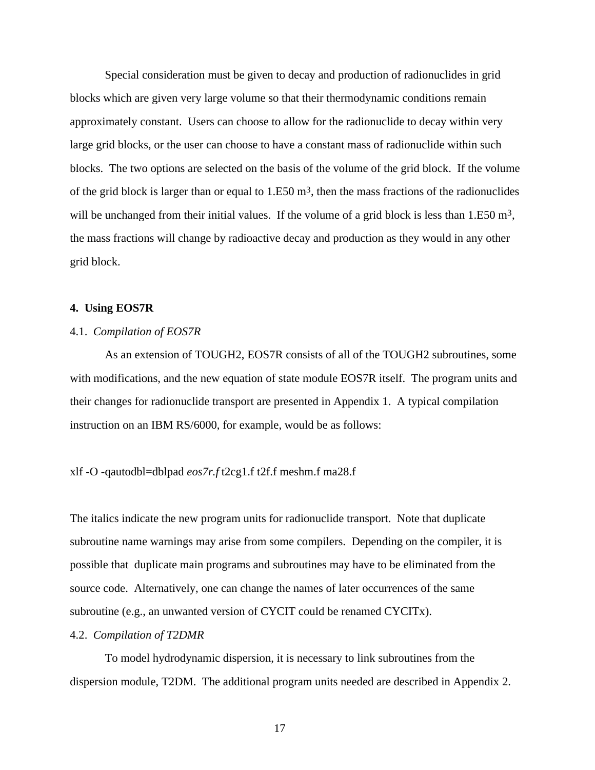Special consideration must be given to decay and production of radionuclides in grid blocks which are given very large volume so that their thermodynamic conditions remain approximately constant. Users can choose to allow for the radionuclide to decay within very large grid blocks, or the user can choose to have a constant mass of radionuclide within such blocks. The two options are selected on the basis of the volume of the grid block. If the volume of the grid block is larger than or equal to 1.E50 $m^3$, then the mass fractions of the radionuclides will be unchanged from their initial values. If the volume of a grid block is less than 1.E50 $m^3$, the mass fractions will change by radioactive decay and production as they would in any other grid block.

## 4. Using EOS7R

### 4.1. *Compilation of EOS7R*

As an extension of TOUGH2, EOS7R consists of all of the TOUGH2 subroutines, some with modifications, and the new equation of state module EOS7R itself. The program units and their changes for radionuclide transport are presented in Appendix 1. A typical compilation instruction on an IBM RS/6000, for example, would be as follows:

xlf -O -qautodbl=dblpad *eos7r.f* t2cg1.f t2f.f meshm.f ma28.f

The italics indicate the new program units for radionuclide transport. Note that duplicate subroutine name warnings may arise from some compilers. Depending on the compiler, it is possible that duplicate main programs and subroutines may have to be eliminated from the source code. Alternatively, one can change the names of later occurrences of the same subroutine (e.g., an unwanted version of CYCIT could be renamed CYCITx).

### 4.2. *Compilation of T2DMR*

To model hydrodynamic dispersion, it is necessary to link subroutines from the dispersion module, T2DM. The additional program units needed are described in Appendix 2.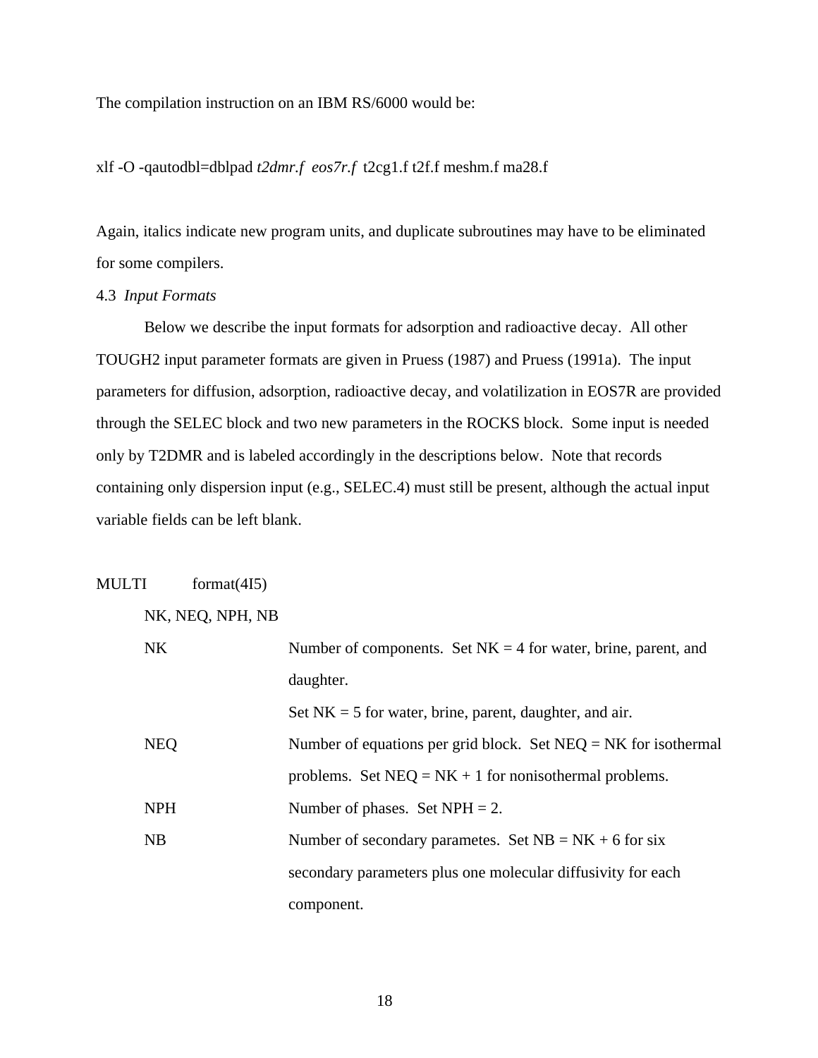The compilation instruction on an IBM RS/6000 would be:

xlf -O -qautodbl=dblpad *t2dmr.f* *eos7r.f* t2cg1.f t2f.f meshm.f ma28.f

Again, italics indicate new program units, and duplicate subroutines may have to be eliminated for some compilers.

### 4.3 *Input Formats*

Below we describe the input formats for adsorption and radioactive decay. All other TOUGH2 input parameter formats are given in Pruess (1987) and Pruess (1991a). The input parameters for diffusion, adsorption, radioactive decay, and volatilization in EOS7R are provided through the SELEC block and two new parameters in the ROCKS block. Some input is needed only by T2DMR and is labeled accordingly in the descriptions below. Note that records containing only dispersion input (e.g., SELEC.4) must still be present, although the actual input variable fields can be left blank.

MULTI format(4I5)

NK, NEQ, NPH, NB

| | |
|---|---|
| NK | Number of components. Set NK = 4 for water, brine, parent, and daughter.<br>Set NK = 5 for water, brine, parent, daughter, and air. |
| NEQ | Number of equations per grid block. Set NEQ = NK for isothermal problems. Set NEQ = NK + 1 for nonisothermal problems. |
| NPH | Number of phases. Set NPH = 2. |
| NB | Number of secondary parametes. Set NB = NK + 6 for six secondary parameters plus one molecular diffusivity for each component. |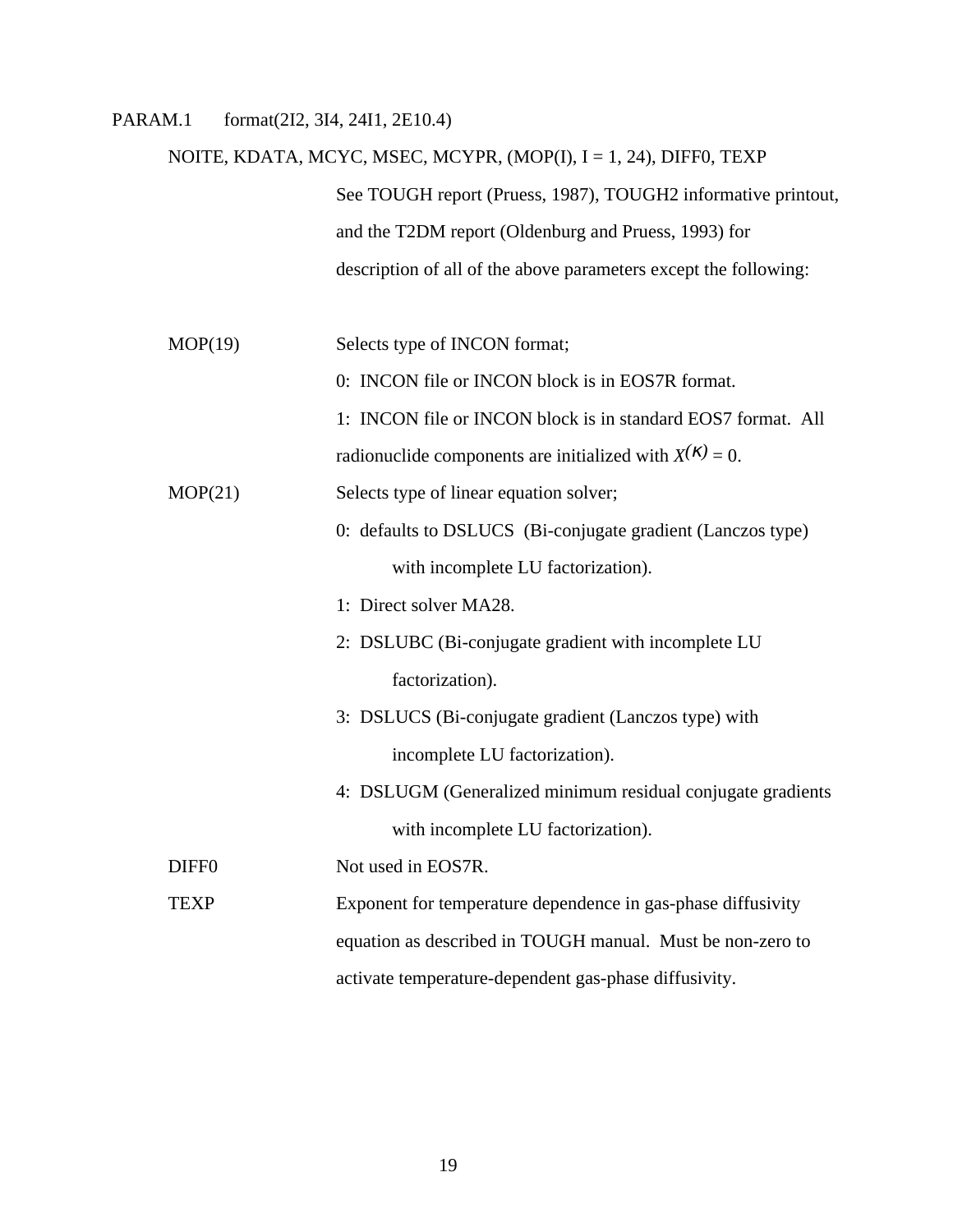PARAM.1 format(2I2, 3I4, 24I1, 2E10.4)

NOITE, KDATA, MCYC, MSEC, MCYPR, (MOP(I), I = 1, 24), DIFF0, TEXP

See TOUGH report (Pruess, 1987), TOUGH2 informative printout, and the T2DM report (Oldenburg and Pruess, 1993) for description of all of the above parameters except the following:

**MOP(19)** Selects type of INCON format;

- 0: INCON file or INCON block is in EOS7R format.
- 1: INCON file or INCON block is in standard EOS7 format. All radionuclide components are initialized with $X^{(\kappa)} = 0$.

**MOP(21)** Selects type of linear equation solver;

- 0: defaults to DSLUCS (Bi-conjugate gradient (Lanczos type) with incomplete LU factorization).
- 1: Direct solver MA28.
- 2: DSLUBC (Bi-conjugate gradient with incomplete LU factorization).
- 3: DSLUCS (Bi-conjugate gradient (Lanczos type) with incomplete LU factorization).
- 4: DSLUGM (Generalized minimum residual conjugate gradients with incomplete LU factorization).

**DIFF0** Not used in EOS7R.

**TEXP** Exponent for temperature dependence in gas-phase diffusivity equation as described in TOUGH manual. Must be non-zero to activate temperature-dependent gas-phase diffusivity.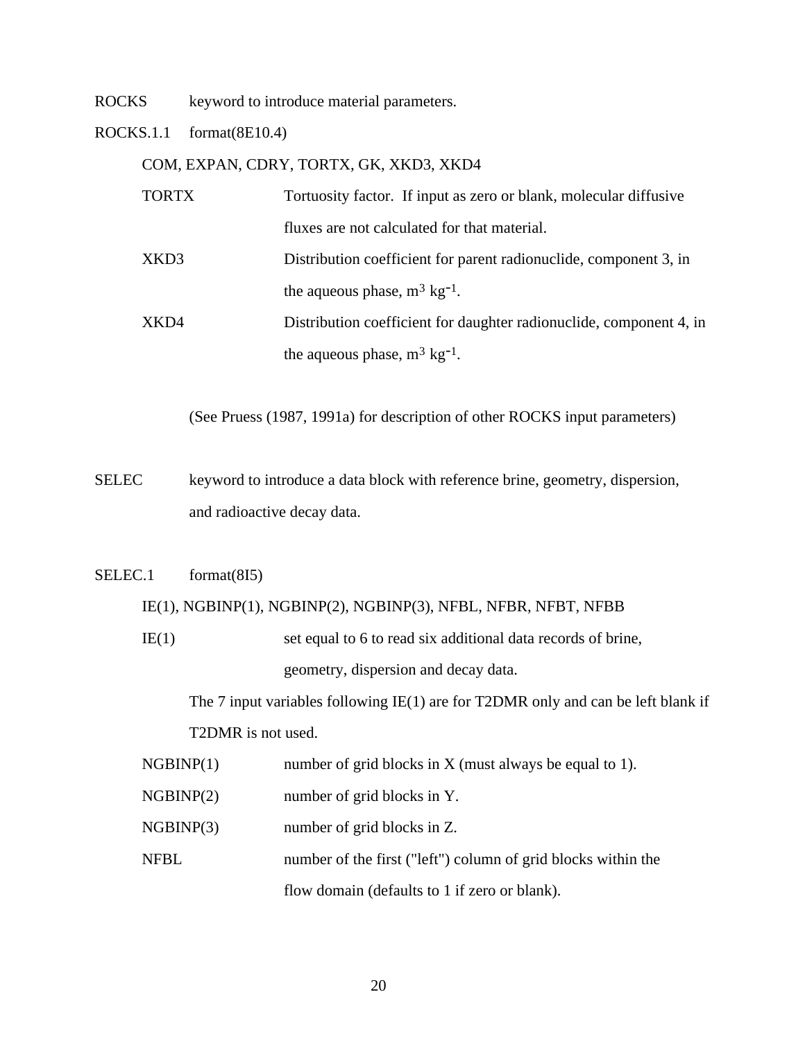ROCKS keyword to introduce material parameters.

ROCKS.1.1 format(8E10.4)

COM, EXPAN, CDRY, TORTX, GK, XKD3, XKD4

TORTX Tortuosity factor. If input as zero or blank, molecular diffusive fluxes are not calculated for that material.

XKD3 Distribution coefficient for parent radionuclide, component 3, in the aqueous phase, $m^3\ kg^{-1}$.

XKD4 Distribution coefficient for daughter radionuclide, component 4, in the aqueous phase, $m^3\ kg^{-1}$.

(See Pruess (1987, 1991a) for description of other ROCKS input parameters)

SELEC keyword to introduce a data block with reference brine, geometry, dispersion, and radioactive decay data.

SELEC.1 format(8I5)

IE(1), NGBINP(1), NGBINP(2), NGBINP(3), NFBL, NFBR, NFBT, NFBB

IE(1) set equal to 6 to read six additional data records of brine, geometry, dispersion and decay data.

The 7 input variables following IE(1) are for T2DMR only and can be left blank if T2DMR is not used.

NGBINP(1) number of grid blocks in X (must always be equal to 1).

NGBINP(2) number of grid blocks in Y.

NGBINP(3) number of grid blocks in Z.

NFBL number of the first ("left") column of grid blocks within the flow domain (defaults to 1 if zero or blank).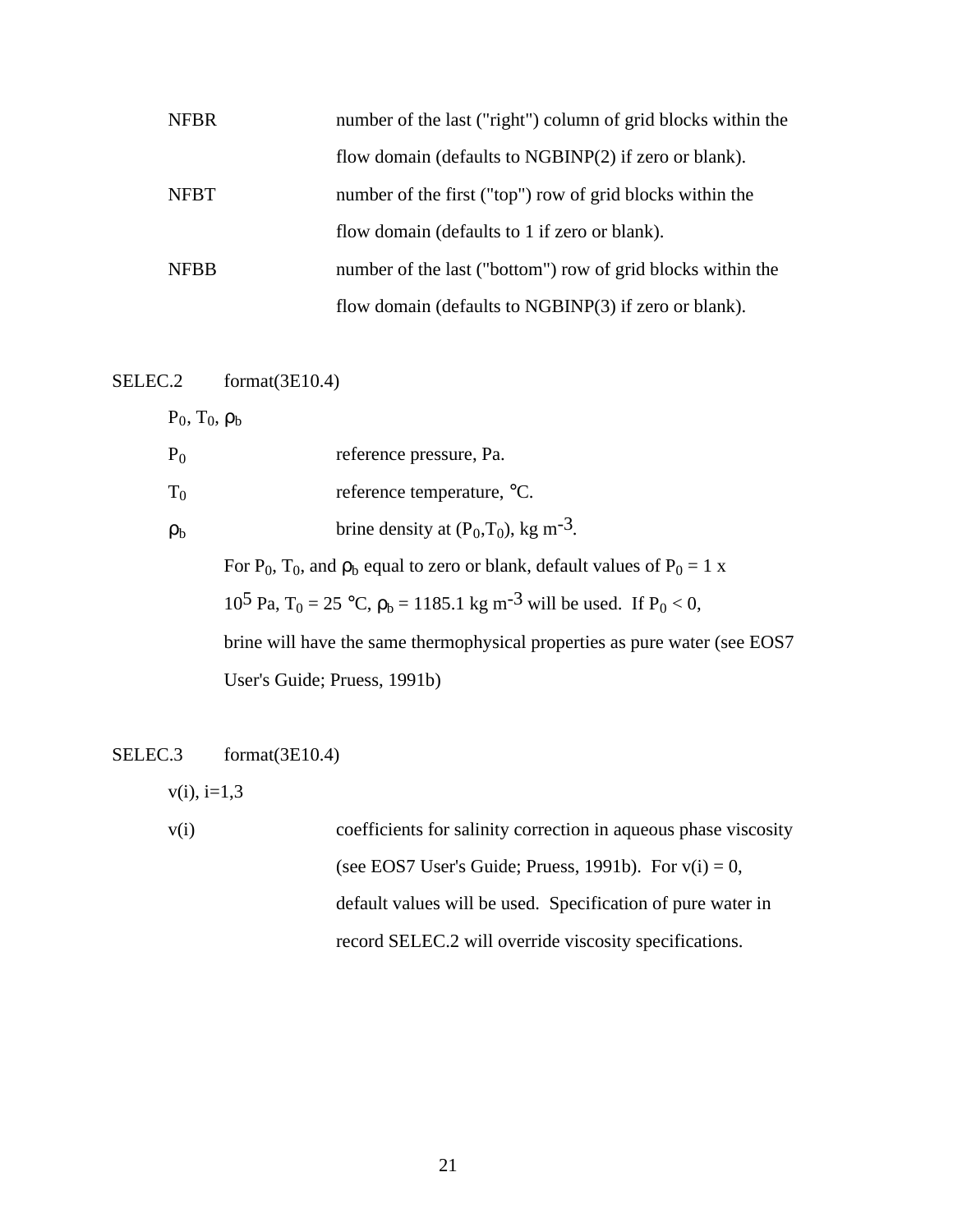NFBR number of the last ("right") column of grid blocks within the flow domain (defaults to NGBINP(2) if zero or blank).

NFBT number of the first ("top") row of grid blocks within the flow domain (defaults to 1 if zero or blank).

NFBB number of the last ("bottom") row of grid blocks within the flow domain (defaults to NGBINP(3) if zero or blank).

SELEC.2 format(3E10.4)

$P_0$, $T_0$, $\rho_b$

$P_0$ reference pressure, Pa.

$T_0$ reference temperature, °C.

$\rho_b$ brine density at ($P_0$,$T_0$), kg $m^{-3}$.

For $P_0$, $T_0$, and $\rho_b$ equal to zero or blank, default values of $P_0 = 1 \times 10^5$ Pa, $T_0 = 25$ °C, $\rho_b = 1185.1$ kg $m^{-3}$ will be used. If $P_0 < 0$, brine will have the same thermophysical properties as pure water (see EOS7 User's Guide; Pruess, 1991b)

SELEC.3 format(3E10.4)

v(i), i=1,3

v(i) coefficients for salinity correction in aqueous phase viscosity (see EOS7 User's Guide; Pruess, 1991b). For v(i) = 0, default values will be used. Specification of pure water in record SELEC.2 will override viscosity specifications.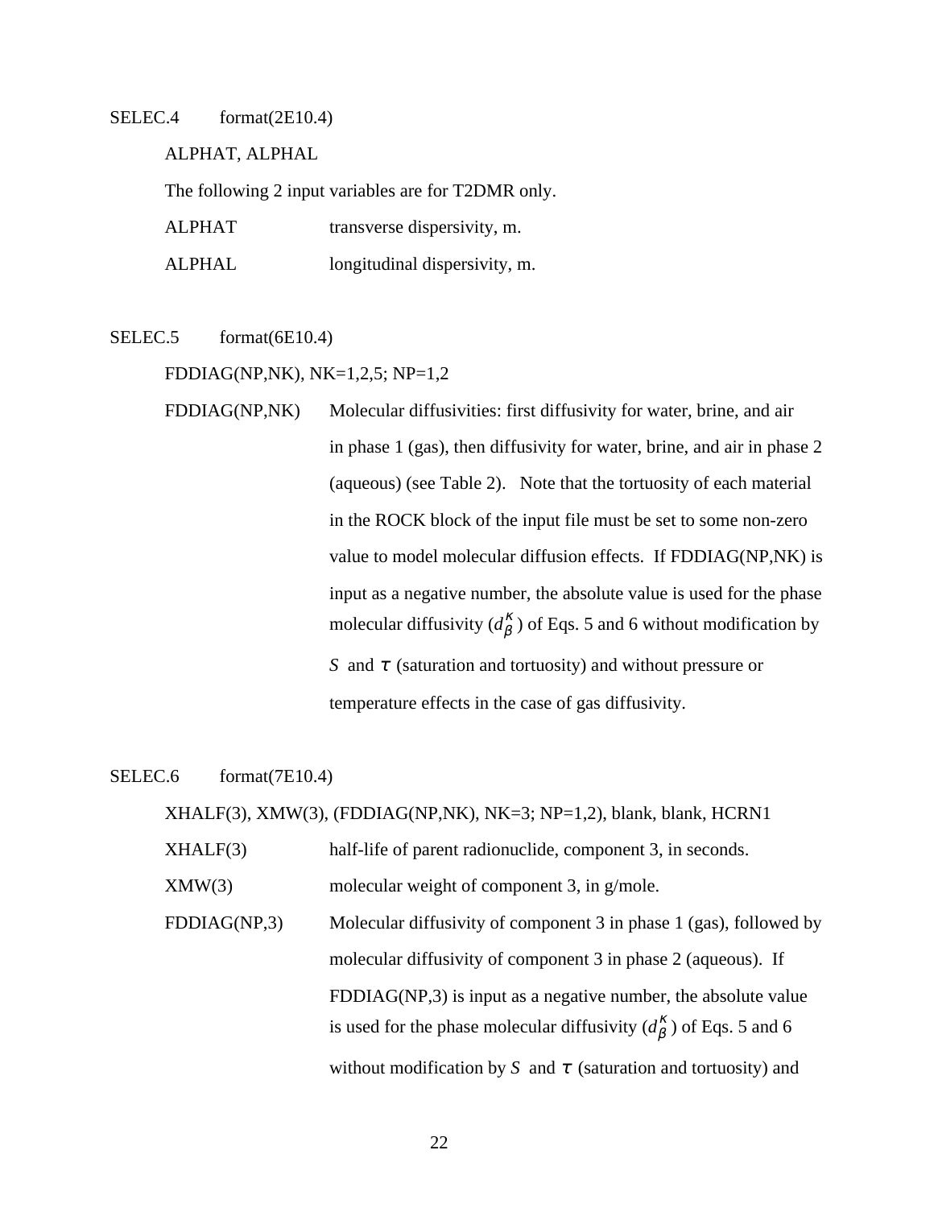SELEC.4 format(2E10.4)

ALPHAT, ALPHAL

The following 2 input variables are for T2DMR only.

ALPHAT transverse dispersivity, m.

ALPHAL longitudinal dispersivity, m.

SELEC.5 format(6E10.4)

FDDIAG(NP,NK), NK=1,2,5; NP=1,2

FDDIAG(NP,NK) Molecular diffusivities: first diffusivity for water, brine, and air in phase 1 (gas), then diffusivity for water, brine, and air in phase 2 (aqueous) (see Table 2). Note that the tortuosity of each material in the ROCK block of the input file must be set to some non-zero value to model molecular diffusion effects. If FDDIAG(NP,NK) is input as a negative number, the absolute value is used for the phase molecular diffusivity ($d_\beta^\kappa$) of Eqs. 5 and 6 without modification by $S$ and $\tau$ (saturation and tortuosity) and without pressure or temperature effects in the case of gas diffusivity.

SELEC.6 format(7E10.4)

XHALF(3), XMW(3), (FDDIAG(NP,NK), NK=3; NP=1,2), blank, blank, HCRN1

XHALF(3) half-life of parent radionuclide, component 3, in seconds.

XMW(3) molecular weight of component 3, in g/mole.

FDDIAG(NP,3) Molecular diffusivity of component 3 in phase 1 (gas), followed by molecular diffusivity of component 3 in phase 2 (aqueous). If FDDIAG(NP,3) is input as a negative number, the absolute value is used for the phase molecular diffusivity ($d_\beta^\kappa$) of Eqs. 5 and 6 without modification by $S$ and $\tau$ (saturation and tortuosity) and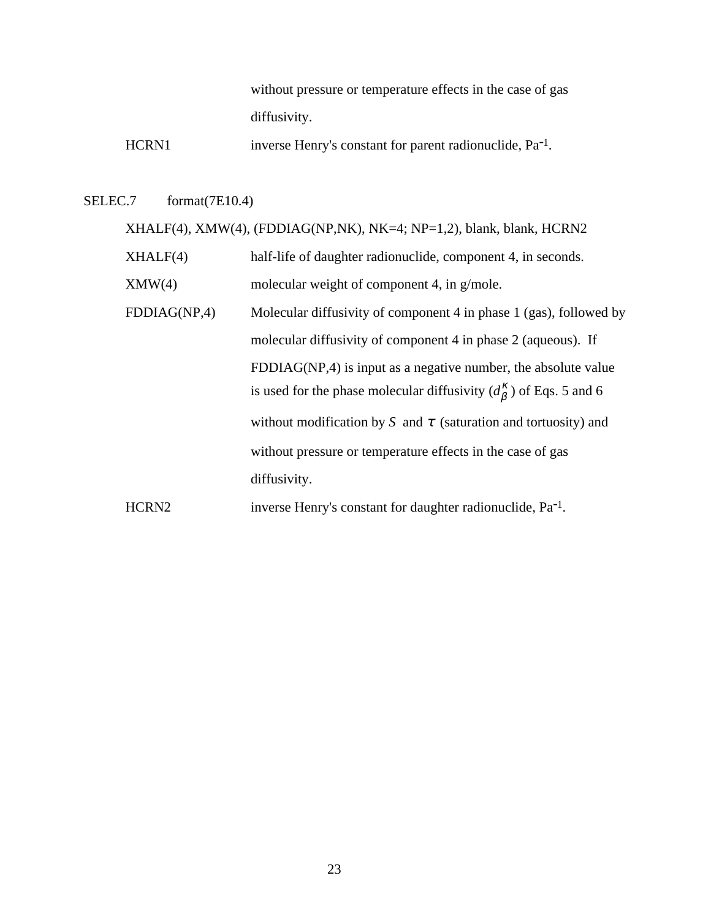without pressure or temperature effects in the case of gas diffusivity.

HCRN1 — inverse Henry's constant for parent radionuclide, $Pa^{-1}$.

SELEC.7 format(7E10.4)

XHALF(4), XMW(4), (FDDIAG(NP,NK), NK=4; NP=1,2), blank, blank, HCRN2

XHALF(4) — half-life of daughter radionuclide, component 4, in seconds.

XMW(4) — molecular weight of component 4, in g/mole.

FDDIAG(NP,4) — Molecular diffusivity of component 4 in phase 1 (gas), followed by molecular diffusivity of component 4 in phase 2 (aqueous). If FDDIAG(NP,4) is input as a negative number, the absolute value is used for the phase molecular diffusivity ($d_\beta^\kappa$) of Eqs. 5 and 6 without modification by $S$ and $\tau$ (saturation and tortuosity) and without pressure or temperature effects in the case of gas diffusivity.

HCRN2 — inverse Henry's constant for daughter radionuclide, $Pa^{-1}$.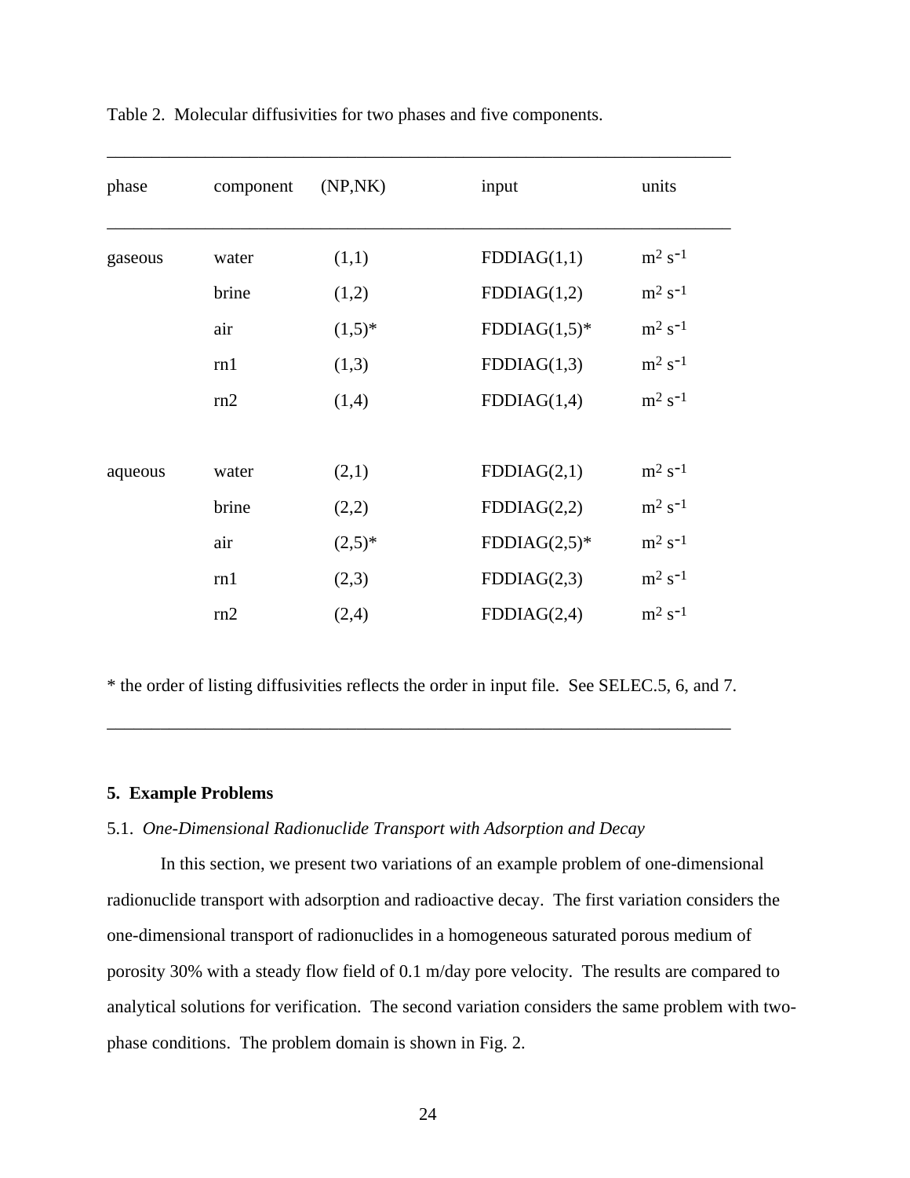Table 2. Molecular diffusivities for two phases and five components.

| phase | component | (NP,NK) | input | units |
|---|---|---|---|---|
| gaseous | water | (1,1) | FDDIAG(1,1) | $m^2\ s^{-1}$ |
| | brine | (1,2) | FDDIAG(1,2) | $m^2\ s^{-1}$ |
| | air | (1,5)* | FDDIAG(1,5)* | $m^2\ s^{-1}$ |
| | rn1 | (1,3) | FDDIAG(1,3) | $m^2\ s^{-1}$ |
| | rn2 | (1,4) | FDDIAG(1,4) | $m^2\ s^{-1}$ |
| aqueous | water | (2,1) | FDDIAG(2,1) | $m^2\ s^{-1}$ |
| | brine | (2,2) | FDDIAG(2,2) | $m^2\ s^{-1}$ |
| | air | (2,5)* | FDDIAG(2,5)* | $m^2\ s^{-1}$ |
| | rn1 | (2,3) | FDDIAG(2,3) | $m^2\ s^{-1}$ |
| | rn2 | (2,4) | FDDIAG(2,4) | $m^2\ s^{-1}$ |

* the order of listing diffusivities reflects the order in input file. See SELEC.5, 6, and 7.

## 5. Example Problems

### 5.1. *One-Dimensional Radionuclide Transport with Adsorption and Decay*

In this section, we present two variations of an example problem of one-dimensional radionuclide transport with adsorption and radioactive decay. The first variation considers the one-dimensional transport of radionuclides in a homogeneous saturated porous medium of porosity 30% with a steady flow field of 0.1 m/day pore velocity. The results are compared to analytical solutions for verification. The second variation considers the same problem with two-phase conditions. The problem domain is shown in Fig. 2.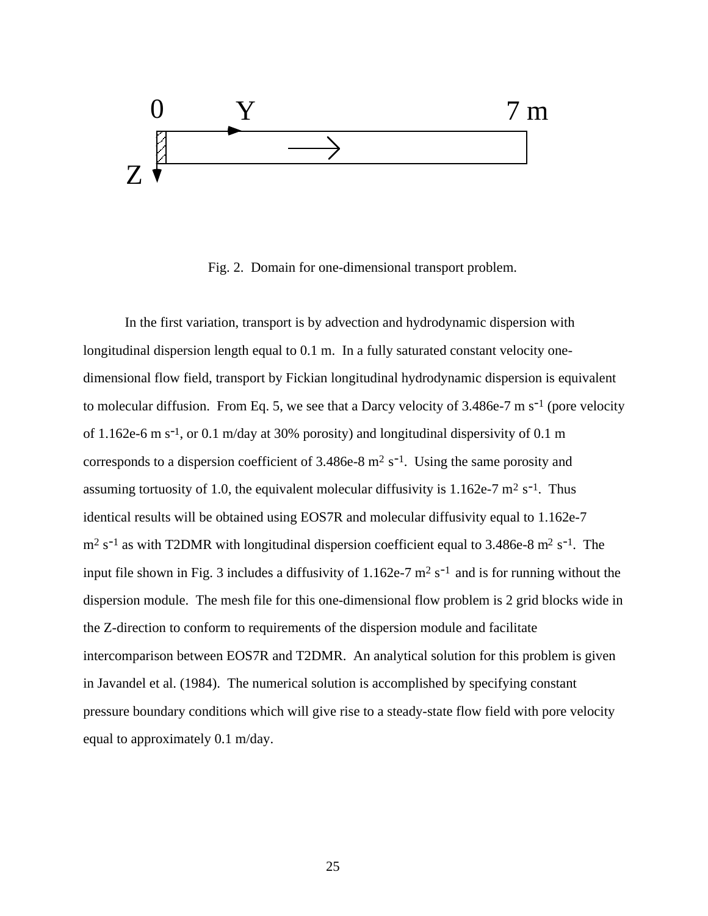0 Y 7 m

Z

Fig. 2. Domain for one-dimensional transport problem.

In the first variation, transport is by advection and hydrodynamic dispersion with longitudinal dispersion length equal to 0.1 m. In a fully saturated constant velocity one-dimensional flow field, transport by Fickian longitudinal hydrodynamic dispersion is equivalent to molecular diffusion. From Eq. 5, we see that a Darcy velocity of 3.486e-7 m $s^{-1}$ (pore velocity of 1.162e-6 m $s^{-1}$, or 0.1 m/day at 30% porosity) and longitudinal dispersivity of 0.1 m corresponds to a dispersion coefficient of 3.486e-8 $m^2$ $s^{-1}$. Using the same porosity and assuming tortuosity of 1.0, the equivalent molecular diffusivity is 1.162e-7 $m^2$ $s^{-1}$. Thus identical results will be obtained using EOS7R and molecular diffusivity equal to 1.162e-7 $m^2$ $s^{-1}$ as with T2DMR with longitudinal dispersion coefficient equal to 3.486e-8 $m^2$ $s^{-1}$. The input file shown in Fig. 3 includes a diffusivity of 1.162e-7 $m^2$ $s^{-1}$ and is for running without the dispersion module. The mesh file for this one-dimensional flow problem is 2 grid blocks wide in the Z-direction to conform to requirements of the dispersion module and facilitate intercomparison between EOS7R and T2DMR. An analytical solution for this problem is given in Javandel et al. (1984). The numerical solution is accomplished by specifying constant pressure boundary conditions which will give rise to a steady-state flow field with pore velocity equal to approximately 0.1 m/day.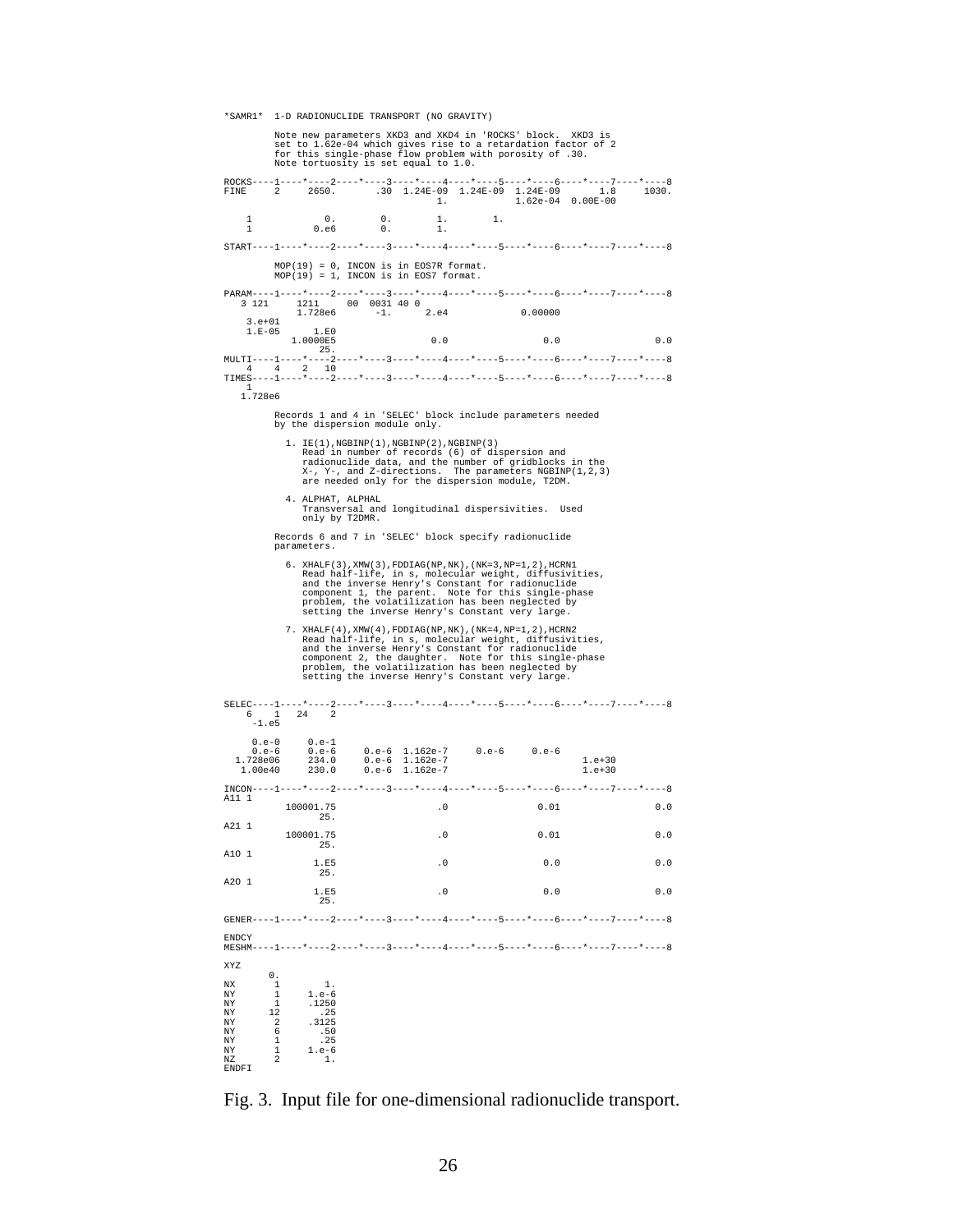```
*SAMR1*  1-D RADIONUCLIDE TRANSPORT (NO GRAVITY)

         Note new parameters XKD3 and XKD4 in 'ROCKS' block.  XKD3 is
         set to 1.62e-04 which gives rise to a retardation factor of 2
         for this single-phase flow problem with porosity of .30.
         Note tortuosity is set equal to 1.0.

ROCKS----1----*----2----*----3----*----4----*----5----*----6----*----7----*----8
FINE     2     2650.       .30  1.24E-09  1.24E-09  1.24E-09       1.8     1030.
                                      1.            1.62e-04  0.00E-00

    1            0.        0.        1.        1.
    1          0.e6        0.        1.

START----1----*----2----*----3----*----4----*----5----*----6----*----7----*----8

         MOP(19) = 0, INCON is in EOS7R format.
         MOP(19) = 1, INCON is in EOS7 format.

PARAM----1----*----2----*----3----*----4----*----5----*----6----*----7----*----8
   3 121     1211     00  0031 40 0
           1.728e6       -1.      2.e4            0.00000
   3.e+01
   1.E-05      1.E0
         1.0000E5                0.0                 0.0                 0.0
              25.
MULTI----1----*----2----*----3----*----4----*----5----*----6----*----7----*----8
   4    4    2   10
TIMES----1----*----2----*----3----*----4----*----5----*----6----*----7----*----8
   1
  1.728e6

         Records 1 and 4 in 'SELEC' block include parameters needed
         by the dispersion module only.

           1. IE(1),NGBINP(1),NGBINP(2),NGBINP(3)
              Read in number of records (6) of dispersion and
              radionuclide data, and the number of gridblocks in the
              X-, Y-, and Z-directions.  The parameters NGBINP(1,2,3)
              are needed only for the dispersion module, T2DM.

           4. ALPHAT, ALPHAL
              Transversal and longitudinal dispersivities.  Used
              only by T2DMR.

         Records 6 and 7 in 'SELEC' block specify radionuclide
         parameters.

           6. XHALF(3),XMW(3),FDDIAG(NP,NK),(NK=3,NP=1,2),HCRN1
              Read half-life, in s, molecular weight, diffusivities,
              and the inverse Henry's Constant for radionuclide
              component 1, the parent.  Note for this single-phase
              problem, the volatilization has been neglected by
              setting the inverse Henry's Constant very large.

           7. XHALF(4),XMW(4),FDDIAG(NP,NK),(NK=4,NP=1,2),HCRN2
              Read half-life, in s, molecular weight, diffusivities,
              and the inverse Henry's Constant for radionuclide
              component 2, the daughter.  Note for this single-phase
              problem, the volatilization has been neglected by
              setting the inverse Henry's Constant very large.


SELEC----1----*----2----*----3----*----4----*----5----*----6----*----7----*----8
    6    1   24    2
    -1.e5

    0.e-0      0.e-1
    0.e-6      0.e-6     0.e-6  1.162e-7     0.e-6     0.e-6
  1.728e06     234.0     0.e-6  1.162e-7                         1.e+30
   1.00e40     230.0     0.e-6  1.162e-7                         1.e+30

INCON----1----*----2----*----3----*----4----*----5----*----6----*----7----*----8
A11 1
          100001.75                   .0                0.01                 0.0
               25.
A21 1
          100001.75                   .0                0.01                 0.0
               25.
A10 1
               1.E5                   .0                 0.0                 0.0
               25.
A20 1
               1.E5                   .0                 0.0                 0.0
               25.

GENER----1----*----2----*----3----*----4----*----5----*----6----*----7----*----8

ENDCY
MESHM----1----*----2----*----3----*----4----*----5----*----6----*----7----*----8

XYZ
       0.
NX       1        1.
NY       1     1.e-6
NY       1     .1250
NY      12       .25
NY       2     .3125
NY       6       .50
NY       1       .25
NY       1     1.e-6
NZ       2        1.
ENDFI
```

Fig. 3.  Input file for one-dimensional radionuclide transport.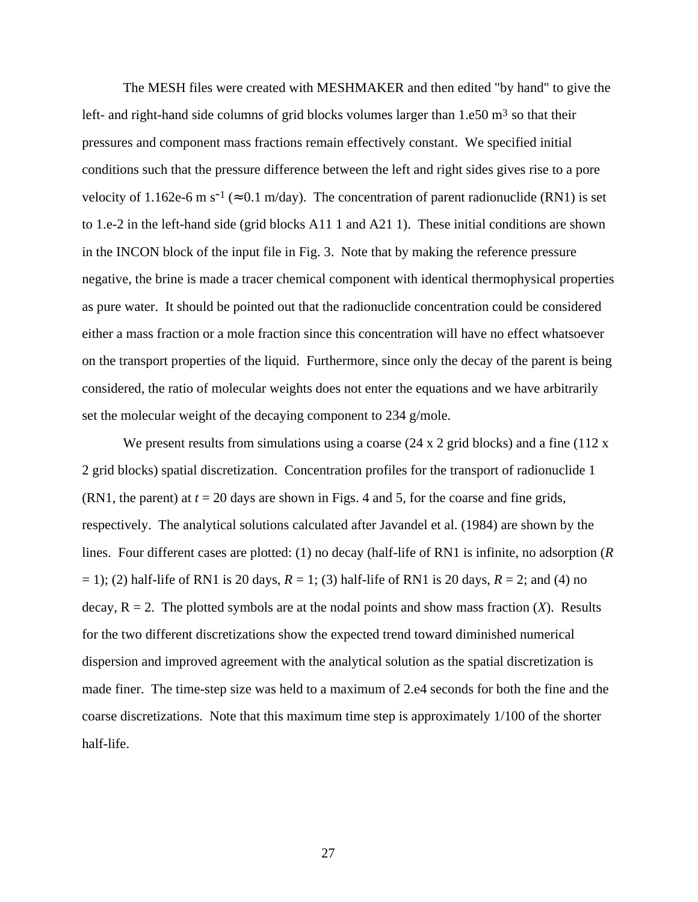The MESH files were created with MESHMAKER and then edited "by hand" to give the left- and right-hand side columns of grid blocks volumes larger than 1.e50 $m^3$ so that their pressures and component mass fractions remain effectively constant. We specified initial conditions such that the pressure difference between the left and right sides gives rise to a pore velocity of 1.162e-6 m $s^{-1}$ ($\approx$0.1 m/day). The concentration of parent radionuclide (RN1) is set to 1.e-2 in the left-hand side (grid blocks A11 1 and A21 1). These initial conditions are shown in the INCON block of the input file in Fig. 3. Note that by making the reference pressure negative, the brine is made a tracer chemical component with identical thermophysical properties as pure water. It should be pointed out that the radionuclide concentration could be considered either a mass fraction or a mole fraction since this concentration will have no effect whatsoever on the transport properties of the liquid. Furthermore, since only the decay of the parent is being considered, the ratio of molecular weights does not enter the equations and we have arbitrarily set the molecular weight of the decaying component to 234 g/mole.

We present results from simulations using a coarse (24 x 2 grid blocks) and a fine (112 x 2 grid blocks) spatial discretization. Concentration profiles for the transport of radionuclide 1 (RN1, the parent) at $t$ = 20 days are shown in Figs. 4 and 5, for the coarse and fine grids, respectively. The analytical solutions calculated after Javandel et al. (1984) are shown by the lines. Four different cases are plotted: (1) no decay (half-life of RN1 is infinite, no adsorption ($R$ = 1); (2) half-life of RN1 is 20 days, $R$ = 1; (3) half-life of RN1 is 20 days, $R$ = 2; and (4) no decay, R = 2. The plotted symbols are at the nodal points and show mass fraction ($X$). Results for the two different discretizations show the expected trend toward diminished numerical dispersion and improved agreement with the analytical solution as the spatial discretization is made finer. The time-step size was held to a maximum of 2.e4 seconds for both the fine and the coarse discretizations. Note that this maximum time step is approximately 1/100 of the shorter half-life.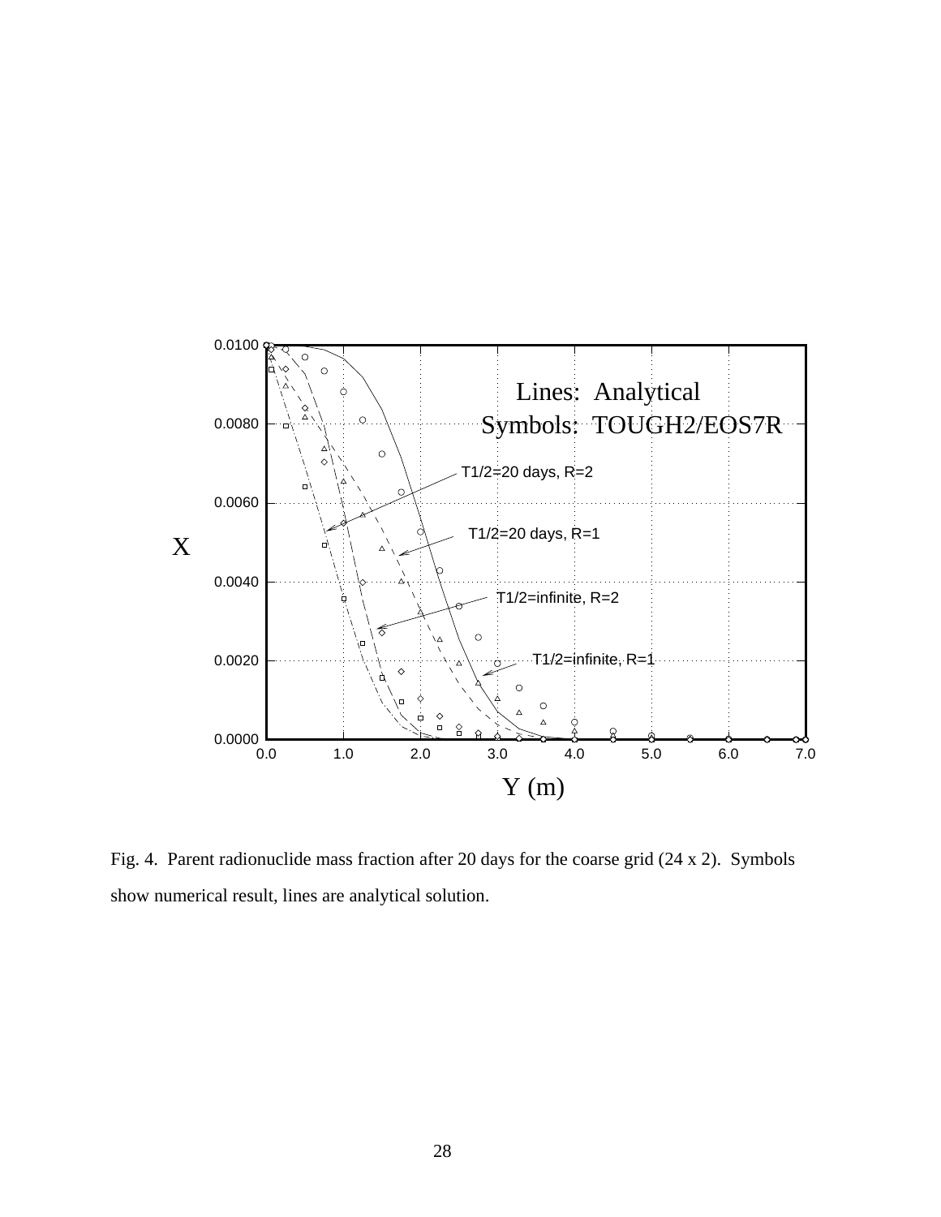Fig. 4. Parent radionuclide mass fraction after 20 days for the coarse grid (24 x 2). Symbols show numerical result, lines are analytical solution.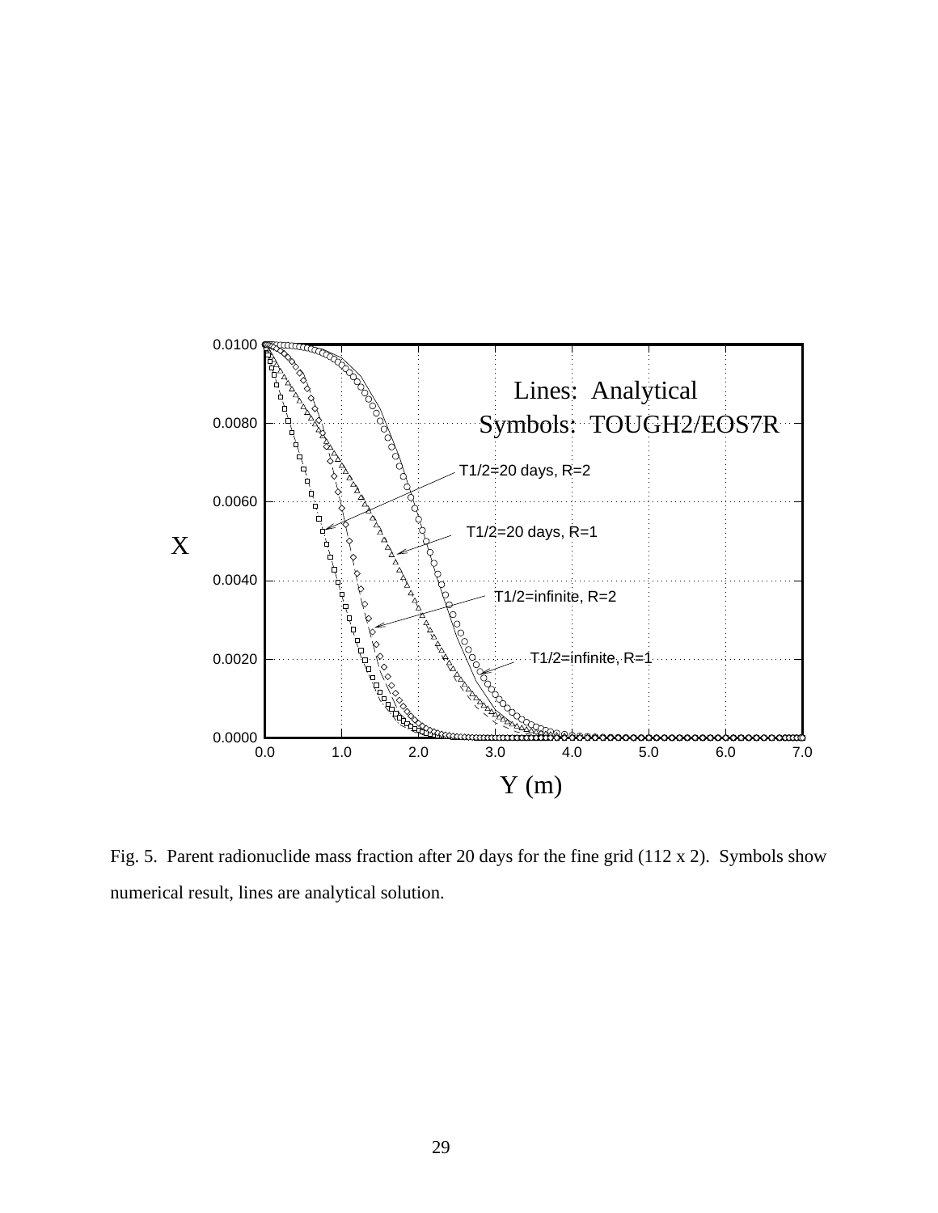Fig. 5. Parent radionuclide mass fraction after 20 days for the fine grid (112 x 2). Symbols show numerical result, lines are analytical solution.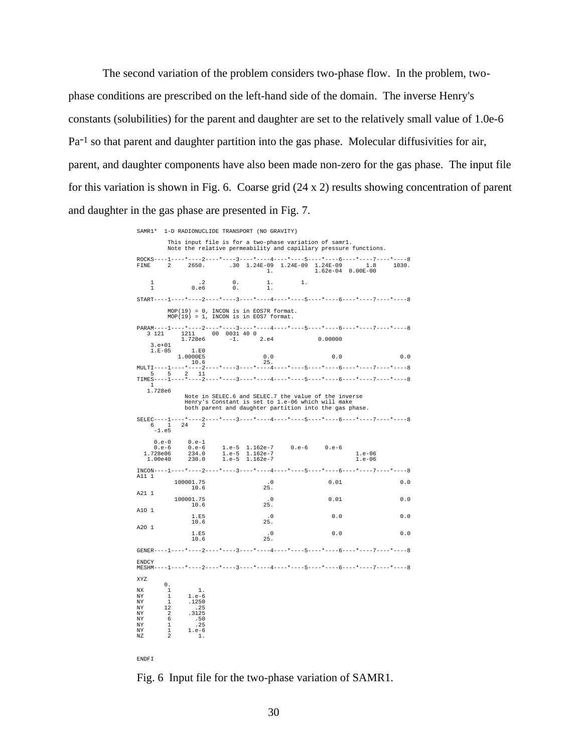The second variation of the problem considers two-phase flow. In the problem, two-phase conditions are prescribed on the left-hand side of the domain. The inverse Henry's constants (solubilities) for the parent and daughter are set to the relatively small value of 1.0e-6 $Pa^{-1}$ so that parent and daughter partition into the gas phase. Molecular diffusivities for air, parent, and daughter components have also been made non-zero for the gas phase. The input file for this variation is shown in Fig. 6. Coarse grid (24 x 2) results showing concentration of parent and daughter in the gas phase are presented in Fig. 7.

```
SAMR1*  1-D RADIONUCLIDE TRANSPORT (NO GRAVITY)
        This input file is for a two-phase variation of samr1.
        Note the relative permeability and capillary pressure functions.

ROCKS----1----*----2----*----3----*----4----*----5----*----6----*----7----*----8
FINE     2     2650.       .30  1.24E-09  1.24E-09  1.24E-09       1.8     1030.
                                      1.            1.62e-04  0.00E-00

    1            .2        0.        1.        1.
    1          0.e6        0.        1.

START----1----*----2----*----3----*----4----*----5----*----6----*----7----*----8

        MOP(19) = 0, INCON is in EOS7R format.
        MOP(19) = 1, INCON is in EOS7 format.

PARAM----1----*----2----*----3----*----4----*----5----*----6----*----7----*----8
   3 121     1211     00  0031 40 0
           1.728e6       -1.      2.e4            0.00000
    3.e+01
    1.E-05      1.E0
          1.0000E5                0.0                0.0                0.0
             10.6                25.
MULTI----1----*----2----*----3----*----4----*----5----*----6----*----7----*----8
    5    5    2   11
TIMES----1----*----2----*----3----*----4----*----5----*----6----*----7----*----8
    1
   1.728e6
             Note in SELEC.6 and SELEC.7 the value of the inverse
             Henry's Constant is set to 1.e-06 which will make
             both parent and daughter partition into the gas phase.

SELEC----1----*----2----*----3----*----4----*----5----*----6----*----7----*----8
    6    1   24    2
     -1.e5

     0.e-0     0.e-1
     0.e-6     0.e-6     1.e-5  1.162e-7     0.e-6     0.e-6
  1.728e06     234.0     1.e-5  1.162e-7                         1.e-06
   1.00e40     230.0     1.e-5  1.162e-7                         1.e-06

INCON----1----*----2----*----3----*----4----*----5----*----6----*----7----*----8
A11 1
          100001.75                .0               0.01                0.0
             10.6                25.
A21 1
          100001.75                .0               0.01                0.0
             10.6                25.
A10 1
               1.E5                .0                0.0                0.0
             10.6                25.
A20 1
               1.E5                .0                0.0                0.0
             10.6                25.

GENER----1----*----2----*----3----*----4----*----5----*----6----*----7----*----8

ENDCY
MESHM----1----*----2----*----3----*----4----*----5----*----6----*----7----*----8

XYZ
        0.
NX       1        1.
NY       1     1.e-6
NY       1     .1250
NY      12       .25
NY       2     .3125
NY       6       .50
NY       1       .25
NY       1     1.e-6
NZ       2        1.


ENDFI
```

Fig. 6 Input file for the two-phase variation of SAMR1.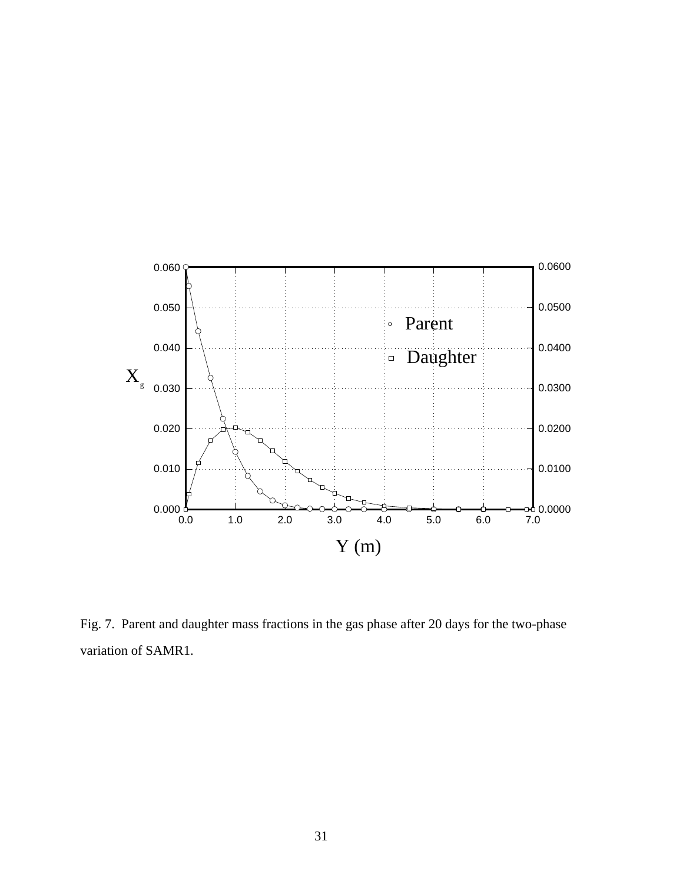Fig. 7.  Parent and daughter mass fractions in the gas phase after 20 days for the two-phase variation of SAMR1.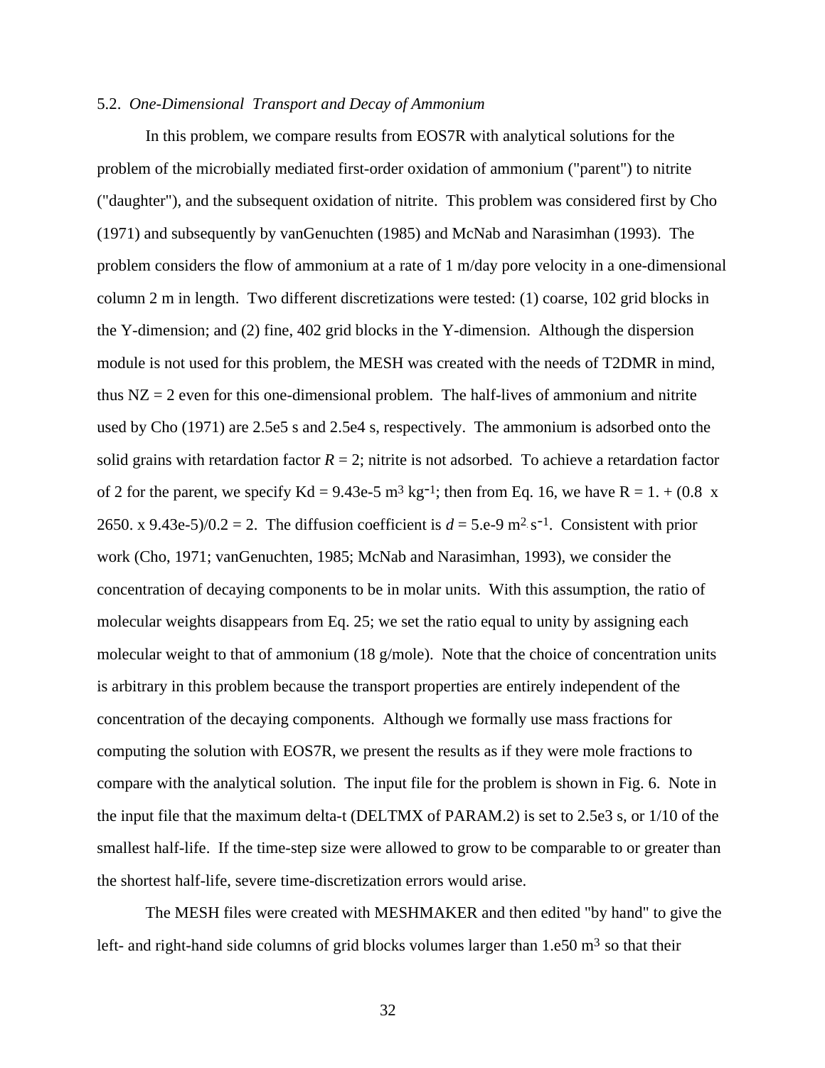5.2. *One-Dimensional Transport and Decay of Ammonium*

In this problem, we compare results from EOS7R with analytical solutions for the problem of the microbially mediated first-order oxidation of ammonium ("parent") to nitrite ("daughter"), and the subsequent oxidation of nitrite. This problem was considered first by Cho (1971) and subsequently by vanGenuchten (1985) and McNab and Narasimhan (1993). The problem considers the flow of ammonium at a rate of 1 m/day pore velocity in a one-dimensional column 2 m in length. Two different discretizations were tested: (1) coarse, 102 grid blocks in the Y-dimension; and (2) fine, 402 grid blocks in the Y-dimension. Although the dispersion module is not used for this problem, the MESH was created with the needs of T2DMR in mind, thus NZ = 2 even for this one-dimensional problem. The half-lives of ammonium and nitrite used by Cho (1971) are 2.5e5 s and 2.5e4 s, respectively. The ammonium is adsorbed onto the solid grains with retardation factor $R = 2$; nitrite is not adsorbed. To achieve a retardation factor of 2 for the parent, we specify Kd = 9.43e-5 $m^3\ kg^{-1}$; then from Eq. 16, we have R = 1. + (0.8 x 2650. x 9.43e-5)/0.2 = 2. The diffusion coefficient is $d$ = 5.e-9 $m^2\ s^{-1}$. Consistent with prior work (Cho, 1971; vanGenuchten, 1985; McNab and Narasimhan, 1993), we consider the concentration of decaying components to be in molar units. With this assumption, the ratio of molecular weights disappears from Eq. 25; we set the ratio equal to unity by assigning each molecular weight to that of ammonium (18 g/mole). Note that the choice of concentration units is arbitrary in this problem because the transport properties are entirely independent of the concentration of the decaying components. Although we formally use mass fractions for computing the solution with EOS7R, we present the results as if they were mole fractions to compare with the analytical solution. The input file for the problem is shown in Fig. 6. Note in the input file that the maximum delta-t (DELTMX of PARAM.2) is set to 2.5e3 s, or 1/10 of the smallest half-life. If the time-step size were allowed to grow to be comparable to or greater than the shortest half-life, severe time-discretization errors would arise.

The MESH files were created with MESHMAKER and then edited "by hand" to give the left- and right-hand side columns of grid blocks volumes larger than 1.e50 $m^3$ so that their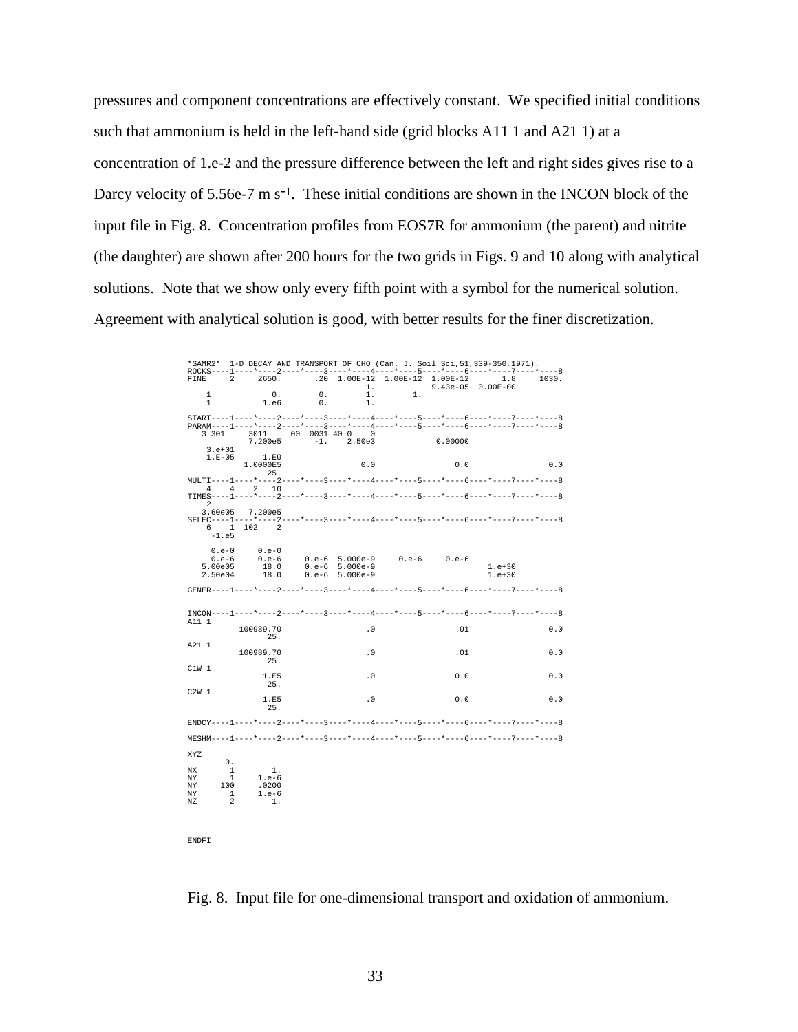pressures and component concentrations are effectively constant. We specified initial conditions such that ammonium is held in the left-hand side (grid blocks A11 1 and A21 1) at a concentration of 1.e-2 and the pressure difference between the left and right sides gives rise to a Darcy velocity of 5.56e-7 m $s^{-1}$. These initial conditions are shown in the INCON block of the input file in Fig. 8. Concentration profiles from EOS7R for ammonium (the parent) and nitrite (the daughter) are shown after 200 hours for the two grids in Figs. 9 and 10 along with analytical solutions. Note that we show only every fifth point with a symbol for the numerical solution. Agreement with analytical solution is good, with better results for the finer discretization.

```
*SAMR2*  1-D DECAY AND TRANSPORT OF CHO (Can. J. Soil Sci,51,339-350,1971).
ROCKS----1----*----2----*----3----*----4----*----5----*----6----*----7----*----8
FINE     2     2650.       .20  1.00E-12  1.00E-12  1.00E-12       1.8      1030.
                                    1.              9.43e-05  0.00E-00
    1            0.        0.       1.        1.
    1          1.e6        0.       1.

START----1----*----2----*----3----*----4----*----5----*----6----*----7----*----8
PARAM----1----*----2----*----3----*----4----*----5----*----6----*----7----*----8
   3 301     3011     00  0031 40 0    0
            7.200e5       -1.    2.50e3            0.00000
    3.e+01
    1.E-05      1.E0
          1.0000E5               0.0                0.0                 0.0
               25.
MULTI----1----*----2----*----3----*----4----*----5----*----6----*----7----*----8
    4    4    2   10
TIMES----1----*----2----*----3----*----4----*----5----*----6----*----7----*----8
    2
   3.60e05   7.200e5
SELEC----1----*----2----*----3----*----4----*----5----*----6----*----7----*----8
    6    1  102    2
     -1.e5

     0.e-0     0.e-0
     0.e-6     0.e-6     0.e-6  5.000e-9     0.e-6     0.e-6
   5.00e05      18.0     0.e-6  5.000e-9                         1.e+30
   2.50e04      18.0     0.e-6  5.000e-9                         1.e+30

GENER----1----*----2----*----3----*----4----*----5----*----6----*----7----*----8


INCON----1----*----2----*----3----*----4----*----5----*----6----*----7----*----8
A11 1
          100989.70                 .0                .01                0.0
               25.
A21 1
          100989.70                 .0                .01                0.0
               25.
C1W 1
               1.E5                 .0                0.0                0.0
               25.
C2W 1
               1.E5                 .0                0.0                0.0
               25.

ENDCY----1----*----2----*----3----*----4----*----5----*----6----*----7----*----8

MESHM----1----*----2----*----3----*----4----*----5----*----6----*----7----*----8

XYZ
        0.
NX       1        1.
NY       1     1.e-6
NY     100     .0200
NY       1     1.e-6
NZ       2        1.



ENDFI
```

Fig. 8. Input file for one-dimensional transport and oxidation of ammonium.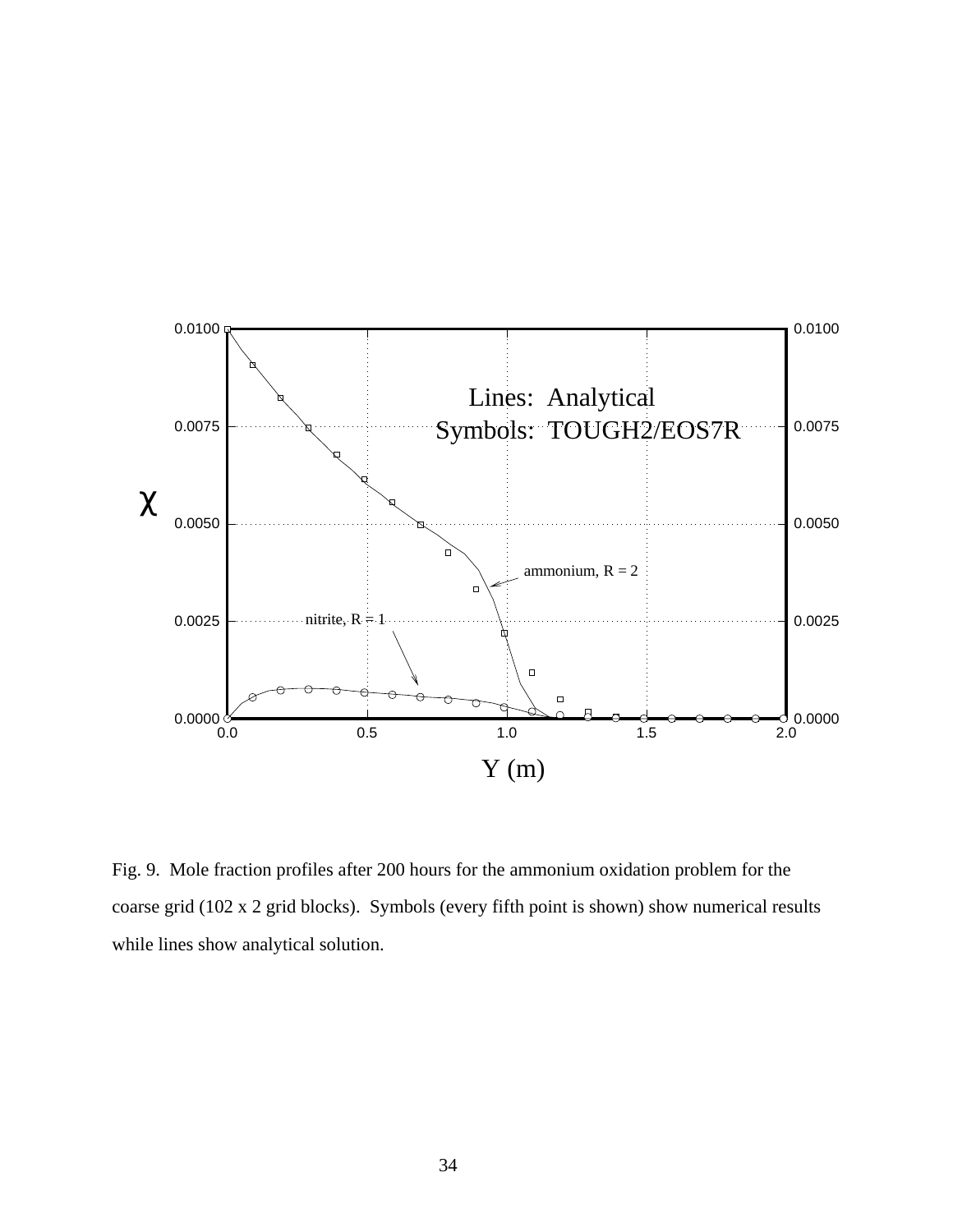Fig. 9. Mole fraction profiles after 200 hours for the ammonium oxidation problem for the coarse grid (102 x 2 grid blocks). Symbols (every fifth point is shown) show numerical results while lines show analytical solution.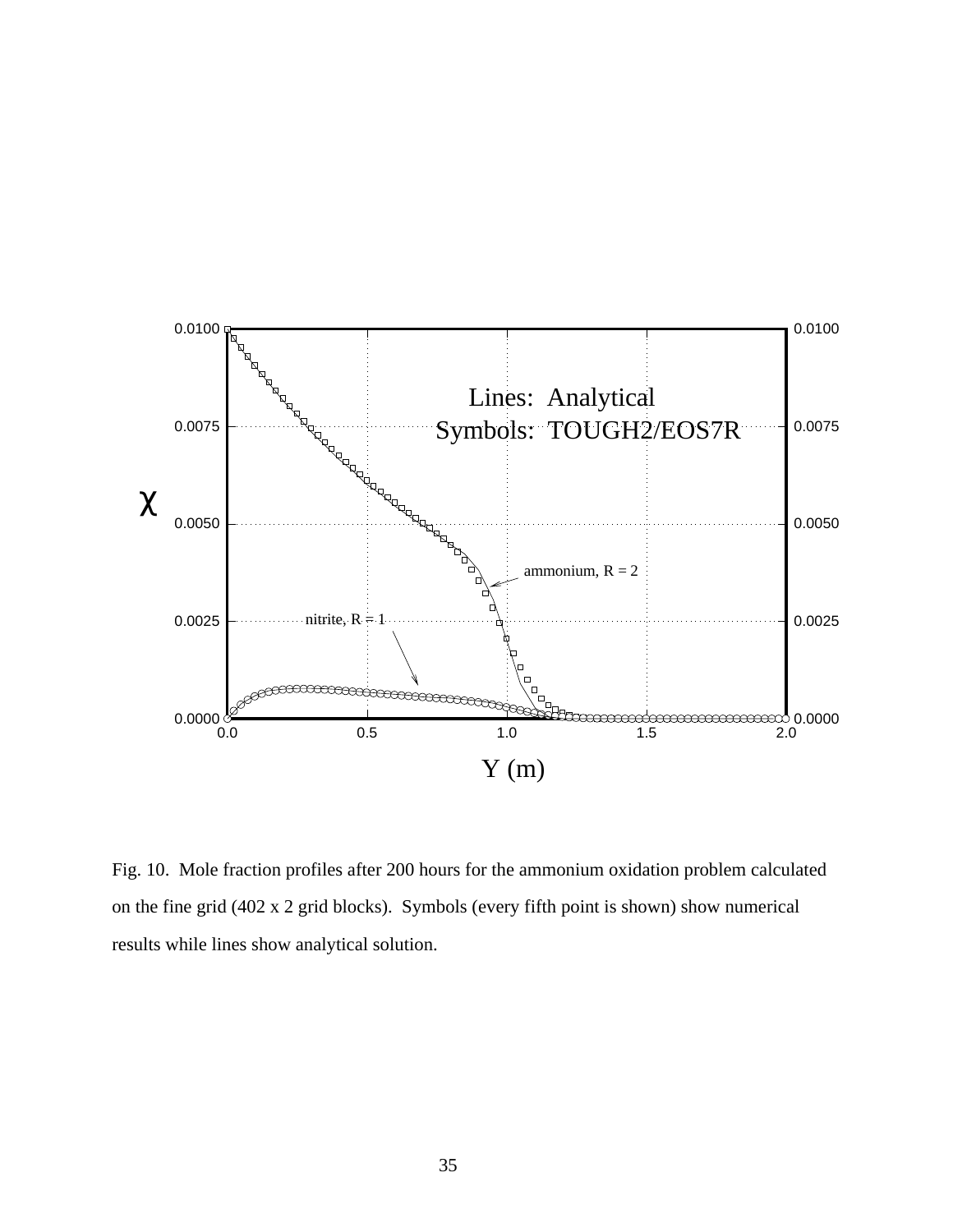Fig. 10. Mole fraction profiles after 200 hours for the ammonium oxidation problem calculated on the fine grid (402 x 2 grid blocks). Symbols (every fifth point is shown) show numerical results while lines show analytical solution.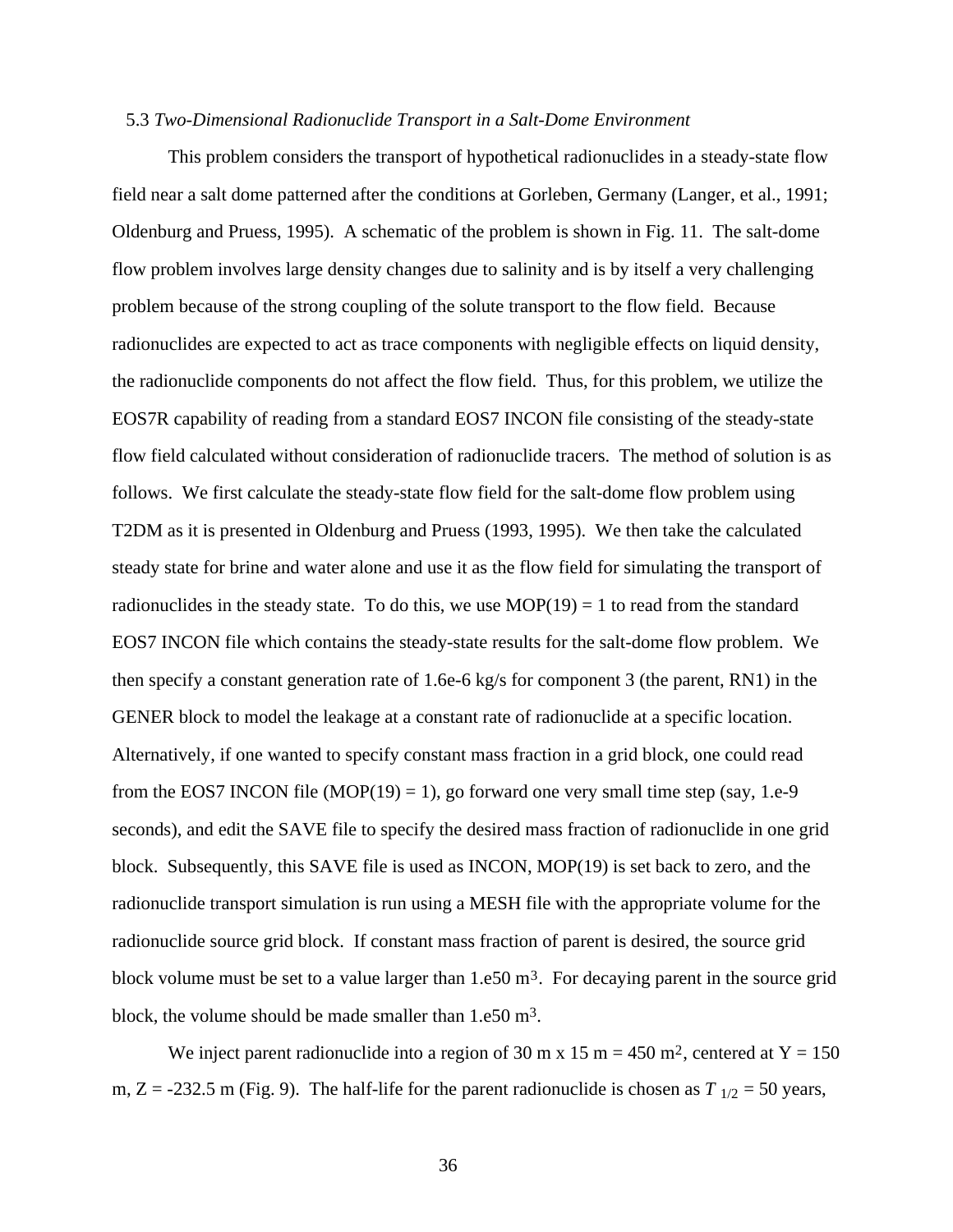### 5.3 *Two-Dimensional Radionuclide Transport in a Salt-Dome Environment*

This problem considers the transport of hypothetical radionuclides in a steady-state flow field near a salt dome patterned after the conditions at Gorleben, Germany (Langer, et al., 1991; Oldenburg and Pruess, 1995). A schematic of the problem is shown in Fig. 11. The salt-dome flow problem involves large density changes due to salinity and is by itself a very challenging problem because of the strong coupling of the solute transport to the flow field. Because radionuclides are expected to act as trace components with negligible effects on liquid density, the radionuclide components do not affect the flow field. Thus, for this problem, we utilize the EOS7R capability of reading from a standard EOS7 INCON file consisting of the steady-state flow field calculated without consideration of radionuclide tracers. The method of solution is as follows. We first calculate the steady-state flow field for the salt-dome flow problem using T2DM as it is presented in Oldenburg and Pruess (1993, 1995). We then take the calculated steady state for brine and water alone and use it as the flow field for simulating the transport of radionuclides in the steady state. To do this, we use MOP(19) = 1 to read from the standard EOS7 INCON file which contains the steady-state results for the salt-dome flow problem. We then specify a constant generation rate of 1.6e-6 kg/s for component 3 (the parent, RN1) in the GENER block to model the leakage at a constant rate of radionuclide at a specific location. Alternatively, if one wanted to specify constant mass fraction in a grid block, one could read from the EOS7 INCON file (MOP(19) = 1), go forward one very small time step (say, 1.e-9 seconds), and edit the SAVE file to specify the desired mass fraction of radionuclide in one grid block. Subsequently, this SAVE file is used as INCON, MOP(19) is set back to zero, and the radionuclide transport simulation is run using a MESH file with the appropriate volume for the radionuclide source grid block. If constant mass fraction of parent is desired, the source grid block volume must be set to a value larger than 1.e50 $m^3$. For decaying parent in the source grid block, the volume should be made smaller than 1.e50 $m^3$.

We inject parent radionuclide into a region of 30 m x 15 m = 450 $m^2$, centered at Y = 150 m, Z = -232.5 m (Fig. 9). The half-life for the parent radionuclide is chosen as $T_{1/2}$ = 50 years,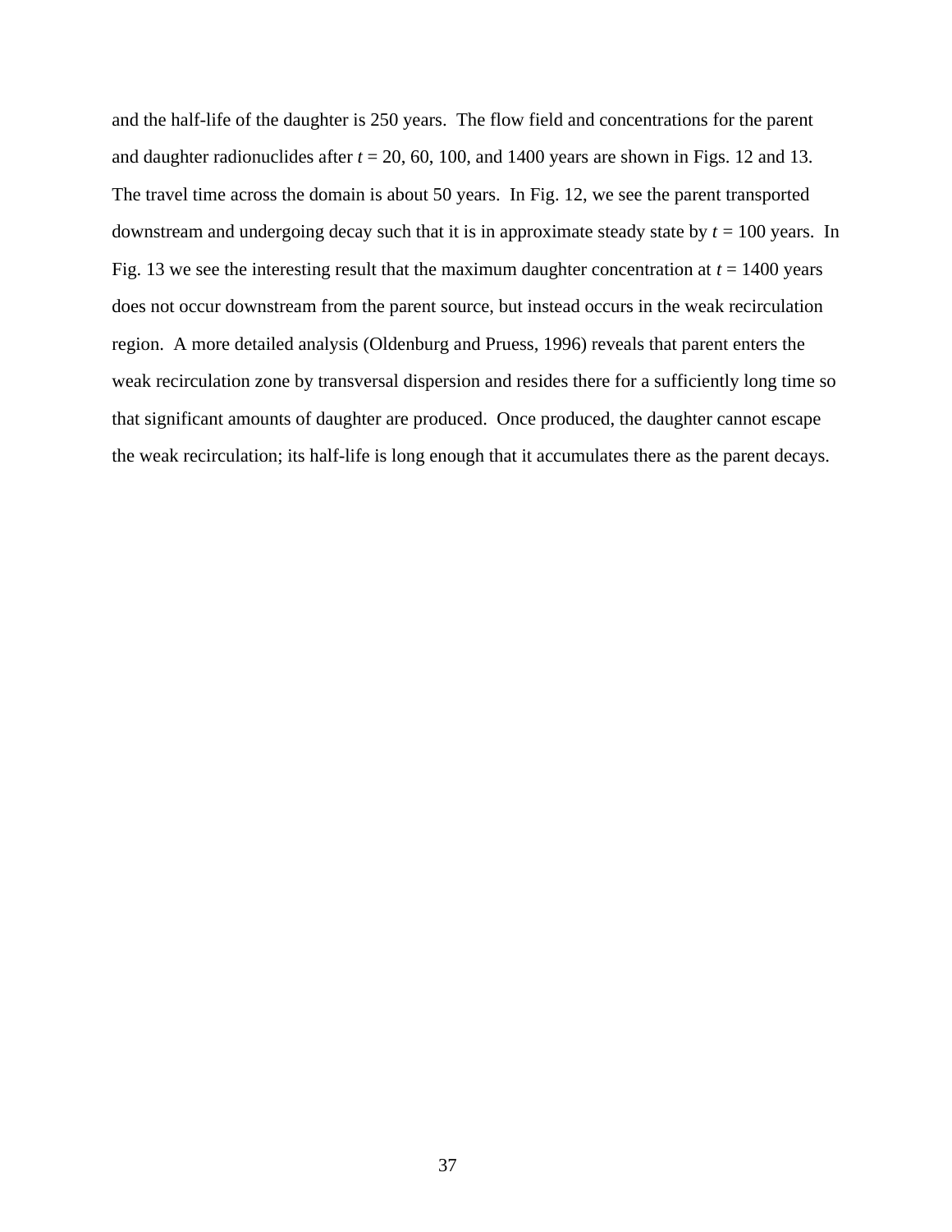and the half-life of the daughter is 250 years. The flow field and concentrations for the parent and daughter radionuclides after $t$ = 20, 60, 100, and 1400 years are shown in Figs. 12 and 13. The travel time across the domain is about 50 years. In Fig. 12, we see the parent transported downstream and undergoing decay such that it is in approximate steady state by $t$ = 100 years. In Fig. 13 we see the interesting result that the maximum daughter concentration at $t$ = 1400 years does not occur downstream from the parent source, but instead occurs in the weak recirculation region. A more detailed analysis (Oldenburg and Pruess, 1996) reveals that parent enters the weak recirculation zone by transversal dispersion and resides there for a sufficiently long time so that significant amounts of daughter are produced. Once produced, the daughter cannot escape the weak recirculation; its half-life is long enough that it accumulates there as the parent decays.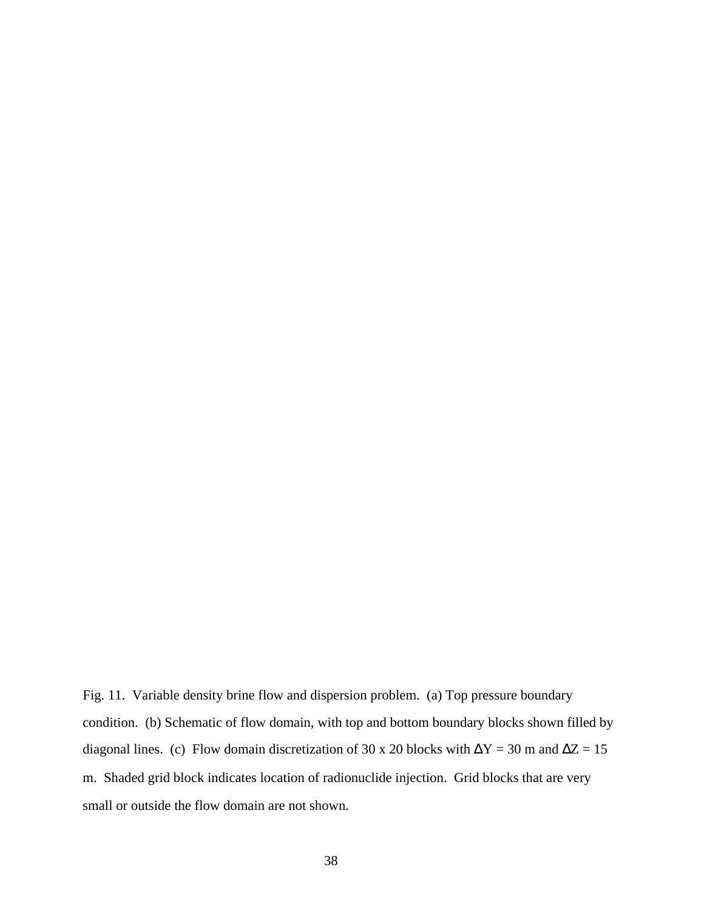Fig. 11. Variable density brine flow and dispersion problem. (a) Top pressure boundary condition. (b) Schematic of flow domain, with top and bottom boundary blocks shown filled by diagonal lines. (c) Flow domain discretization of 30 x 20 blocks with $\Delta Y = 30$ m and $\Delta Z = 15$ m. Shaded grid block indicates location of radionuclide injection. Grid blocks that are very small or outside the flow domain are not shown.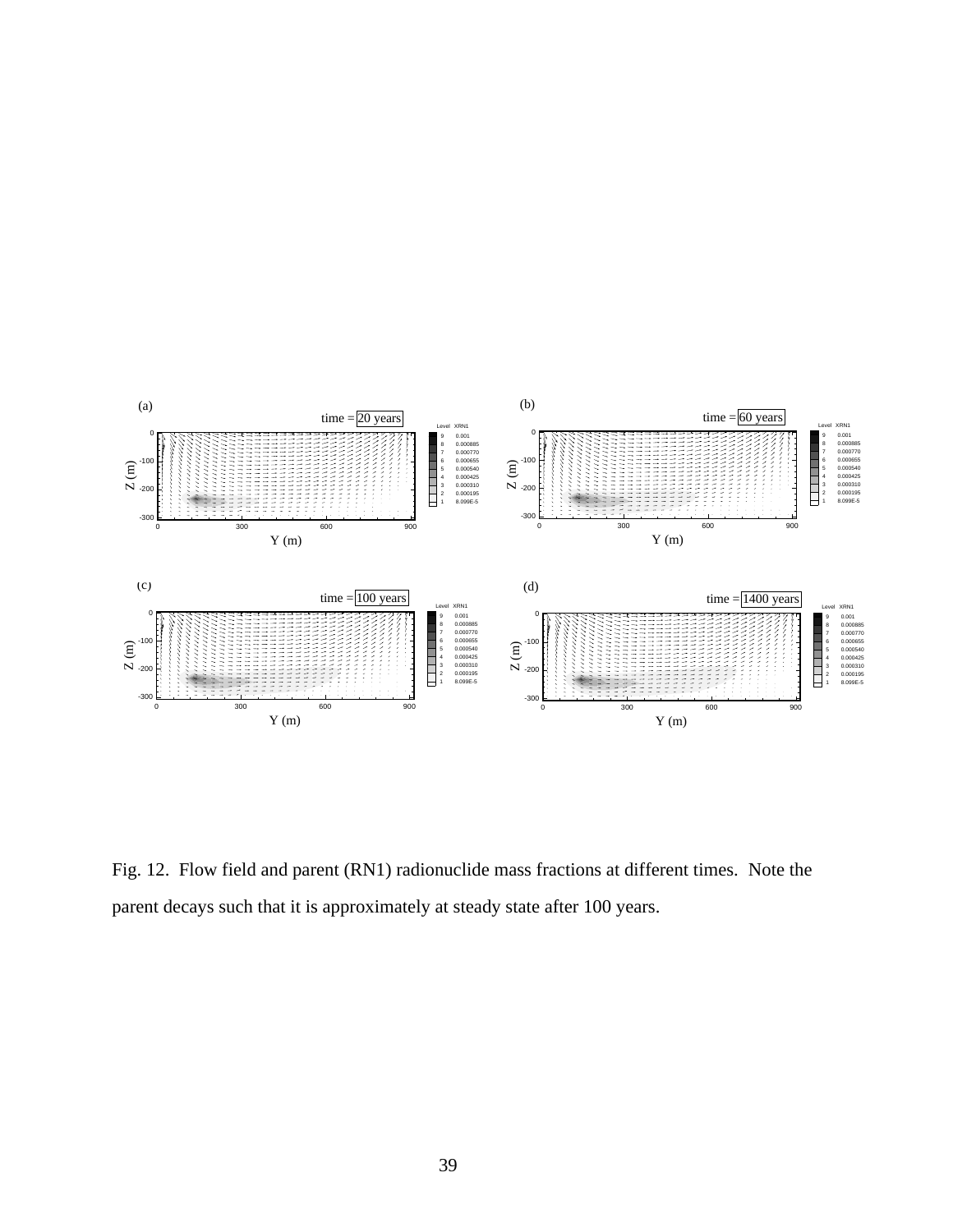Fig. 12. Flow field and parent (RN1) radionuclide mass fractions at different times. Note the parent decays such that it is approximately at steady state after 100 years.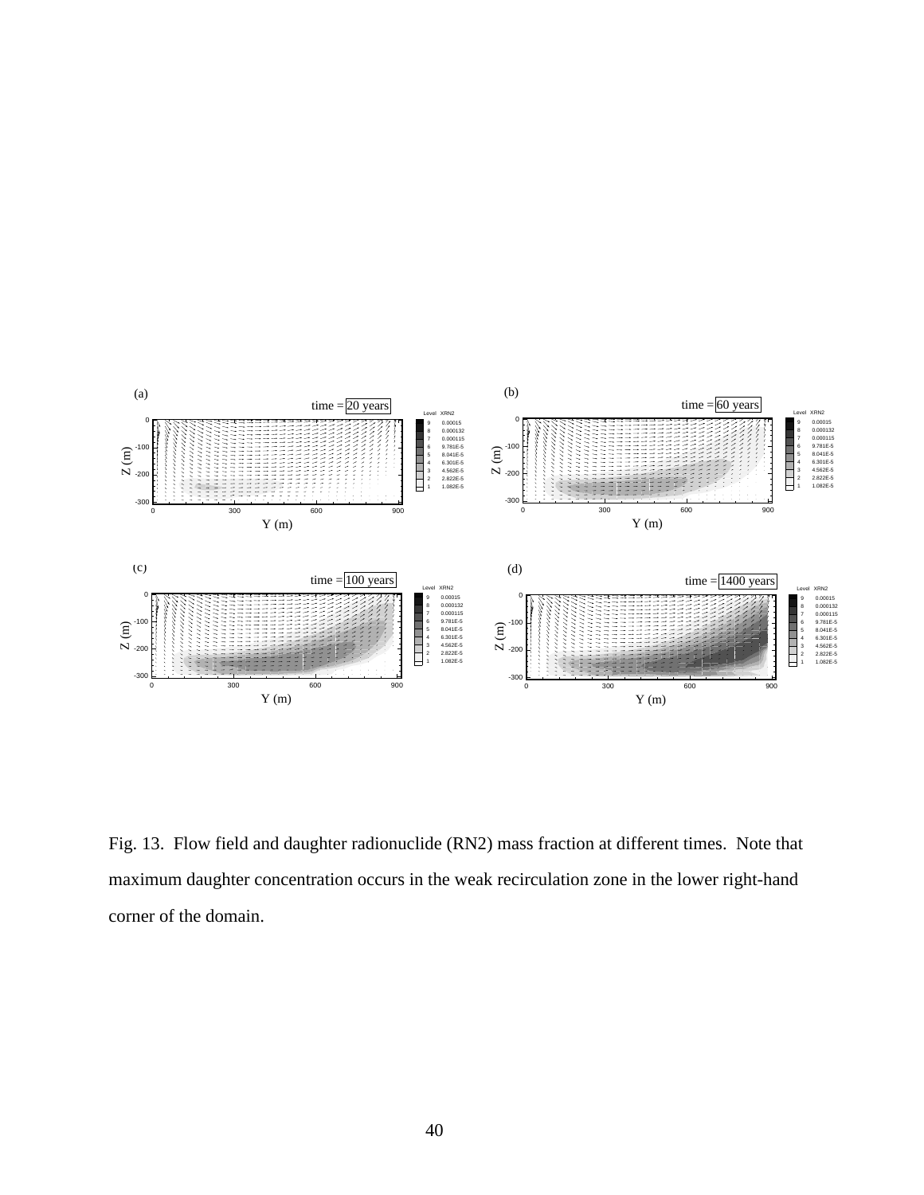Fig. 13.  Flow field and daughter radionuclide (RN2) mass fraction at different times.  Note that maximum daughter concentration occurs in the weak recirculation zone in the lower right-hand corner of the domain.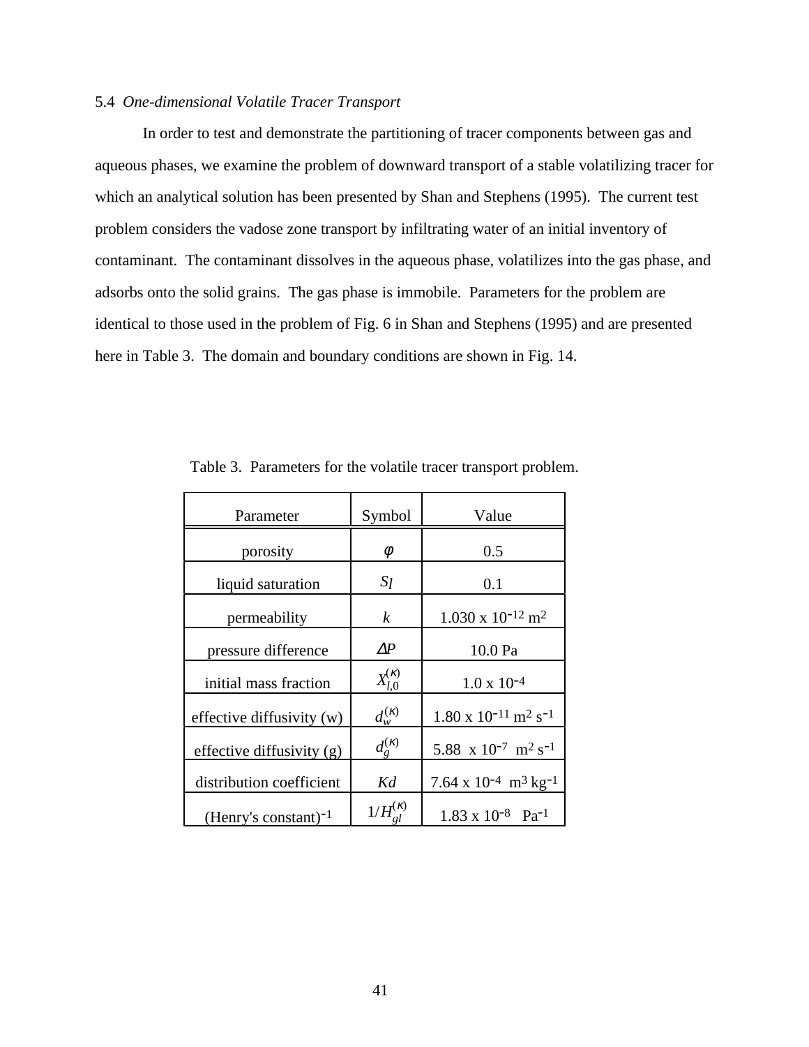### 5.4 *One-dimensional Volatile Tracer Transport*

In order to test and demonstrate the partitioning of tracer components between gas and aqueous phases, we examine the problem of downward transport of a stable volatilizing tracer for which an analytical solution has been presented by Shan and Stephens (1995). The current test problem considers the vadose zone transport by infiltrating water of an initial inventory of contaminant. The contaminant dissolves in the aqueous phase, volatilizes into the gas phase, and adsorbs onto the solid grains. The gas phase is immobile. Parameters for the problem are identical to those used in the problem of Fig. 6 in Shan and Stephens (1995) and are presented here in Table 3. The domain and boundary conditions are shown in Fig. 14.

Table 3. Parameters for the volatile tracer transport problem.

| Parameter | Symbol | Value |
|---|---|---|
| porosity | $\phi$ | 0.5 |
| liquid saturation | $S_l$ | 0.1 |
| permeability | $k$ | $1.030 \times 10^{-12}$ m$^2$ |
| pressure difference | $\Delta P$ | 10.0 Pa |
| initial mass fraction | $X_{l,0}^{(\kappa)}$ | $1.0 \times 10^{-4}$ |
| effective diffusivity (w) | $d_w^{(\kappa)}$ | $1.80 \times 10^{-11}$ m$^2$ s$^{-1}$ |
| effective diffusivity (g) | $d_g^{(\kappa)}$ | $5.88 \times 10^{-7}$ m$^2$ s$^{-1}$ |
| distribution coefficient | $Kd$ | $7.64 \times 10^{-4}$ m$^3$ kg$^{-1}$ |
| (Henry's constant)$^{-1}$ | $1/H_{gl}^{(\kappa)}$ | $1.83 \times 10^{-8}$ Pa$^{-1}$ |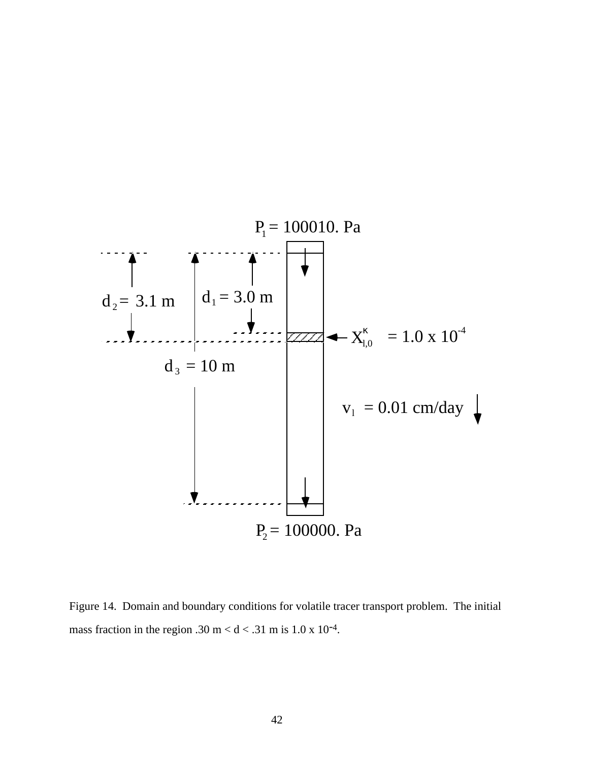$P_1$ = 100010. Pa

$d_2$ = 3.1 m

$d_1$ = 3.0 m

$X^{\kappa}_{l,0}$ = 1.0 x $10^{-4}$

$d_3$ = 10 m

$v_l$ = 0.01 cm/day

$P_2$ = 100000. Pa

Figure 14. Domain and boundary conditions for volatile tracer transport problem. The initial mass fraction in the region .30 m < d < .31 m is 1.0 x $10^{-4}$.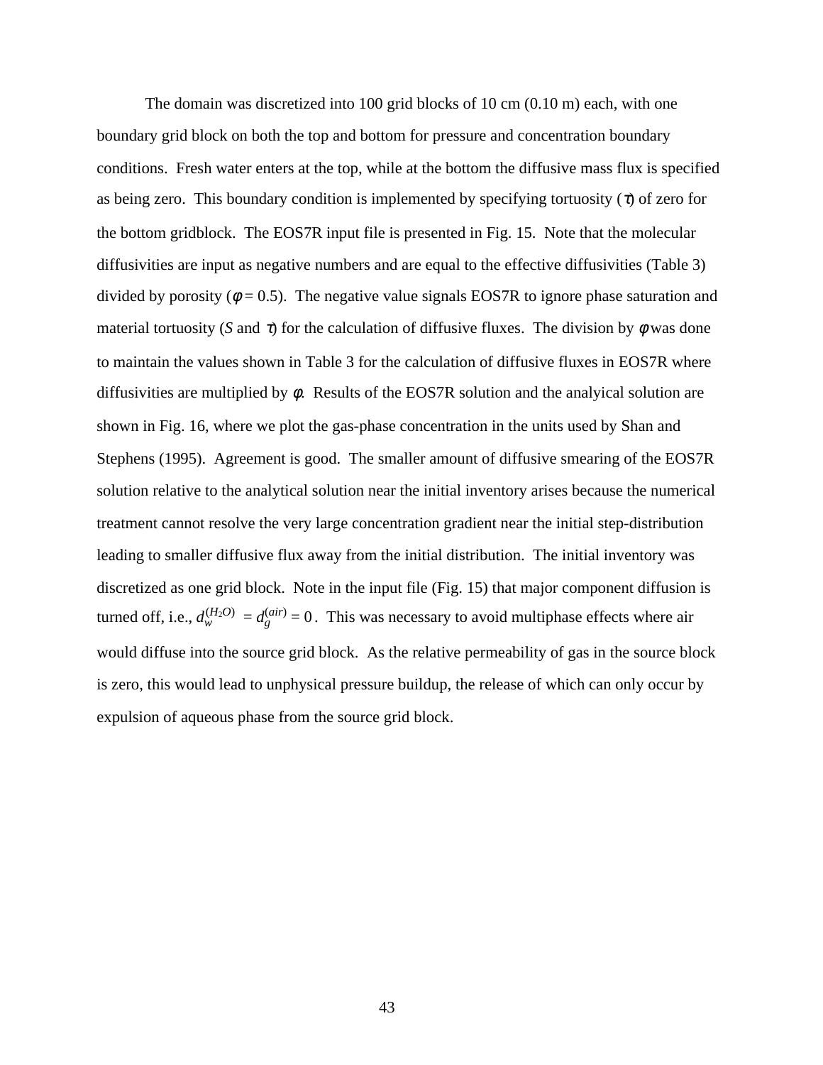The domain was discretized into 100 grid blocks of 10 cm (0.10 m) each, with one boundary grid block on both the top and bottom for pressure and concentration boundary conditions. Fresh water enters at the top, while at the bottom the diffusive mass flux is specified as being zero. This boundary condition is implemented by specifying tortuosity ($\tau$) of zero for the bottom gridblock. The EOS7R input file is presented in Fig. 15. Note that the molecular diffusivities are input as negative numbers and are equal to the effective diffusivities (Table 3) divided by porosity ($\phi = 0.5$). The negative value signals EOS7R to ignore phase saturation and material tortuosity ($S$ and $\tau$) for the calculation of diffusive fluxes. The division by $\phi$ was done to maintain the values shown in Table 3 for the calculation of diffusive fluxes in EOS7R where diffusivities are multiplied by $\phi$. Results of the EOS7R solution and the analyical solution are shown in Fig. 16, where we plot the gas-phase concentration in the units used by Shan and Stephens (1995). Agreement is good. The smaller amount of diffusive smearing of the EOS7R solution relative to the analytical solution near the initial inventory arises because the numerical treatment cannot resolve the very large concentration gradient near the initial step-distribution leading to smaller diffusive flux away from the initial distribution. The initial inventory was discretized as one grid block. Note in the input file (Fig. 15) that major component diffusion is turned off, i.e., $d_w^{(H_2O)} = d_g^{(air)} = 0$. This was necessary to avoid multiphase effects where air would diffuse into the source grid block. As the relative permeability of gas in the source block is zero, this would lead to unphysical pressure buildup, the release of which can only occur by expulsion of aqueous phase from the source grid block.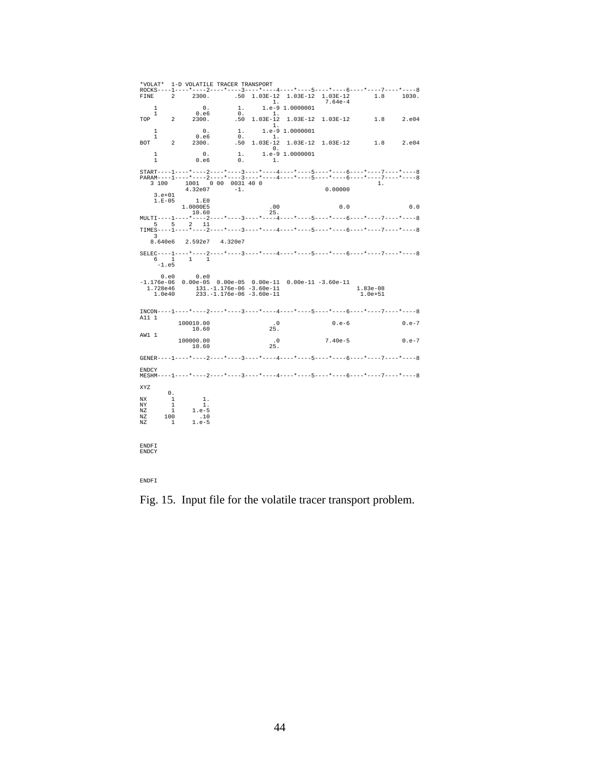```
*VOLAT*  1-D VOLATILE TRACER TRANSPORT
ROCKS----1----*----2----*----3----*----4----*----5----*----6----*----7----*----8
FINE     2     2300.       .50  1.03E-12  1.03E-12  1.03E-12       1.8     1030.
                                      1.                7.64e-4
    1            0.        1.     1.e-9 1.0000001
    1          0.e6        0.         1.
TOP      2     2300.       .50  1.03E-12  1.03E-12  1.03E-12       1.8     2.e04
                                      1.
    1            0.        1.     1.e-9 1.0000001
    1          0.e6        0.         1.
BOT      2     2300.       .50  1.03E-12  1.03E-12  1.03E-12       1.8     2.e04
                                      0.
    1            0.        1.     1.e-9 1.0000001
    1          0.e6        0.         1.

START----1----*----2----*----3----*----4----*----5----*----6----*----7----*----8
PARAM----1----*----2----*----3----*----4----*----5----*----6----*----7----*----8
   3 100     1001   0 00  0031 40 0                                    1.
           4.32e07       -1.                            0.00000
    3.e+01
    1.E-05       1.E0
          1.0000E5                .00                 0.0                  0.0
             10.60                25.
MULTI----1----*----2----*----3----*----4----*----5----*----6----*----7----*----8
    5    5    2   11
TIMES----1----*----2----*----3----*----4----*----5----*----6----*----7----*----8
    3
   8.640e6   2.592e7   4.320e7

SELEC----1----*----2----*----3----*----4----*----5----*----6----*----7----*----8
    6    1    1    1
     -1.e5

      0.e0      0.e0
-1.176e-06  0.00e-05  0.00e-05  0.00e-11  0.00e-11 -3.60e-11
  1.728e46      131.-1.176e-06 -3.60e-11                        1.83e-08
    1.0e40      233.-1.176e-06 -3.60e-11                         1.0e+51


INCON----1----*----2----*----3----*----4----*----5----*----6----*----7----*----8
A11 1
          100010.00                .0              0.e-6                0.e-7
              10.60               25.
AW1 1
          100000.00                .0            7.40e-5                0.e-7
              10.60               25.

GENER----1----*----2----*----3----*----4----*----5----*----6----*----7----*----8

ENDCY
MESHM----1----*----2----*----3----*----4----*----5----*----6----*----7----*----8

XYZ
        0.
NX       1        1.
NY       1        1.
NZ       1     1.e-5
NZ     100       .10
NZ       1     1.e-5



ENDFI
ENDCY




ENDFI
```

Fig. 15. Input file for the volatile tracer transport problem.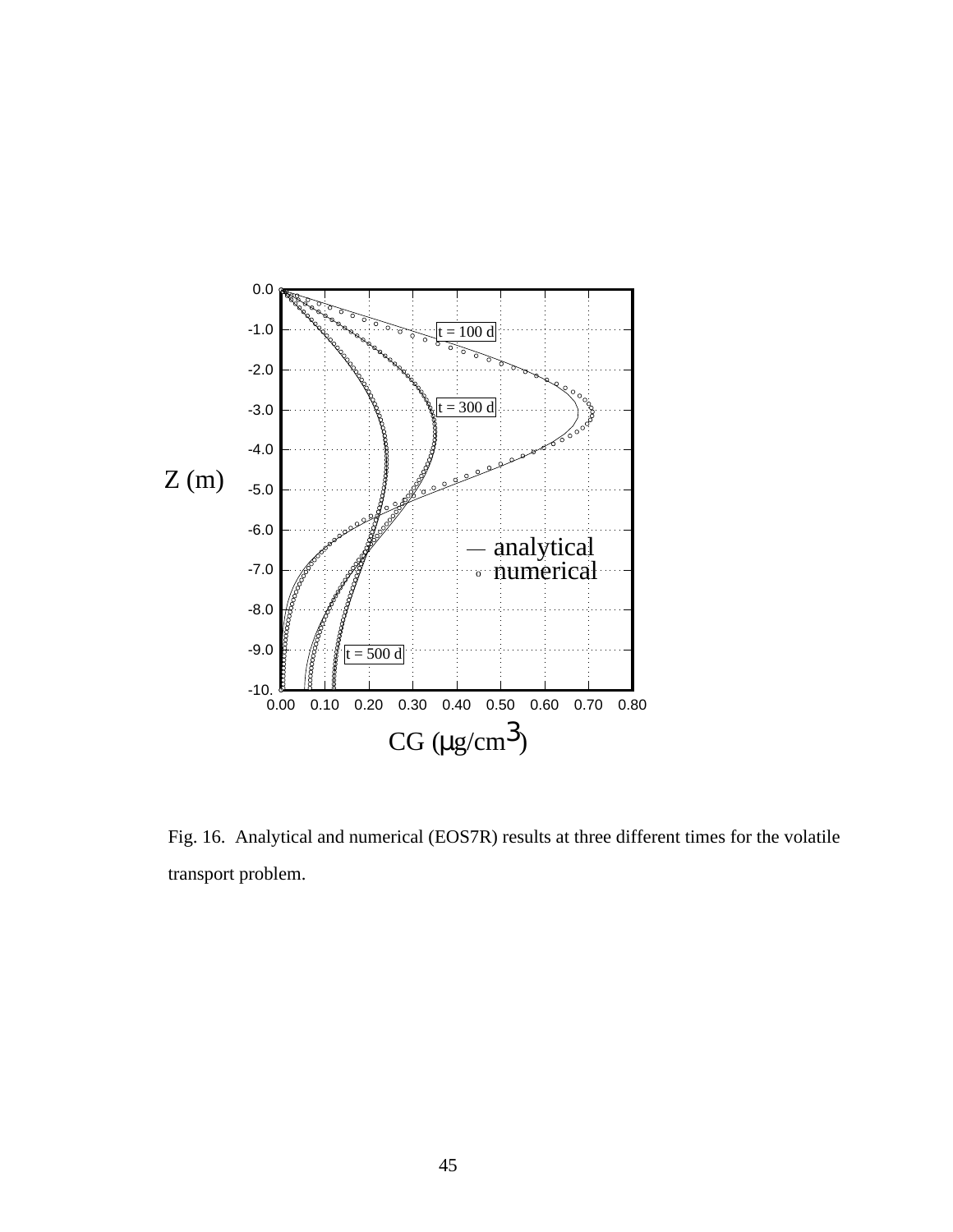Fig. 16. Analytical and numerical (EOS7R) results at three different times for the volatile transport problem.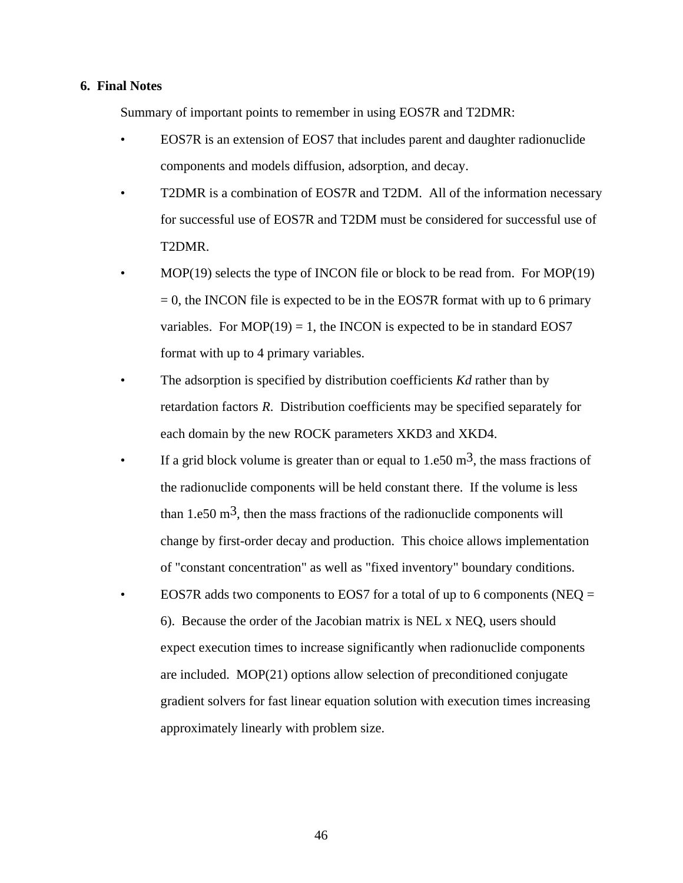## 6. Final Notes

Summary of important points to remember in using EOS7R and T2DMR:

- EOS7R is an extension of EOS7 that includes parent and daughter radionuclide components and models diffusion, adsorption, and decay.
- T2DMR is a combination of EOS7R and T2DM. All of the information necessary for successful use of EOS7R and T2DM must be considered for successful use of T2DMR.
- MOP(19) selects the type of INCON file or block to be read from. For MOP(19) = 0, the INCON file is expected to be in the EOS7R format with up to 6 primary variables. For MOP(19) = 1, the INCON is expected to be in standard EOS7 format with up to 4 primary variables.
- The adsorption is specified by distribution coefficients *Kd* rather than by retardation factors *R*. Distribution coefficients may be specified separately for each domain by the new ROCK parameters XKD3 and XKD4.
- If a grid block volume is greater than or equal to 1.e50 $m^3$, the mass fractions of the radionuclide components will be held constant there. If the volume is less than 1.e50 $m^3$, then the mass fractions of the radionuclide components will change by first-order decay and production. This choice allows implementation of "constant concentration" as well as "fixed inventory" boundary conditions.
- EOS7R adds two components to EOS7 for a total of up to 6 components (NEQ = 6). Because the order of the Jacobian matrix is NEL x NEQ, users should expect execution times to increase significantly when radionuclide components are included. MOP(21) options allow selection of preconditioned conjugate gradient solvers for fast linear equation solution with execution times increasing approximately linearly with problem size.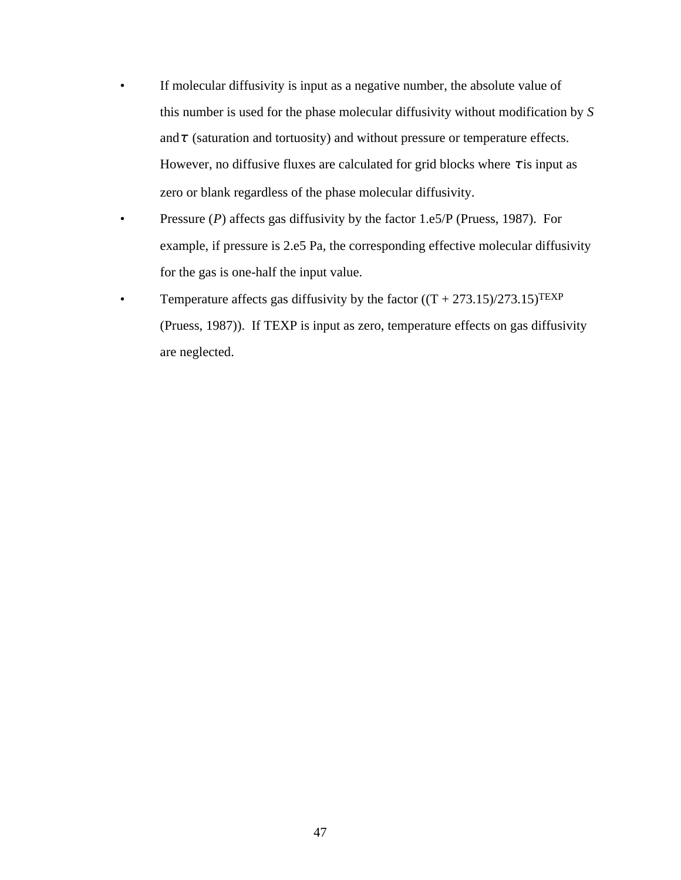- If molecular diffusivity is input as a negative number, the absolute value of this number is used for the phase molecular diffusivity without modification by *S* and $\tau$ (saturation and tortuosity) and without pressure or temperature effects. However, no diffusive fluxes are calculated for grid blocks where $\tau$ is input as zero or blank regardless of the phase molecular diffusivity.
- Pressure (*P*) affects gas diffusivity by the factor 1.e5/P (Pruess, 1987). For example, if pressure is 2.e5 Pa, the corresponding effective molecular diffusivity for the gas is one-half the input value.
- Temperature affects gas diffusivity by the factor $((T + 273.15)/273.15)^{TEXP}$ (Pruess, 1987)). If TEXP is input as zero, temperature effects on gas diffusivity are neglected.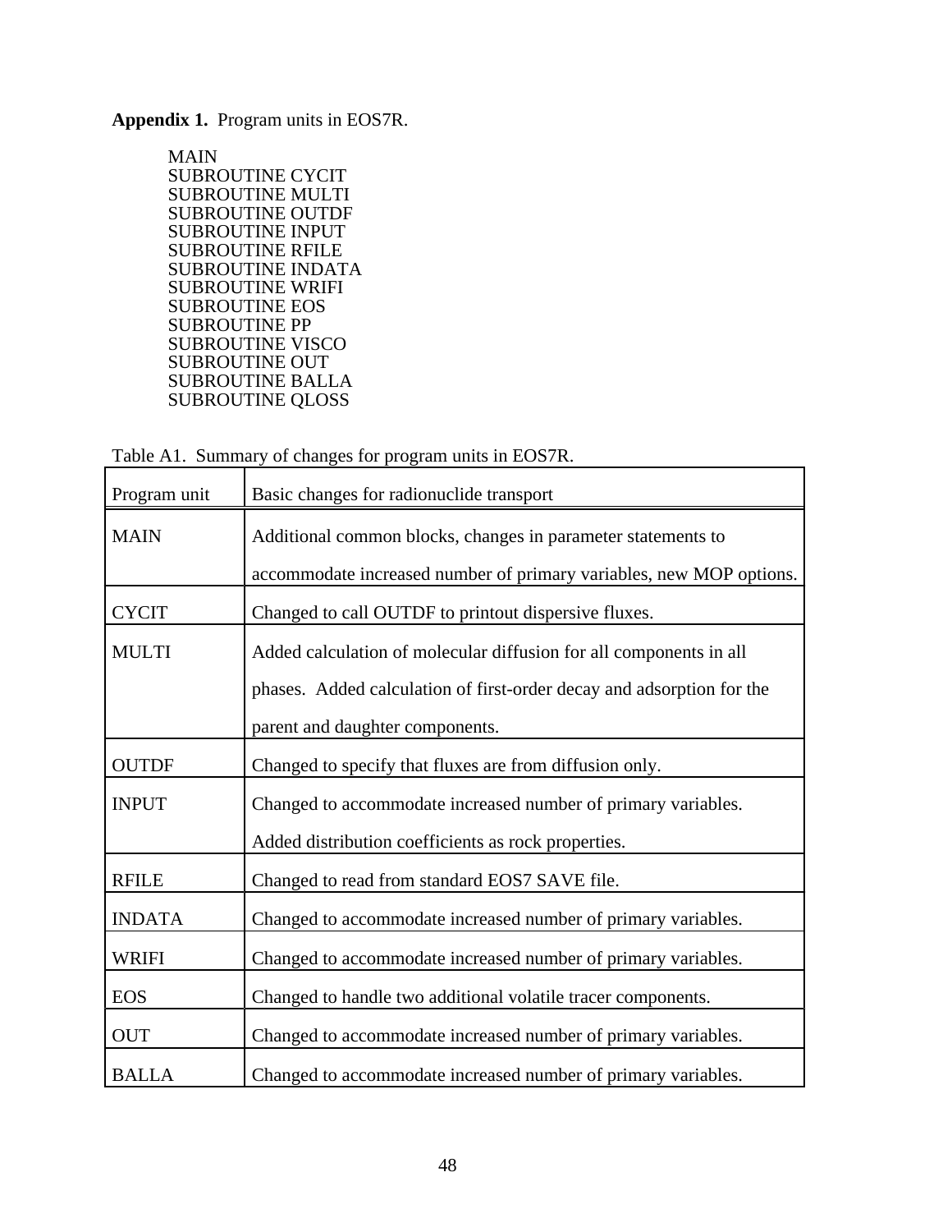**Appendix 1.** Program units in EOS7R.

MAIN  
SUBROUTINE CYCIT  
SUBROUTINE MULTI  
SUBROUTINE OUTDF  
SUBROUTINE INPUT  
SUBROUTINE RFILE  
SUBROUTINE INDATA  
SUBROUTINE WRIFI  
SUBROUTINE EOS  
SUBROUTINE PP  
SUBROUTINE VISCO  
SUBROUTINE OUT  
SUBROUTINE BALLA  
SUBROUTINE QLOSS

Table A1. Summary of changes for program units in EOS7R.

| Program unit | Basic changes for radionuclide transport |
|---|---|
| MAIN | Additional common blocks, changes in parameter statements to accommodate increased number of primary variables, new MOP options. |
| CYCIT | Changed to call OUTDF to printout dispersive fluxes. |
| MULTI | Added calculation of molecular diffusion for all components in all phases. Added calculation of first-order decay and adsorption for the parent and daughter components. |
| OUTDF | Changed to specify that fluxes are from diffusion only. |
| INPUT | Changed to accommodate increased number of primary variables. Added distribution coefficients as rock properties. |
| RFILE | Changed to read from standard EOS7 SAVE file. |
| INDATA | Changed to accommodate increased number of primary variables. |
| WRIFI | Changed to accommodate increased number of primary variables. |
| EOS | Changed to handle two additional volatile tracer components. |
| OUT | Changed to accommodate increased number of primary variables. |
| BALLA | Changed to accommodate increased number of primary variables. |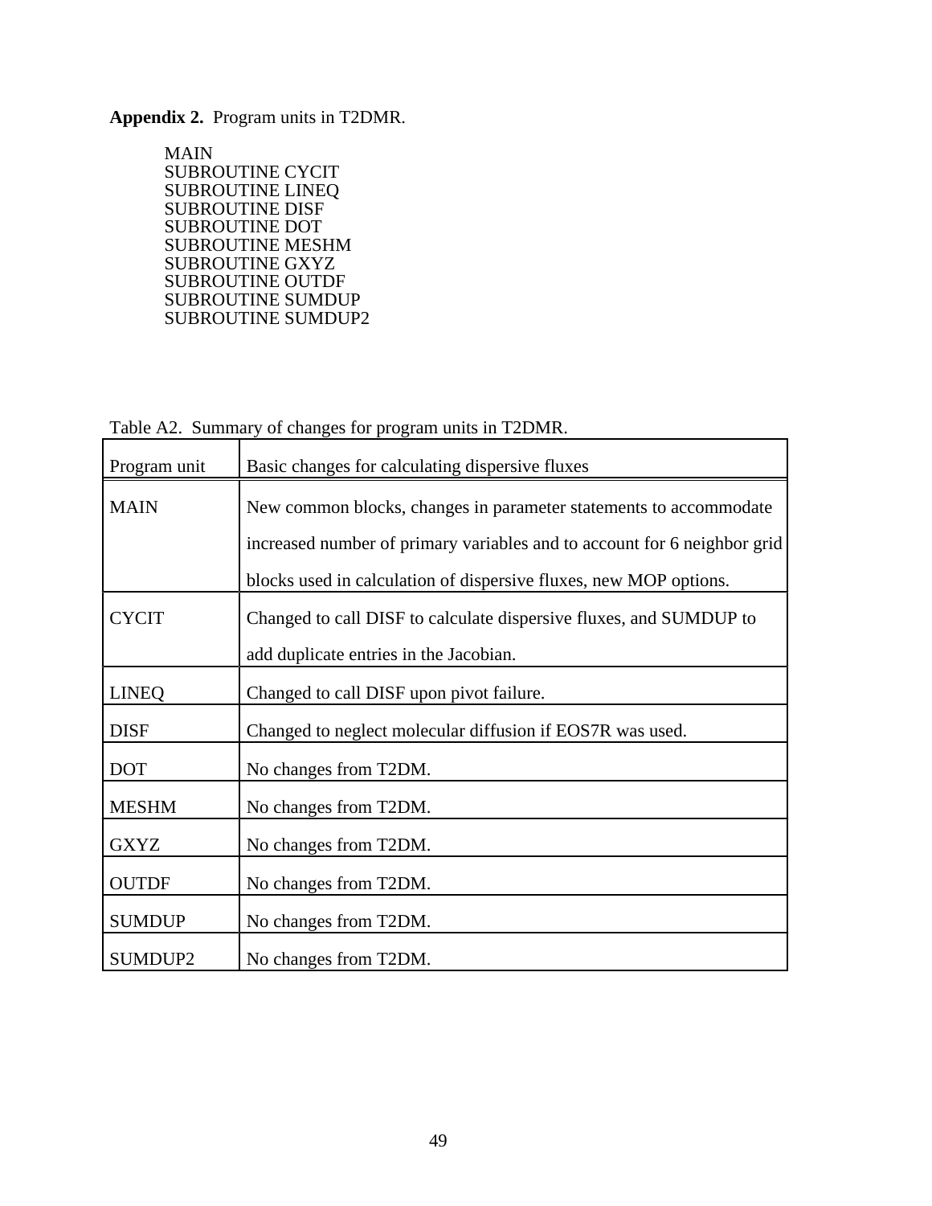**Appendix 2.** Program units in T2DMR.

MAIN
SUBROUTINE CYCIT
SUBROUTINE LINEQ
SUBROUTINE DISF
SUBROUTINE DOT
SUBROUTINE MESHM
SUBROUTINE GXYZ
SUBROUTINE OUTDF
SUBROUTINE SUMDUP
SUBROUTINE SUMDUP2

Table A2. Summary of changes for program units in T2DMR.

| Program unit | Basic changes for calculating dispersive fluxes |
|---|---|
| MAIN | New common blocks, changes in parameter statements to accommodate increased number of primary variables and to account for 6 neighbor grid blocks used in calculation of dispersive fluxes, new MOP options. |
| CYCIT | Changed to call DISF to calculate dispersive fluxes, and SUMDUP to add duplicate entries in the Jacobian. |
| LINEQ | Changed to call DISF upon pivot failure. |
| DISF | Changed to neglect molecular diffusion if EOS7R was used. |
| DOT | No changes from T2DM. |
| MESHM | No changes from T2DM. |
| GXYZ | No changes from T2DM. |
| OUTDF | No changes from T2DM. |
| SUMDUP | No changes from T2DM. |
| SUMDUP2 | No changes from T2DM. |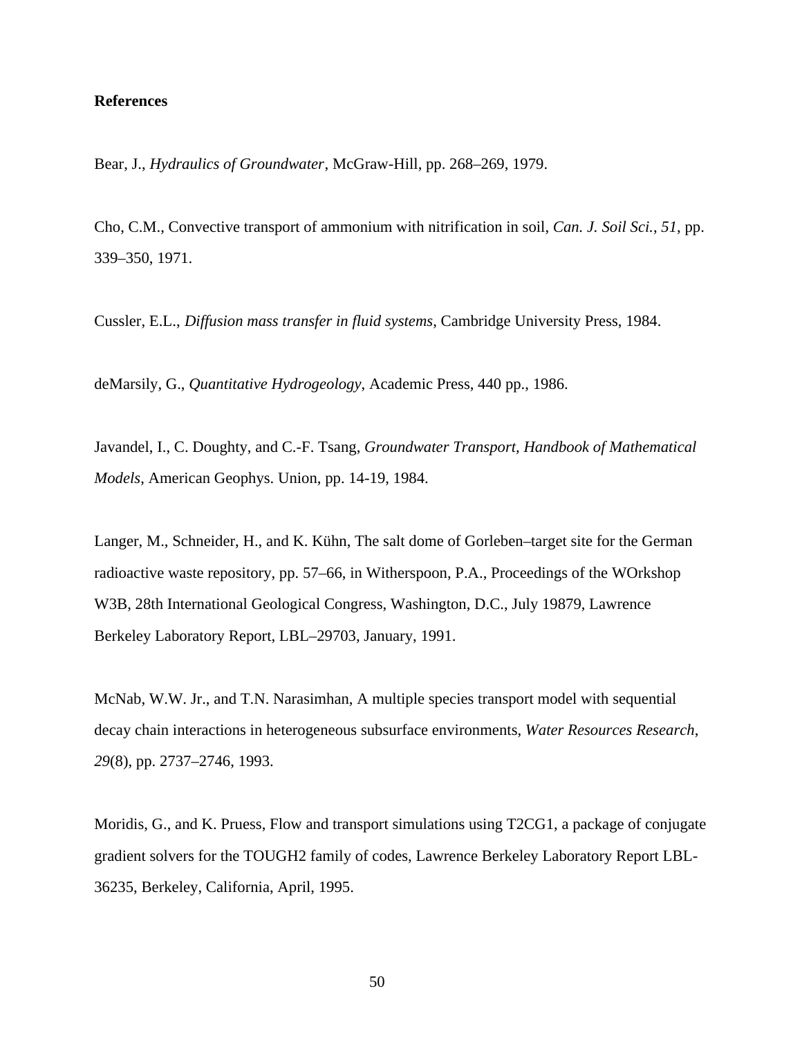**References**

Bear, J., *Hydraulics of Groundwater*, McGraw-Hill, pp. 268–269, 1979.

Cho, C.M., Convective transport of ammonium with nitrification in soil, *Can. J. Soil Sci.*, *51*, pp. 339–350, 1971.

Cussler, E.L., *Diffusion mass transfer in fluid systems*, Cambridge University Press, 1984.

deMarsily, G., *Quantitative Hydrogeology*, Academic Press, 440 pp., 1986.

Javandel, I., C. Doughty, and C.-F. Tsang, *Groundwater Transport, Handbook of Mathematical Models*, American Geophys. Union, pp. 14-19, 1984.

Langer, M., Schneider, H., and K. Kühn, The salt dome of Gorleben–target site for the German radioactive waste repository, pp. 57–66, in Witherspoon, P.A., Proceedings of the WOrkshop W3B, 28th International Geological Congress, Washington, D.C., July 19879, Lawrence Berkeley Laboratory Report, LBL–29703, January, 1991.

McNab, W.W. Jr., and T.N. Narasimhan, A multiple species transport model with sequential decay chain interactions in heterogeneous subsurface environments, *Water Resources Research*, *29*(8), pp. 2737–2746, 1993.

Moridis, G., and K. Pruess, Flow and transport simulations using T2CG1, a package of conjugate gradient solvers for the TOUGH2 family of codes, Lawrence Berkeley Laboratory Report LBL-36235, Berkeley, California, April, 1995.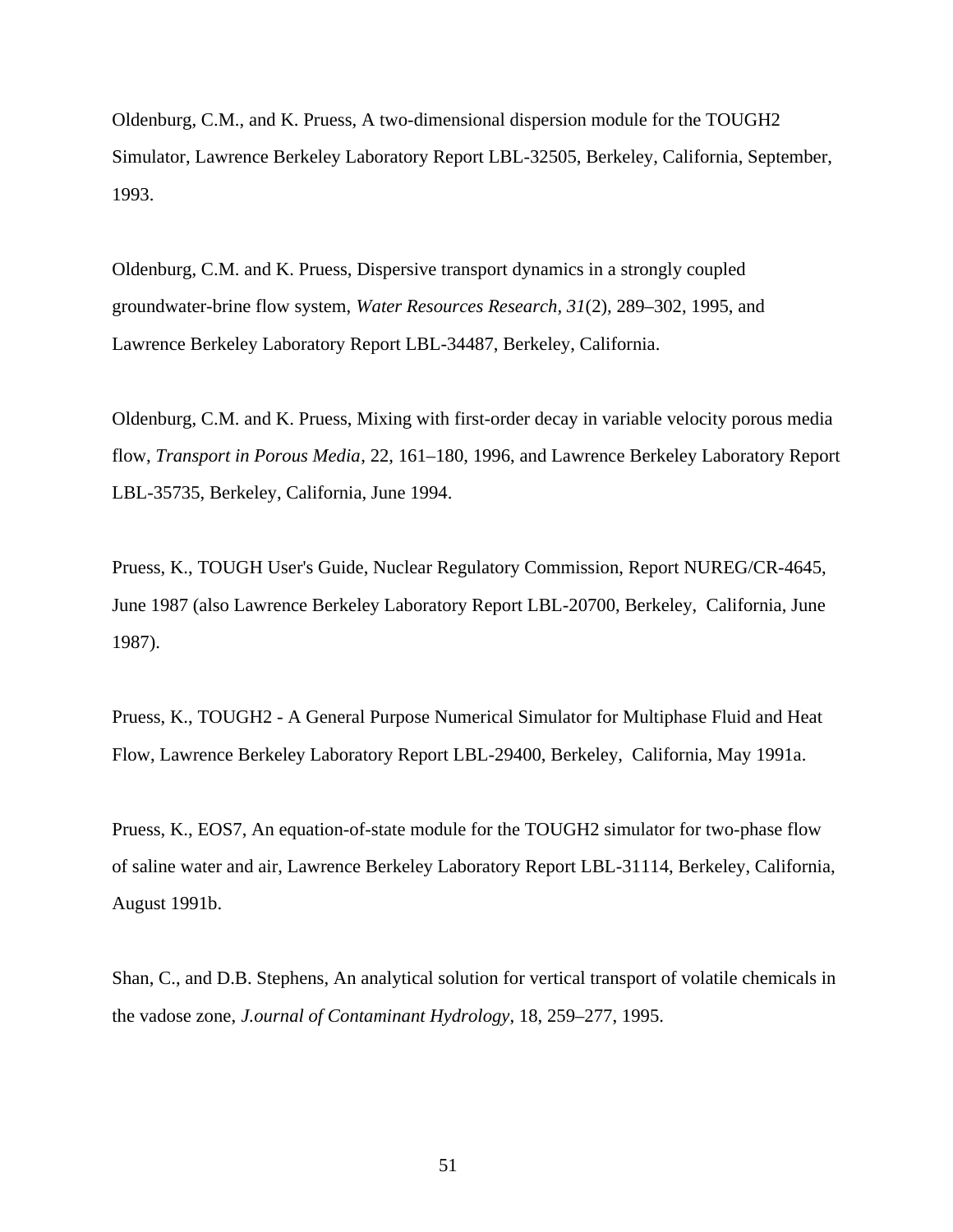Oldenburg, C.M., and K. Pruess, A two-dimensional dispersion module for the TOUGH2 Simulator, Lawrence Berkeley Laboratory Report LBL-32505, Berkeley, California, September, 1993.

Oldenburg, C.M. and K. Pruess, Dispersive transport dynamics in a strongly coupled groundwater-brine flow system, *Water Resources Research, 31*(2), 289–302, 1995, and Lawrence Berkeley Laboratory Report LBL-34487, Berkeley, California.

Oldenburg, C.M. and K. Pruess, Mixing with first-order decay in variable velocity porous media flow, *Transport in Porous Media*, 22, 161–180, 1996, and Lawrence Berkeley Laboratory Report LBL-35735, Berkeley, California, June 1994.

Pruess, K., TOUGH User's Guide, Nuclear Regulatory Commission, Report NUREG/CR-4645, June 1987 (also Lawrence Berkeley Laboratory Report LBL-20700, Berkeley, California, June 1987).

Pruess, K., TOUGH2 - A General Purpose Numerical Simulator for Multiphase Fluid and Heat Flow, Lawrence Berkeley Laboratory Report LBL-29400, Berkeley, California, May 1991a.

Pruess, K., EOS7, An equation-of-state module for the TOUGH2 simulator for two-phase flow of saline water and air, Lawrence Berkeley Laboratory Report LBL-31114, Berkeley, California, August 1991b.

Shan, C., and D.B. Stephens, An analytical solution for vertical transport of volatile chemicals in the vadose zone, *J.ournal of Contaminant Hydrology*, 18, 259–277, 1995.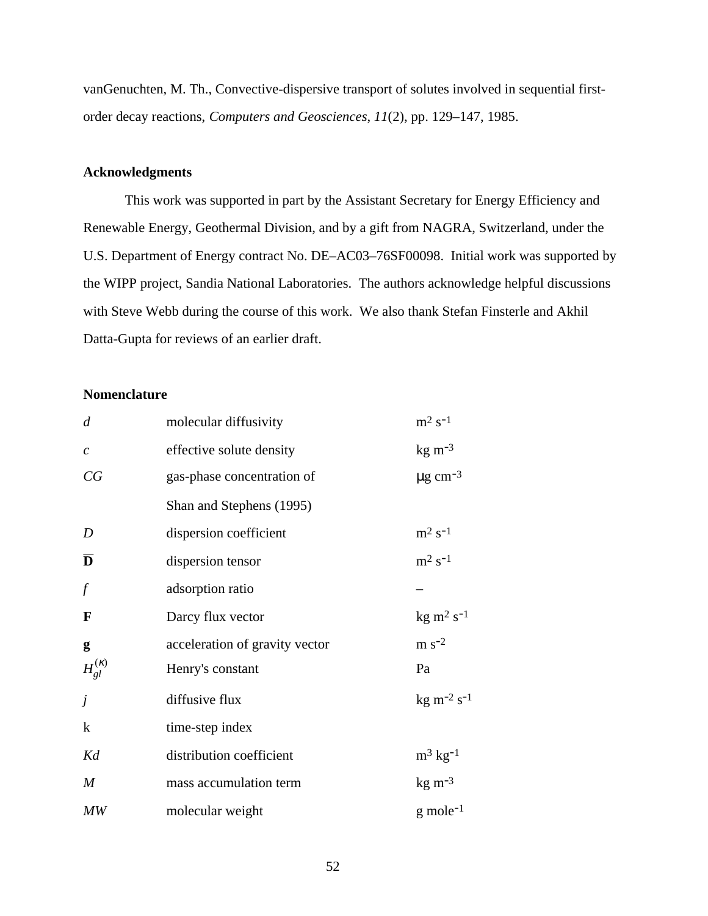vanGenuchten, M. Th., Convective-dispersive transport of solutes involved in sequential first-order decay reactions, *Computers and Geosciences*, *11*(2), pp. 129–147, 1985.

## Acknowledgments

This work was supported in part by the Assistant Secretary for Energy Efficiency and Renewable Energy, Geothermal Division, and by a gift from NAGRA, Switzerland, under the U.S. Department of Energy contract No. DE–AC03–76SF00098. Initial work was supported by the WIPP project, Sandia National Laboratories. The authors acknowledge helpful discussions with Steve Webb during the course of this work. We also thank Stefan Finsterle and Akhil Datta-Gupta for reviews of an earlier draft.

## Nomenclature

| | | |
|---|---|---|
| $d$ | molecular diffusivity | $m^2\ s^{-1}$ |
| $c$ | effective solute density | $kg\ m^{-3}$ |
| $CG$ | gas-phase concentration of Shan and Stephens (1995) | $\mu g\ cm^{-3}$ |
| $D$ | dispersion coefficient | $m^2\ s^{-1}$ |
| $\overline{\mathbf{D}}$ | dispersion tensor | $m^2\ s^{-1}$ |
| $f$ | adsorption ratio | – |
| $\mathbf{F}$ | Darcy flux vector | $kg\ m^2\ s^{-1}$ |
| $\mathbf{g}$ | acceleration of gravity vector | $m\ s^{-2}$ |
| $H_{gl}^{(\kappa)}$ | Henry's constant | Pa |
| $j$ | diffusive flux | $kg\ m^{-2}\ s^{-1}$ |
| k | time-step index | |
| $Kd$ | distribution coefficient | $m^3\ kg^{-1}$ |
| $M$ | mass accumulation term | $kg\ m^{-3}$ |
| $MW$ | molecular weight | $g\ mole^{-1}$ |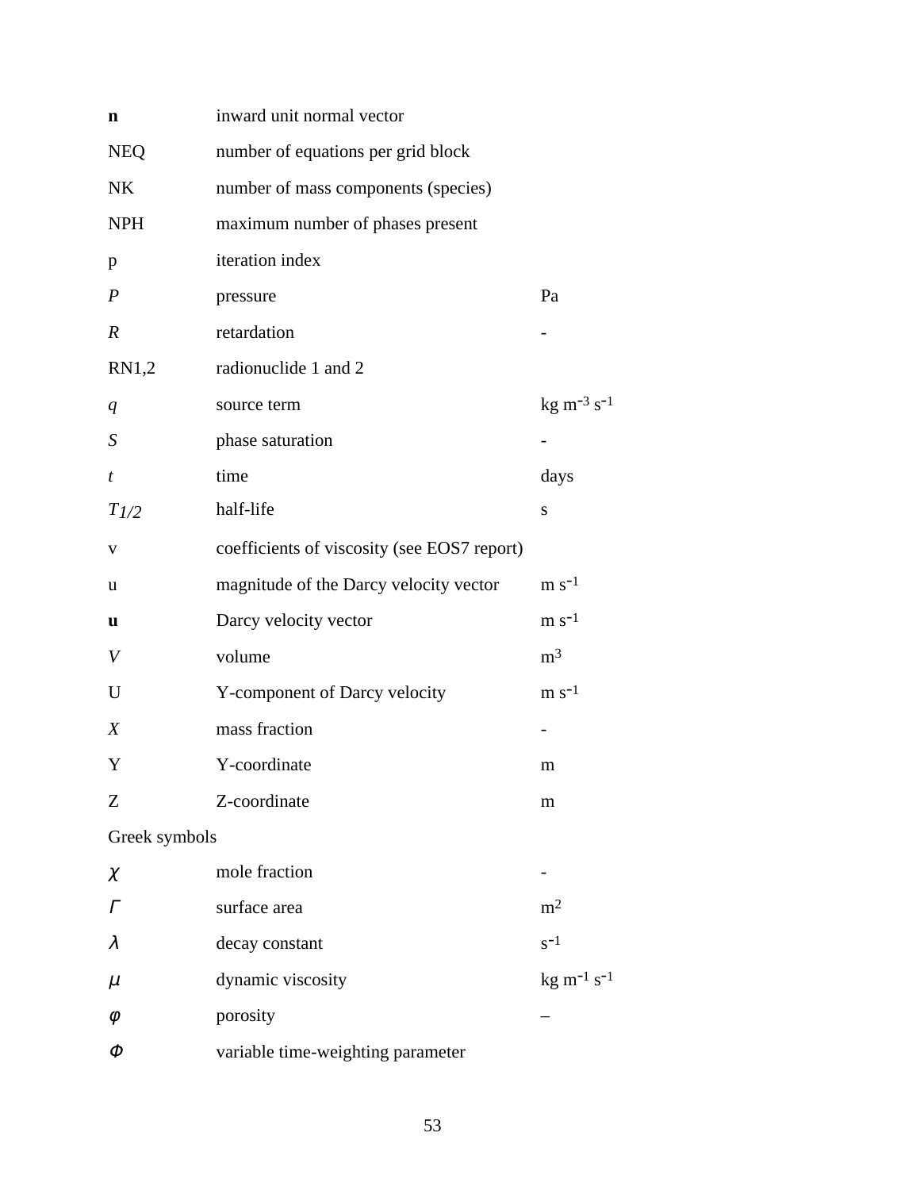| | | |
|---|---|---|
| **n** | inward unit normal vector | |
| NEQ | number of equations per grid block | |
| NK | number of mass components (species) | |
| NPH | maximum number of phases present | |
| p | iteration index | |
| *P* | pressure | Pa |
| *R* | retardation | - |
| RN1,2 | radionuclide 1 and 2 | |
| *q* | source term | kg $m^{-3}$ $s^{-1}$ |
| *S* | phase saturation | - |
| *t* | time | days |
| $T_{1/2}$ | half-life | s |
| v | coefficients of viscosity (see EOS7 report) | |
| u | magnitude of the Darcy velocity vector | m $s^{-1}$ |
| **u** | Darcy velocity vector | m $s^{-1}$ |
| *V* | volume | $m^3$ |
| U | Y-component of Darcy velocity | m $s^{-1}$ |
| *X* | mass fraction | - |
| Y | Y-coordinate | m |
| Z | Z-coordinate | m |
| Greek symbols | | |
| $\chi$ | mole fraction | - |
| $\Gamma$ | surface area | $m^2$ |
| $\lambda$ | decay constant | $s^{-1}$ |
| $\mu$ | dynamic viscosity | kg $m^{-1}$ $s^{-1}$ |
| $\varphi$ | porosity | – |
| $\Phi$ | variable time-weighting parameter | |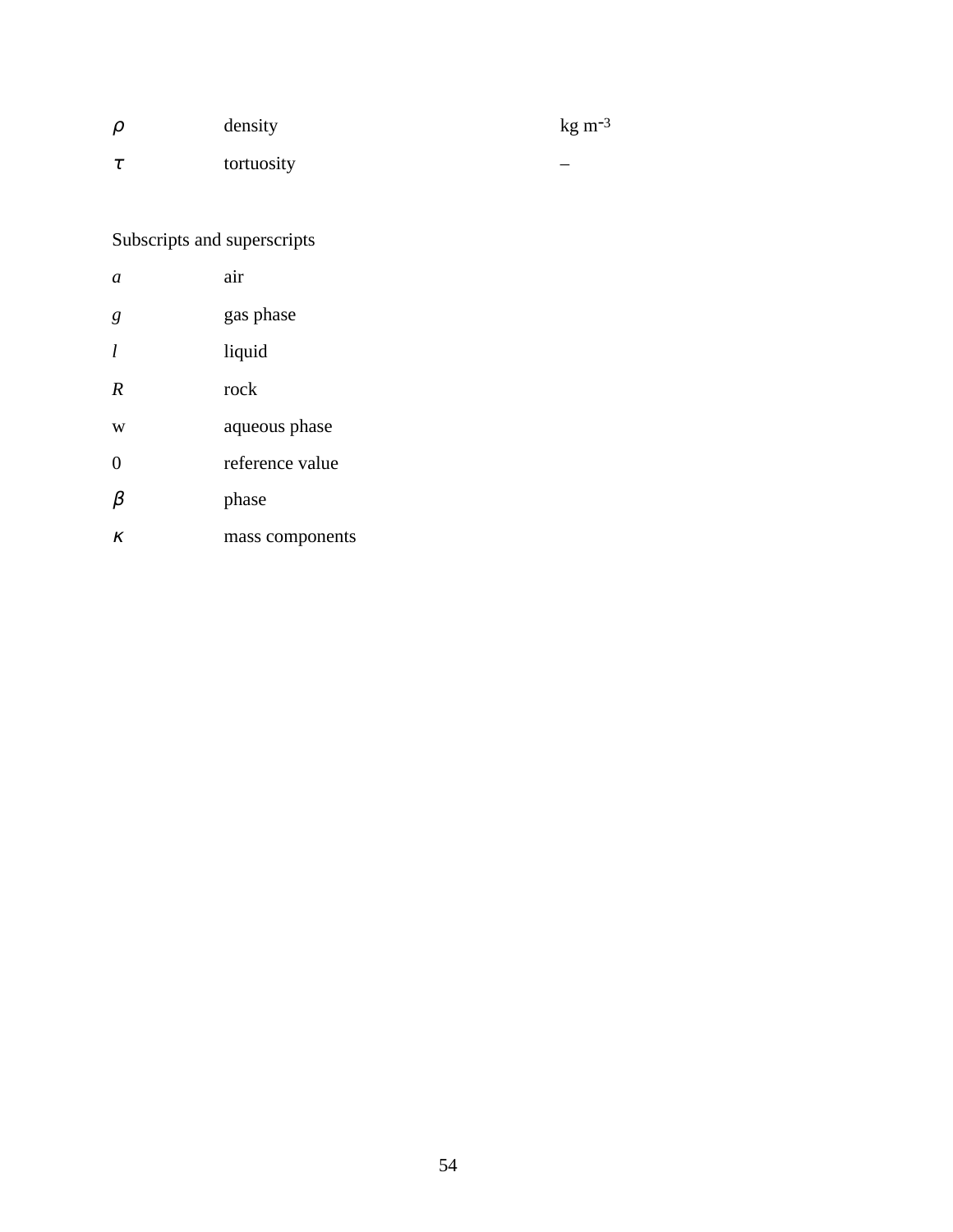| | | |
|---|---|---|
| $\rho$ | density | kg m$^{-3}$ |
| $\tau$ | tortuosity | – |

Subscripts and superscripts

| | |
|---|---|
| $a$ | air |
| $g$ | gas phase |
| $l$ | liquid |
| $R$ | rock |
| w | aqueous phase |
| 0 | reference value |
| $\beta$ | phase |
| $\kappa$ | mass components |